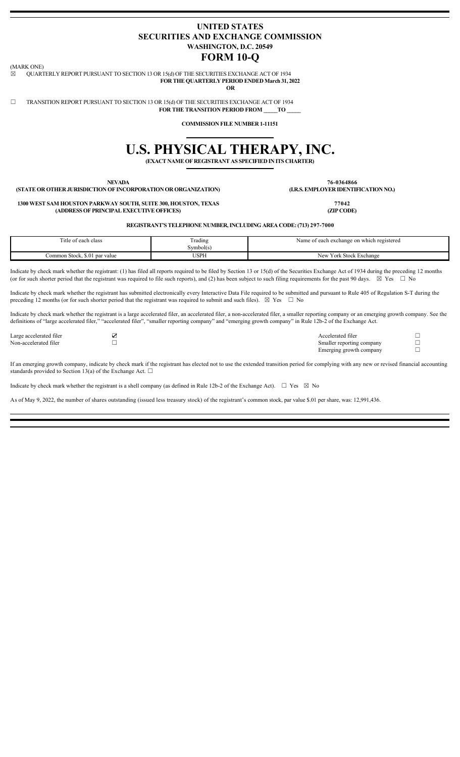# UNITED STATES
# SECURITIES AND EXCHANGE COMMISSION
## WASHINGTON, D.C. 20549
# FORM 10-Q

(MARK ONE)

☒ QUARTERLY REPORT PURSUANT TO SECTION 13 OR 15(d) OF THE SECURITIES EXCHANGE ACT OF 1934
**FOR THE QUARTERLY PERIOD ENDED March 31, 2022**

**OR**

☐ TRANSITION REPORT PURSUANT TO SECTION 13 OR 15(d) OF THE SECURITIES EXCHANGE ACT OF 1934
**FOR THE TRANSITION PERIOD FROM \_\_\_\_\_TO \_\_\_\_\_**

**COMMISSION FILE NUMBER 1-11151**

# U.S. PHYSICAL THERAPY, INC.

**(EXACT NAME OF REGISTRANT AS SPECIFIED IN ITS CHARTER)**

| **NEVADA** | **76-0364866** |
|---|---|
| **(STATE OR OTHER JURISDICTION OF INCORPORATION OR ORGANIZATION)** | **(I.R.S. EMPLOYER IDENTIFICATION NO.)** |
| **1300 WEST SAM HOUSTON PARKWAY SOUTH, SUITE 300, HOUSTON, TEXAS** | **77042** |
| **(ADDRESS OF PRINCIPAL EXECUTIVE OFFICES)** | **(ZIP CODE)** |

**REGISTRANT'S TELEPHONE NUMBER, INCLUDING AREA CODE: (713) 297-7000**

| Title of each class | Trading Symbol(s) | Name of each exchange on which registered |
|---|---|---|
| Common Stock, $.01 par value | USPH | New York Stock Exchange |

Indicate by check mark whether the registrant: (1) has filed all reports required to be filed by Section 13 or 15(d) of the Securities Exchange Act of 1934 during the preceding 12 months (or for such shorter period that the registrant was required to file such reports), and (2) has been subject to such filing requirements for the past 90 days. ☒ Yes ☐ No

Indicate by check mark whether the registrant has submitted electronically every Interactive Data File required to be submitted and pursuant to Rule 405 of Regulation S-T during the preceding 12 months (or for such shorter period that the registrant was required to submit and such files). ☒ Yes ☐ No

Indicate by check mark whether the registrant is a large accelerated filer, an accelerated filer, a non-accelerated filer, a smaller reporting company or an emerging growth company. See the definitions of "large accelerated filer," "accelerated filer", "smaller reporting company" and "emerging growth company" in Rule 12b-2 of the Exchange Act.

| | | | |
|---|---|---|---|
| Large accelerated filer | ☑ | Accelerated filer | ☐ |
| Non-accelerated filer | ☐ | Smaller reporting company | ☐ |
| | | Emerging growth company | ☐ |

If an emerging growth company, indicate by check mark if the registrant has elected not to use the extended transition period for complying with any new or revised financial accounting standards provided to Section 13(a) of the Exchange Act. ☐

Indicate by check mark whether the registrant is a shell company (as defined in Rule 12b-2 of the Exchange Act). ☐ Yes ☒ No

As of May 9, 2022, the number of shares outstanding (issued less treasury stock) of the registrant's common stock, par value $.01 per share, was: 12,991,436.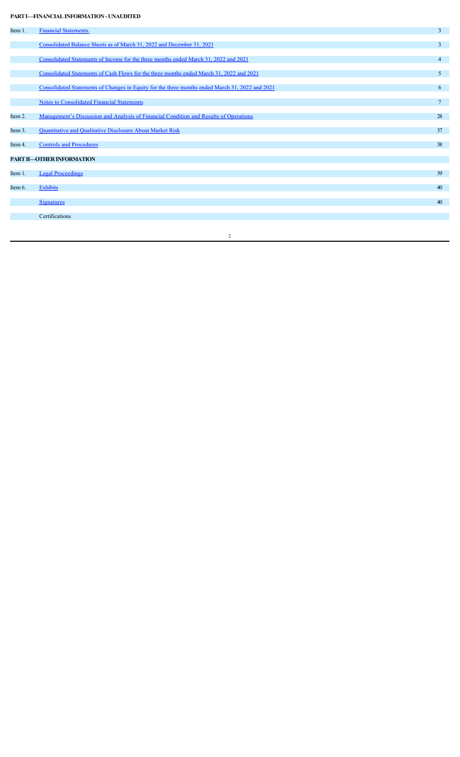**PART I—FINANCIAL INFORMATION - UNAUDITED**

| | | |
|---|---|---|
| Item 1. | Financial Statements. | 3 |
| | Consolidated Balance Sheets as of March 31, 2022 and December 31, 2021 | 3 |
| | Consolidated Statements of Income for the three months ended March 31, 2022 and 2021 | 4 |
| | Consolidated Statements of Cash Flows for the three months ended March 31, 2022 and 2021 | 5 |
| | Consolidated Statements of Changes in Equity for the three months ended March 31, 2022 and 2021 | 6 |
| | Notes to Consolidated Financial Statements | 7 |
| Item 2. | Management's Discussion and Analysis of Financial Condition and Results of Operations | 28 |
| Item 3. | Quantitative and Qualitative Disclosure About Market Risk | 37 |
| Item 4. | Controls and Procedures | 38 |
| **PART II—OTHER INFORMATION** | | |
| Item 1. | Legal Proceedings | 39 |
| Item 6. | Exhibits | 40 |
| | Signatures | 40 |
| | Certifications | |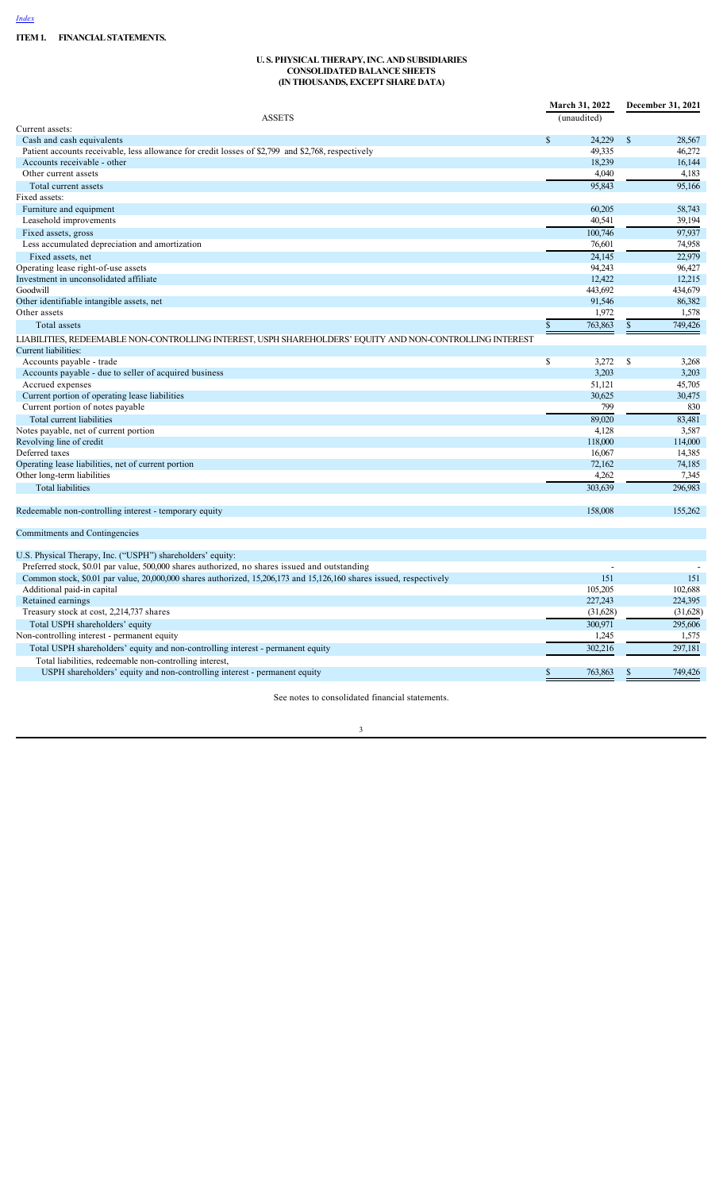[Index](#)

**ITEM 1. FINANCIAL STATEMENTS.**

**U. S. PHYSICAL THERAPY, INC. AND SUBSIDIARIES**
**CONSOLIDATED BALANCE SHEETS**
**(IN THOUSANDS, EXCEPT SHARE DATA)**

| | March 31, 2022 | December 31, 2021 |
|---|---|---|
| ASSETS | (unaudited) | |
| Current assets: | | |
| Cash and cash equivalents | $ 24,229 | $ 28,567 |
| Patient accounts receivable, less allowance for credit losses of $2,799 and $2,768, respectively | 49,335 | 46,272 |
| Accounts receivable - other | 18,239 | 16,144 |
| Other current assets | 4,040 | 4,183 |
| Total current assets | 95,843 | 95,166 |
| Fixed assets: | | |
| Furniture and equipment | 60,205 | 58,743 |
| Leasehold improvements | 40,541 | 39,194 |
| Fixed assets, gross | 100,746 | 97,937 |
| Less accumulated depreciation and amortization | 76,601 | 74,958 |
| Fixed assets, net | 24,145 | 22,979 |
| Operating lease right-of-use assets | 94,243 | 96,427 |
| Investment in unconsolidated affiliate | 12,422 | 12,215 |
| Goodwill | 443,692 | 434,679 |
| Other identifiable intangible assets, net | 91,546 | 86,382 |
| Other assets | 1,972 | 1,578 |
| Total assets | $ 763,863 | $ 749,426 |
| LIABILITIES, REDEEMABLE NON-CONTROLLING INTEREST, USPH SHAREHOLDERS' EQUITY AND NON-CONTROLLING INTEREST | | |
| Current liabilities: | | |
| Accounts payable - trade | $ 3,272 | $ 3,268 |
| Accounts payable - due to seller of acquired business | 3,203 | 3,203 |
| Accrued expenses | 51,121 | 45,705 |
| Current portion of operating lease liabilities | 30,625 | 30,475 |
| Current portion of notes payable | 799 | 830 |
| Total current liabilities | 89,020 | 83,481 |
| Notes payable, net of current portion | 4,128 | 3,587 |
| Revolving line of credit | 118,000 | 114,000 |
| Deferred taxes | 16,067 | 14,385 |
| Operating lease liabilities, net of current portion | 72,162 | 74,185 |
| Other long-term liabilities | 4,262 | 7,345 |
| Total liabilities | 303,639 | 296,983 |
| | | |
| Redeemable non-controlling interest - temporary equity | 158,008 | 155,262 |
| | | |
| Commitments and Contingencies | | |
| | | |
| U.S. Physical Therapy, Inc. ("USPH") shareholders' equity: | | |
| Preferred stock, $0.01 par value, 500,000 shares authorized, no shares issued and outstanding | - | - |
| Common stock, $0.01 par value, 20,000,000 shares authorized, 15,206,173 and 15,126,160 shares issued, respectively | 151 | 151 |
| Additional paid-in capital | 105,205 | 102,688 |
| Retained earnings | 227,243 | 224,395 |
| Treasury stock at cost, 2,214,737 shares | (31,628) | (31,628) |
| Total USPH shareholders' equity | 300,971 | 295,606 |
| Non-controlling interest - permanent equity | 1,245 | 1,575 |
| Total USPH shareholders' equity and non-controlling interest - permanent equity | 302,216 | 297,181 |
| Total liabilities, redeemable non-controlling interest, USPH shareholders' equity and non-controlling interest - permanent equity | $ 763,863 | $ 749,426 |

See notes to consolidated financial statements.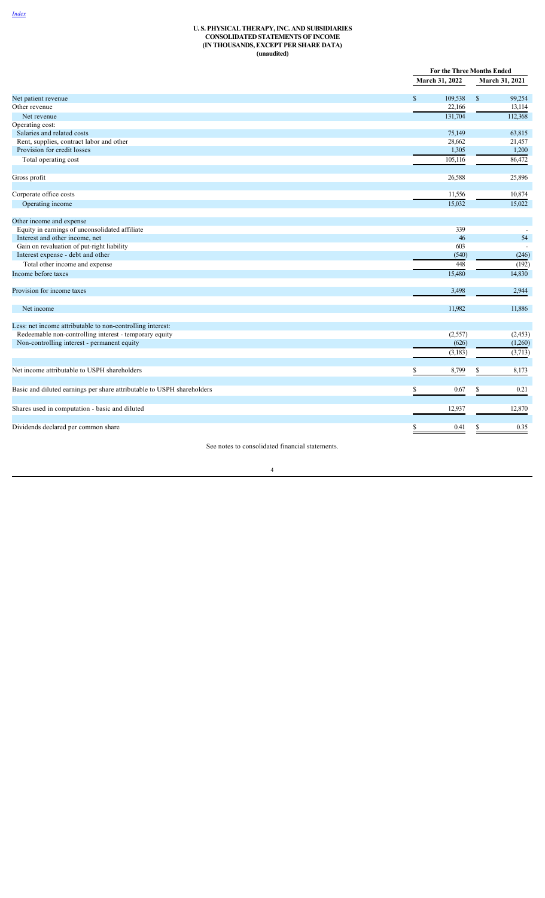[Index](#)

**U. S. PHYSICAL THERAPY, INC. AND SUBSIDIARIES**
**CONSOLIDATED STATEMENTS OF INCOME**
**(IN THOUSANDS, EXCEPT PER SHARE DATA)**
**(unaudited)**

| | For the Three Months Ended | |
|---|---|---|
| | March 31, 2022 | March 31, 2021 |
| Net patient revenue | $ 109,538 | $ 99,254 |
| Other revenue | 22,166 | 13,114 |
| Net revenue | 131,704 | 112,368 |
| Operating cost: | | |
| Salaries and related costs | 75,149 | 63,815 |
| Rent, supplies, contract labor and other | 28,662 | 21,457 |
| Provision for credit losses | 1,305 | 1,200 |
| Total operating cost | 105,116 | 86,472 |
| | | |
| Gross profit | 26,588 | 25,896 |
| | | |
| Corporate office costs | 11,556 | 10,874 |
| Operating income | 15,032 | 15,022 |
| | | |
| Other income and expense | | |
| Equity in earnings of unconsolidated affiliate | 339 | - |
| Interest and other income, net | 46 | 54 |
| Gain on revaluation of put-right liability | 603 | - |
| Interest expense - debt and other | (540) | (246) |
| Total other income and expense | 448 | (192) |
| Income before taxes | 15,480 | 14,830 |
| | | |
| Provision for income taxes | 3,498 | 2,944 |
| | | |
| Net income | 11,982 | 11,886 |
| | | |
| Less: net income attributable to non-controlling interest: | | |
| Redeemable non-controlling interest - temporary equity | (2,557) | (2,453) |
| Non-controlling interest - permanent equity | (626) | (1,260) |
| | (3,183) | (3,713) |
| | | |
| Net income attributable to USPH shareholders | $ 8,799 | $ 8,173 |
| | | |
| Basic and diluted earnings per share attributable to USPH shareholders | $ 0.67 | $ 0.21 |
| | | |
| Shares used in computation - basic and diluted | 12,937 | 12,870 |
| | | |
| Dividends declared per common share | $ 0.41 | $ 0.35 |

See notes to consolidated financial statements.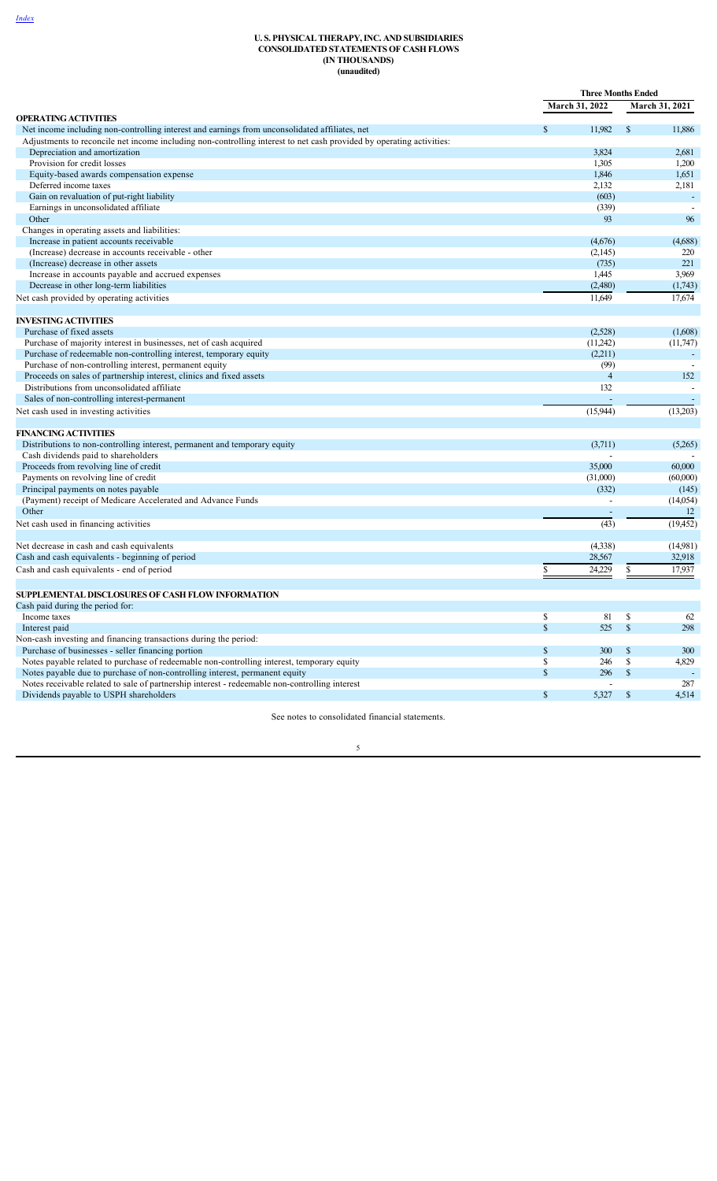[Index](#)

**U. S. PHYSICAL THERAPY, INC. AND SUBSIDIARIES**
**CONSOLIDATED STATEMENTS OF CASH FLOWS**
**(IN THOUSANDS)**
**(unaudited)**

| | Three Months Ended | |
|---|---|---|
| | March 31, 2022 | March 31, 2021 |
| **OPERATING ACTIVITIES** | | |
| Net income including non-controlling interest and earnings from unconsolidated affiliates, net | $ 11,982 | $ 11,886 |
| Adjustments to reconcile net income including non-controlling interest to net cash provided by operating activities: | | |
| Depreciation and amortization | 3,824 | 2,681 |
| Provision for credit losses | 1,305 | 1,200 |
| Equity-based awards compensation expense | 1,846 | 1,651 |
| Deferred income taxes | 2,132 | 2,181 |
| Gain on revaluation of put-right liability | (603) | - |
| Earnings in unconsolidated affiliate | (339) | - |
| Other | 93 | 96 |
| Changes in operating assets and liabilities: | | |
| Increase in patient accounts receivable | (4,676) | (4,688) |
| (Increase) decrease in accounts receivable - other | (2,145) | 220 |
| (Increase) decrease in other assets | (735) | 221 |
| Increase in accounts payable and accrued expenses | 1,445 | 3,969 |
| Decrease in other long-term liabilities | (2,480) | (1,743) |
| Net cash provided by operating activities | 11,649 | 17,674 |
| **INVESTING ACTIVITIES** | | |
| Purchase of fixed assets | (2,528) | (1,608) |
| Purchase of majority interest in businesses, net of cash acquired | (11,242) | (11,747) |
| Purchase of redeemable non-controlling interest, temporary equity | (2,211) | - |
| Purchase of non-controlling interest, permanent equity | (99) | - |
| Proceeds on sales of partnership interest, clinics and fixed assets | 4 | 152 |
| Distributions from unconsolidated affiliate | 132 | - |
| Sales of non-controlling interest-permanent | - | - |
| Net cash used in investing activities | (15,944) | (13,203) |
| **FINANCING ACTIVITIES** | | |
| Distributions to non-controlling interest, permanent and temporary equity | (3,711) | (5,265) |
| Cash dividends paid to shareholders | - | - |
| Proceeds from revolving line of credit | 35,000 | 60,000 |
| Payments on revolving line of credit | (31,000) | (60,000) |
| Principal payments on notes payable | (332) | (145) |
| (Payment) receipt of Medicare Accelerated and Advance Funds | - | (14,054) |
| Other | - | 12 |
| Net cash used in financing activities | (43) | (19,452) |
| Net decrease in cash and cash equivalents | (4,338) | (14,981) |
| Cash and cash equivalents - beginning of period | 28,567 | 32,918 |
| Cash and cash equivalents - end of period | $ 24,229 | $ 17,937 |
| **SUPPLEMENTAL DISCLOSURES OF CASH FLOW INFORMATION** | | |
| Cash paid during the period for: | | |
| Income taxes | $ 81 | $ 62 |
| Interest paid | $ 525 | $ 298 |
| Non-cash investing and financing transactions during the period: | | |
| Purchase of businesses - seller financing portion | $ 300 | $ 300 |
| Notes payable related to purchase of redeemable non-controlling interest, temporary equity | $ 246 | $ 4,829 |
| Notes payable due to purchase of non-controlling interest, permanent equity | $ 296 | $ - |
| Notes receivable related to sale of partnership interest - redeemable non-controlling interest | - | 287 |
| Dividends payable to USPH shareholders | $ 5,327 | $ 4,514 |

See notes to consolidated financial statements.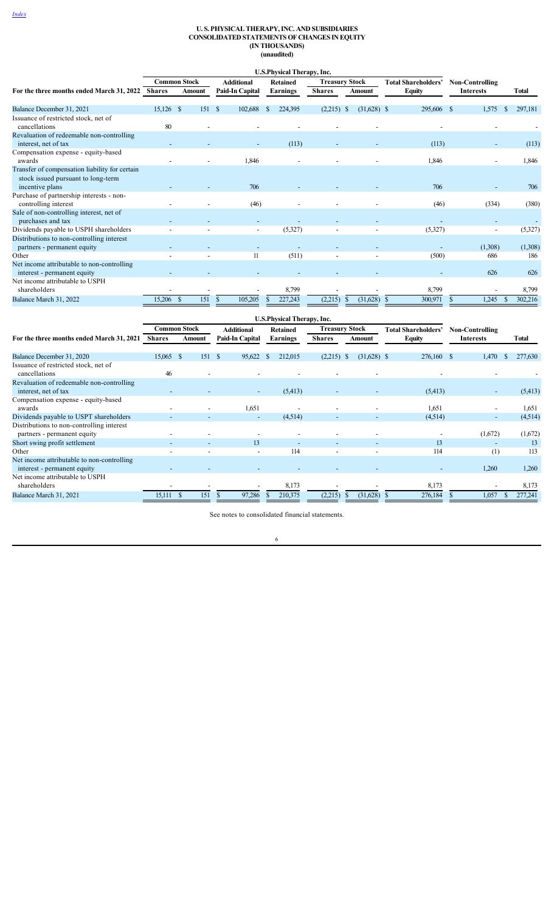[Index](#)

# U. S. PHYSICAL THERAPY, INC. AND SUBSIDIARIES
## CONSOLIDATED STATEMENTS OF CHANGES IN EQUITY
### (IN THOUSANDS)
### (unaudited)

| | U.S.Physical Therapy, Inc. | | | | | | | | |
|---|---|---|---|---|---|---|---|---|---|
| | Common Stock | | Additional | Retained | Treasury Stock | | Total Shareholders' | Non-Controlling | |
| For the three months ended March 31, 2022 | Shares | Amount | Paid-In Capital | Earnings | Shares | Amount | Equity | Interests | Total |
| Balance December 31, 2021 | 15,126 | $ 151 | $ 102,688 | $ 224,395 | (2,215) | $ (31,628) | $ 295,606 | $ 1,575 | $ 297,181 |
| Issuance of restricted stock, net of cancellations | 80 | - | - | - | - | - | - | - | - |
| Revaluation of redeemable non-controlling interest, net of tax | - | - | - | (113) | - | - | (113) | - | (113) |
| Compensation expense - equity-based awards | - | - | 1,846 | - | - | - | 1,846 | - | 1,846 |
| Transfer of compensation liability for certain stock issued pursuant to long-term incentive plans | - | - | 706 | - | - | - | 706 | - | 706 |
| Purchase of partnership interests - non-controlling interest | - | - | (46) | - | - | - | (46) | (334) | (380) |
| Sale of non-controlling interest, net of purchases and tax | - | - | - | - | - | - | - | - | - |
| Dividends payable to USPH shareholders | - | - | - | (5,327) | - | - | (5,327) | - | (5,327) |
| Distributions to non-controlling interest partners - permanent equity | - | - | - | - | - | - | - | (1,308) | (1,308) |
| Other | - | - | 11 | (511) | - | - | (500) | 686 | 186 |
| Net income attributable to non-controlling interest - permanent equity | - | - | - | - | - | - | - | 626 | 626 |
| Net income attributable to USPH shareholders | - | - | - | 8,799 | - | - | 8,799 | - | 8,799 |
| Balance March 31, 2022 | 15,206 | $ 151 | $ 105,205 | $ 227,243 | (2,215) | $ (31,628) | $ 300,971 | $ 1,245 | $ 302,216 |

| | U.S.Physical Therapy, Inc. | | | | | | | | |
|---|---|---|---|---|---|---|---|---|---|
| | Common Stock | | Additional | Retained | Treasury Stock | | Total Shareholders' | Non-Controlling | |
| For the three months ended March 31, 2021 | Shares | Amount | Paid-In Capital | Earnings | Shares | Amount | Equity | Interests | Total |
| Balance December 31, 2020 | 15,065 | $ 151 | $ 95,622 | $ 212,015 | (2,215) | $ (31,628) | $ 276,160 | $ 1,470 | $ 277,630 |
| Issuance of restricted stock, net of cancellations | 46 | - | - | - | - | - | - | - | - |
| Revaluation of redeemable non-controlling interest, net of tax | - | - | - | (5,413) | - | - | (5,413) | - | (5,413) |
| Compensation expense - equity-based awards | - | - | 1,651 | - | - | - | 1,651 | - | 1,651 |
| Dividends payable to USPT shareholders | - | - | - | (4,514) | - | - | (4,514) | - | (4,514) |
| Distributions to non-controlling interest partners - permanent equity | - | - | - | - | - | - | - | (1,672) | (1,672) |
| Short swing profit settlement | - | - | 13 | - | - | - | 13 | - | 13 |
| Other | - | - | - | 114 | - | - | 114 | (1) | 113 |
| Net income attributable to non-controlling interest - permanent equity | - | - | - | - | - | - | - | 1,260 | 1,260 |
| Net income attributable to USPH shareholders | - | - | - | 8,173 | - | - | 8,173 | - | 8,173 |
| Balance March 31, 2021 | 15,111 | $ 151 | $ 97,286 | $ 210,375 | (2,215) | $ (31,628) | $ 276,184 | $ 1,057 | $ 277,241 |

See notes to consolidated financial statements.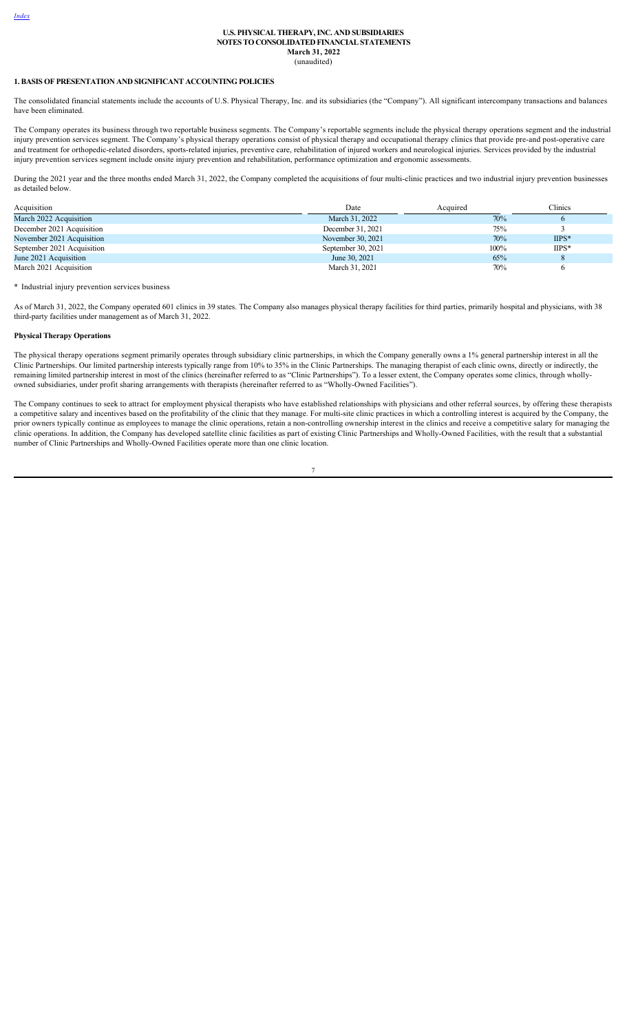**U.S. PHYSICAL THERAPY, INC. AND SUBSIDIARIES**
**NOTES TO CONSOLIDATED FINANCIAL STATEMENTS**
**March 31, 2022**
(unaudited)

## 1. BASIS OF PRESENTATION AND SIGNIFICANT ACCOUNTING POLICIES

The consolidated financial statements include the accounts of U.S. Physical Therapy, Inc. and its subsidiaries (the "Company"). All significant intercompany transactions and balances have been eliminated.

The Company operates its business through two reportable business segments. The Company's reportable segments include the physical therapy operations segment and the industrial injury prevention services segment. The Company's physical therapy operations consist of physical therapy and occupational therapy clinics that provide pre-and post-operative care and treatment for orthopedic-related disorders, sports-related injuries, preventive care, rehabilitation of injured workers and neurological injuries. Services provided by the industrial injury prevention services segment include onsite injury prevention and rehabilitation, performance optimization and ergonomic assessments.

During the 2021 year and the three months ended March 31, 2022, the Company completed the acquisitions of four multi-clinic practices and two industrial injury prevention businesses as detailed below.

| Acquisition | Date | Acquired | Clinics |
|---|---|---|---|
| March 2022 Acquisition | March 31, 2022 | 70% | 6 |
| December 2021 Acquisition | December 31, 2021 | 75% | 3 |
| November 2021 Acquisition | November 30, 2021 | 70% | IIPS* |
| September 2021 Acquisition | September 30, 2021 | 100% | IIPS* |
| June 2021 Acquisition | June 30, 2021 | 65% | 8 |
| March 2021 Acquisition | March 31, 2021 | 70% | 6 |

\* Industrial injury prevention services business

As of March 31, 2022, the Company operated 601 clinics in 39 states. The Company also manages physical therapy facilities for third parties, primarily hospital and physicians, with 38 third-party facilities under management as of March 31, 2022.

**Physical Therapy Operations**

The physical therapy operations segment primarily operates through subsidiary clinic partnerships, in which the Company generally owns a 1% general partnership interest in all the Clinic Partnerships. Our limited partnership interests typically range from 10% to 35% in the Clinic Partnerships. The managing therapist of each clinic owns, directly or indirectly, the remaining limited partnership interest in most of the clinics (hereinafter referred to as "Clinic Partnerships"). To a lesser extent, the Company operates some clinics, through wholly-owned subsidiaries, under profit sharing arrangements with therapists (hereinafter referred to as "Wholly-Owned Facilities").

The Company continues to seek to attract for employment physical therapists who have established relationships with physicians and other referral sources, by offering these therapists a competitive salary and incentives based on the profitability of the clinic that they manage. For multi-site clinic practices in which a controlling interest is acquired by the Company, the prior owners typically continue as employees to manage the clinic operations, retain a non-controlling ownership interest in the clinics and receive a competitive salary for managing the clinic operations. In addition, the Company has developed satellite clinic facilities as part of existing Clinic Partnerships and Wholly-Owned Facilities, with the result that a substantial number of Clinic Partnerships and Wholly-Owned Facilities operate more than one clinic location.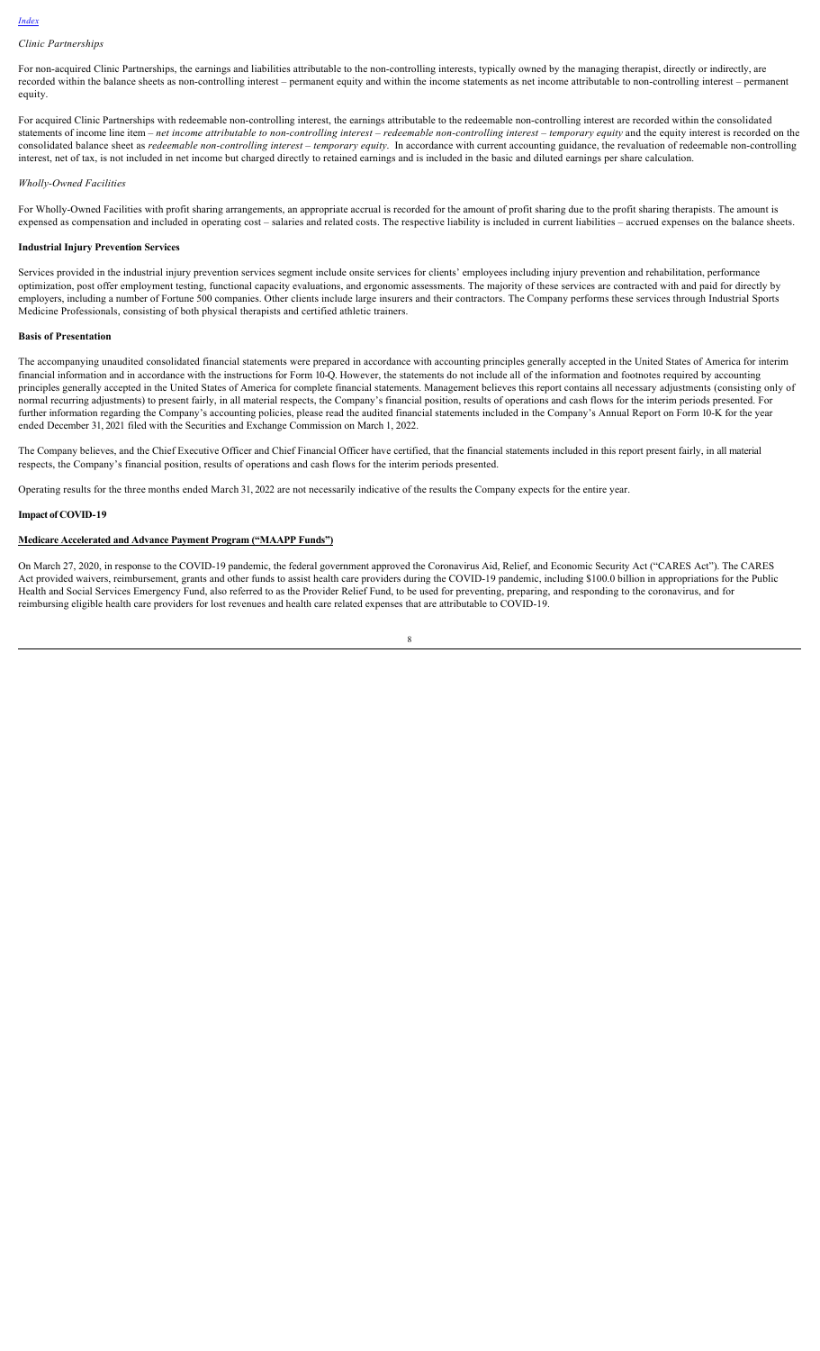*Clinic Partnerships*

For non-acquired Clinic Partnerships, the earnings and liabilities attributable to the non-controlling interests, typically owned by the managing therapist, directly or indirectly, are recorded within the balance sheets as non-controlling interest – permanent equity and within the income statements as net income attributable to non-controlling interest – permanent equity.

For acquired Clinic Partnerships with redeemable non-controlling interest, the earnings attributable to the redeemable non-controlling interest are recorded within the consolidated statements of income line item – *net income attributable to non-controlling interest – redeemable non-controlling interest – temporary equity* and the equity interest is recorded on the consolidated balance sheet as *redeemable non-controlling interest – temporary equity*. In accordance with current accounting guidance, the revaluation of redeemable non-controlling interest, net of tax, is not included in net income but charged directly to retained earnings and is included in the basic and diluted earnings per share calculation.

*Wholly-Owned Facilities*

For Wholly-Owned Facilities with profit sharing arrangements, an appropriate accrual is recorded for the amount of profit sharing due to the profit sharing therapists. The amount is expensed as compensation and included in operating cost – salaries and related costs. The respective liability is included in current liabilities – accrued expenses on the balance sheets.

**Industrial Injury Prevention Services**

Services provided in the industrial injury prevention services segment include onsite services for clients' employees including injury prevention and rehabilitation, performance optimization, post offer employment testing, functional capacity evaluations, and ergonomic assessments. The majority of these services are contracted with and paid for directly by employers, including a number of Fortune 500 companies. Other clients include large insurers and their contractors. The Company performs these services through Industrial Sports Medicine Professionals, consisting of both physical therapists and certified athletic trainers.

**Basis of Presentation**

The accompanying unaudited consolidated financial statements were prepared in accordance with accounting principles generally accepted in the United States of America for interim financial information and in accordance with the instructions for Form 10-Q. However, the statements do not include all of the information and footnotes required by accounting principles generally accepted in the United States of America for complete financial statements. Management believes this report contains all necessary adjustments (consisting only of normal recurring adjustments) to present fairly, in all material respects, the Company's financial position, results of operations and cash flows for the interim periods presented. For further information regarding the Company's accounting policies, please read the audited financial statements included in the Company's Annual Report on Form 10-K for the year ended December 31, 2021 filed with the Securities and Exchange Commission on March 1, 2022.

The Company believes, and the Chief Executive Officer and Chief Financial Officer have certified, that the financial statements included in this report present fairly, in all material respects, the Company's financial position, results of operations and cash flows for the interim periods presented.

Operating results for the three months ended March 31, 2022 are not necessarily indicative of the results the Company expects for the entire year.

**Impact of COVID-19**

**Medicare Accelerated and Advance Payment Program ("MAAPP Funds")**

On March 27, 2020, in response to the COVID-19 pandemic, the federal government approved the Coronavirus Aid, Relief, and Economic Security Act ("CARES Act"). The CARES Act provided waivers, reimbursement, grants and other funds to assist health care providers during the COVID-19 pandemic, including $100.0 billion in appropriations for the Public Health and Social Services Emergency Fund, also referred to as the Provider Relief Fund, to be used for preventing, preparing, and responding to the coronavirus, and for reimbursing eligible health care providers for lost revenues and health care related expenses that are attributable to COVID-19.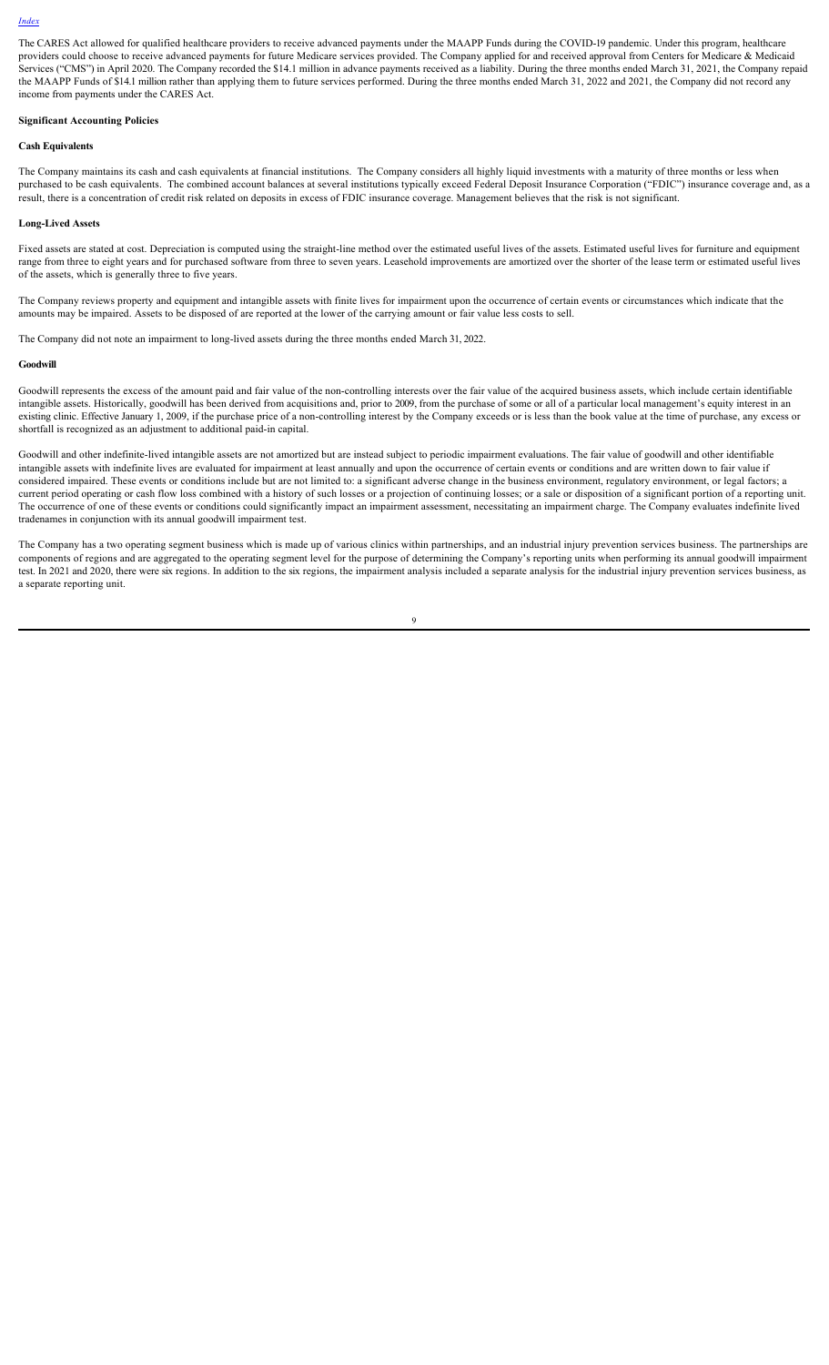The CARES Act allowed for qualified healthcare providers to receive advanced payments under the MAAPP Funds during the COVID-19 pandemic. Under this program, healthcare providers could choose to receive advanced payments for future Medicare services provided. The Company applied for and received approval from Centers for Medicare & Medicaid Services ("CMS") in April 2020. The Company recorded the $14.1 million in advance payments received as a liability. During the three months ended March 31, 2021, the Company repaid the MAAPP Funds of $14.1 million rather than applying them to future services performed. During the three months ended March 31, 2022 and 2021, the Company did not record any income from payments under the CARES Act.

**Significant Accounting Policies**

**Cash Equivalents**

The Company maintains its cash and cash equivalents at financial institutions. The Company considers all highly liquid investments with a maturity of three months or less when purchased to be cash equivalents. The combined account balances at several institutions typically exceed Federal Deposit Insurance Corporation ("FDIC") insurance coverage and, as a result, there is a concentration of credit risk related on deposits in excess of FDIC insurance coverage. Management believes that the risk is not significant.

**Long-Lived Assets**

Fixed assets are stated at cost. Depreciation is computed using the straight-line method over the estimated useful lives of the assets. Estimated useful lives for furniture and equipment range from three to eight years and for purchased software from three to seven years. Leasehold improvements are amortized over the shorter of the lease term or estimated useful lives of the assets, which is generally three to five years.

The Company reviews property and equipment and intangible assets with finite lives for impairment upon the occurrence of certain events or circumstances which indicate that the amounts may be impaired. Assets to be disposed of are reported at the lower of the carrying amount or fair value less costs to sell.

The Company did not note an impairment to long-lived assets during the three months ended March 31, 2022.

**Goodwill**

Goodwill represents the excess of the amount paid and fair value of the non-controlling interests over the fair value of the acquired business assets, which include certain identifiable intangible assets. Historically, goodwill has been derived from acquisitions and, prior to 2009, from the purchase of some or all of a particular local management's equity interest in an existing clinic. Effective January 1, 2009, if the purchase price of a non-controlling interest by the Company exceeds or is less than the book value at the time of purchase, any excess or shortfall is recognized as an adjustment to additional paid-in capital.

Goodwill and other indefinite-lived intangible assets are not amortized but are instead subject to periodic impairment evaluations. The fair value of goodwill and other identifiable intangible assets with indefinite lives are evaluated for impairment at least annually and upon the occurrence of certain events or conditions and are written down to fair value if considered impaired. These events or conditions include but are not limited to: a significant adverse change in the business environment, regulatory environment, or legal factors; a current period operating or cash flow loss combined with a history of such losses or a projection of continuing losses; or a sale or disposition of a significant portion of a reporting unit. The occurrence of one of these events or conditions could significantly impact an impairment assessment, necessitating an impairment charge. The Company evaluates indefinite lived tradenames in conjunction with its annual goodwill impairment test.

The Company has a two operating segment business which is made up of various clinics within partnerships, and an industrial injury prevention services business. The partnerships are components of regions and are aggregated to the operating segment level for the purpose of determining the Company's reporting units when performing its annual goodwill impairment test. In 2021 and 2020, there were six regions. In addition to the six regions, the impairment analysis included a separate analysis for the industrial injury prevention services business, as a separate reporting unit.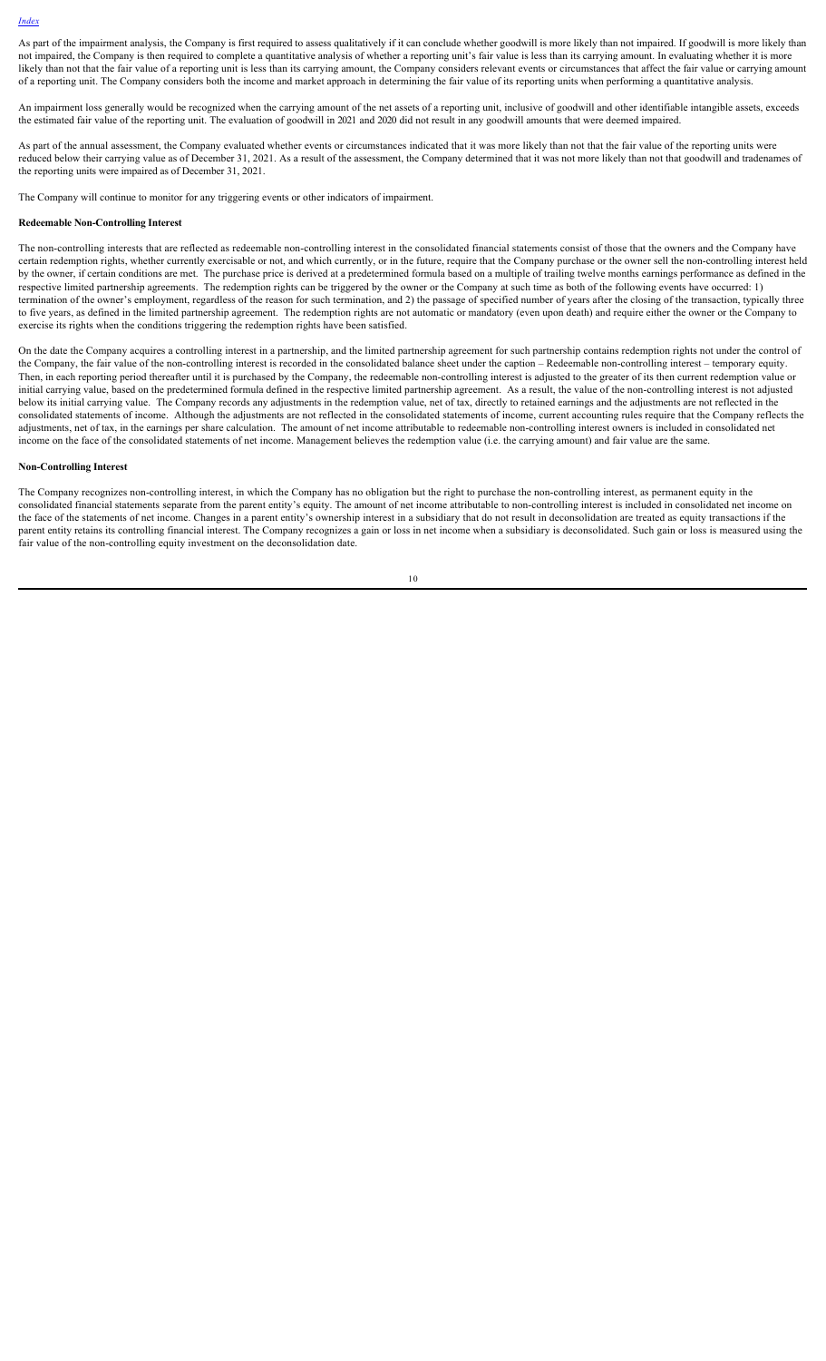As part of the impairment analysis, the Company is first required to assess qualitatively if it can conclude whether goodwill is more likely than not impaired. If goodwill is more likely than not impaired, the Company is then required to complete a quantitative analysis of whether a reporting unit's fair value is less than its carrying amount. In evaluating whether it is more likely than not that the fair value of a reporting unit is less than its carrying amount, the Company considers relevant events or circumstances that affect the fair value or carrying amount of a reporting unit. The Company considers both the income and market approach in determining the fair value of its reporting units when performing a quantitative analysis.

An impairment loss generally would be recognized when the carrying amount of the net assets of a reporting unit, inclusive of goodwill and other identifiable intangible assets, exceeds the estimated fair value of the reporting unit. The evaluation of goodwill in 2021 and 2020 did not result in any goodwill amounts that were deemed impaired.

As part of the annual assessment, the Company evaluated whether events or circumstances indicated that it was more likely than not that the fair value of the reporting units were reduced below their carrying value as of December 31, 2021. As a result of the assessment, the Company determined that it was not more likely than not that goodwill and tradenames of the reporting units were impaired as of December 31, 2021.

The Company will continue to monitor for any triggering events or other indicators of impairment.

**Redeemable Non-Controlling Interest**

The non-controlling interests that are reflected as redeemable non-controlling interest in the consolidated financial statements consist of those that the owners and the Company have certain redemption rights, whether currently exercisable or not, and which currently, or in the future, require that the Company purchase or the owner sell the non-controlling interest held by the owner, if certain conditions are met. The purchase price is derived at a predetermined formula based on a multiple of trailing twelve months earnings performance as defined in the respective limited partnership agreements. The redemption rights can be triggered by the owner or the Company at such time as both of the following events have occurred: 1) termination of the owner's employment, regardless of the reason for such termination, and 2) the passage of specified number of years after the closing of the transaction, typically three to five years, as defined in the limited partnership agreement. The redemption rights are not automatic or mandatory (even upon death) and require either the owner or the Company to exercise its rights when the conditions triggering the redemption rights have been satisfied.

On the date the Company acquires a controlling interest in a partnership, and the limited partnership agreement for such partnership contains redemption rights not under the control of the Company, the fair value of the non-controlling interest is recorded in the consolidated balance sheet under the caption – Redeemable non-controlling interest – temporary equity. Then, in each reporting period thereafter until it is purchased by the Company, the redeemable non-controlling interest is adjusted to the greater of its then current redemption value or initial carrying value, based on the predetermined formula defined in the respective limited partnership agreement. As a result, the value of the non-controlling interest is not adjusted below its initial carrying value. The Company records any adjustments in the redemption value, net of tax, directly to retained earnings and the adjustments are not reflected in the consolidated statements of income. Although the adjustments are not reflected in the consolidated statements of income, current accounting rules require that the Company reflects the adjustments, net of tax, in the earnings per share calculation. The amount of net income attributable to redeemable non-controlling interest owners is included in consolidated net income on the face of the consolidated statements of net income. Management believes the redemption value (i.e. the carrying amount) and fair value are the same.

**Non-Controlling Interest**

The Company recognizes non-controlling interest, in which the Company has no obligation but the right to purchase the non-controlling interest, as permanent equity in the consolidated financial statements separate from the parent entity's equity. The amount of net income attributable to non-controlling interest is included in consolidated net income on the face of the statements of net income. Changes in a parent entity's ownership interest in a subsidiary that do not result in deconsolidation are treated as equity transactions if the parent entity retains its controlling financial interest. The Company recognizes a gain or loss in net income when a subsidiary is deconsolidated. Such gain or loss is measured using the fair value of the non-controlling equity investment on the deconsolidation date.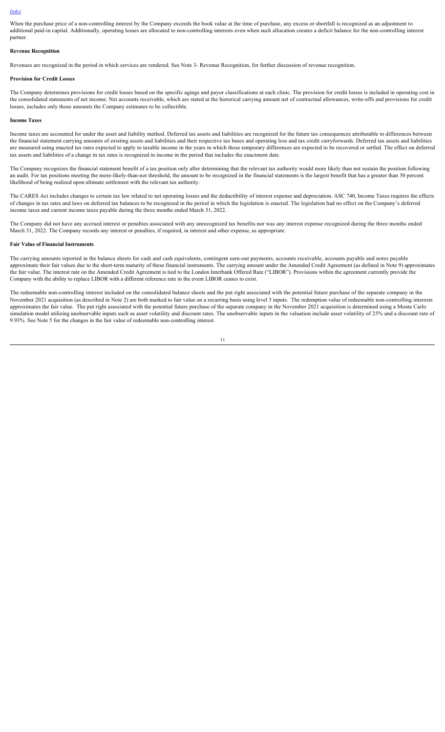When the purchase price of a non-controlling interest by the Company exceeds the book value at the time of purchase, any excess or shortfall is recognized as an adjustment to additional paid-in capital. Additionally, operating losses are allocated to non-controlling interests even when such allocation creates a deficit balance for the non-controlling interest partner.

**Revenue Recognition**

Revenues are recognized in the period in which services are rendered. See Note 3- Revenue Recognition, for further discussion of revenue recognition.

**Provision for Credit Losses**

The Company determines provisions for credit losses based on the specific agings and payor classifications at each clinic. The provision for credit losses is included in operating cost in the consolidated statements of net income. Net accounts receivable, which are stated at the historical carrying amount net of contractual allowances, write-offs and provisions for credit losses, includes only those amounts the Company estimates to be collectible.

**Income Taxes**

Income taxes are accounted for under the asset and liability method. Deferred tax assets and liabilities are recognized for the future tax consequences attributable to differences between the financial statement carrying amounts of existing assets and liabilities and their respective tax bases and operating loss and tax credit carryforwards. Deferred tax assets and liabilities are measured using enacted tax rates expected to apply to taxable income in the years in which those temporary differences are expected to be recovered or settled. The effect on deferred tax assets and liabilities of a change in tax rates is recognized in income in the period that includes the enactment date.

The Company recognizes the financial statement benefit of a tax position only after determining that the relevant tax authority would more likely than not sustain the position following an audit. For tax positions meeting the more-likely-than-not threshold, the amount to be recognized in the financial statements is the largest benefit that has a greater than 50 percent likelihood of being realized upon ultimate settlement with the relevant tax authority.

The CARES Act includes changes to certain tax law related to net operating losses and the deductibility of interest expense and depreciation. ASC 740, Income Taxes requires the effects of changes in tax rates and laws on deferred tax balances to be recognized in the period in which the legislation is enacted. The legislation had no effect on the Company's deferred income taxes and current income taxes payable during the three months ended March 31, 2022.

The Company did not have any accrued interest or penalties associated with any unrecognized tax benefits nor was any interest expense recognized during the three months ended March 31, 2022. The Company records any interest or penalties, if required, in interest and other expense, as appropriate.

**Fair Value of Financial Instruments**

The carrying amounts reported in the balance sheets for cash and cash equivalents, contingent earn-out payments, accounts receivable, accounts payable and notes payable approximate their fair values due to the short-term maturity of these financial instruments. The carrying amount under the Amended Credit Agreement (as defined in Note 9) approximates the fair value. The interest rate on the Amended Credit Agreement is tied to the London Interbank Offered Rate ("LIBOR"). Provisions within the agreement currently provide the Company with the ability to replace LIBOR with a different reference rate in the event LIBOR ceases to exist.

The redeemable non-controlling interest included on the consolidated balance sheets and the put right associated with the potential future purchase of the separate company in the November 2021 acquisition (as described in Note 2) are both marked to fair value on a recurring basis using level 3 inputs. The redemption value of redeemable non-controlling interests approximates the fair value. The put right associated with the potential future purchase of the separate company in the November 2021 acquisition is determined using a Monte Carlo simulation model utilizing unobservable inputs such as asset volatility and discount rates. The unobservable inputs in the valuation include asset volatility of 25% and a discount rate of 9.93%. See Note 5 for the changes in the fair value of redeemable non-controlling interest.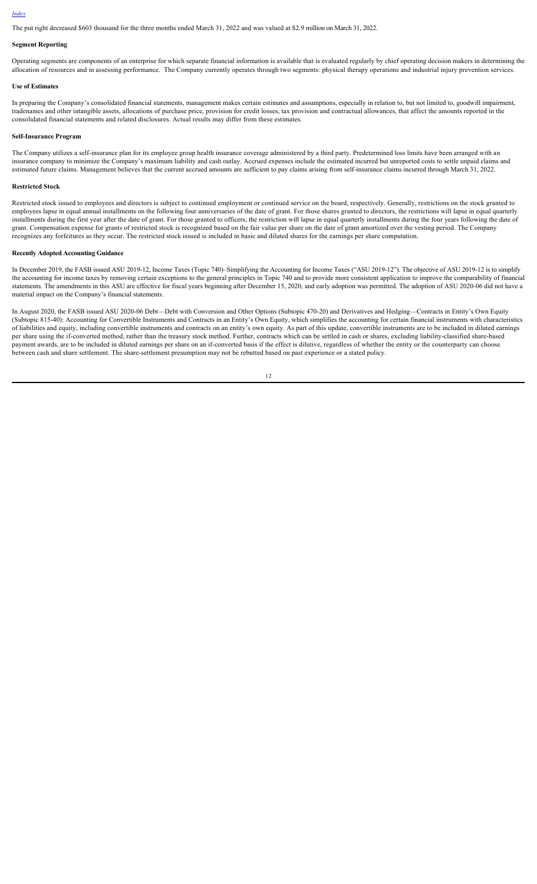The put right decreased $603 thousand for the three months ended March 31, 2022 and was valued at $2.9 million on March 31, 2022.

**Segment Reporting**

Operating segments are components of an enterprise for which separate financial information is available that is evaluated regularly by chief operating decision makers in determining the allocation of resources and in assessing performance. The Company currently operates through two segments: physical therapy operations and industrial injury prevention services.

**Use of Estimates**

In preparing the Company's consolidated financial statements, management makes certain estimates and assumptions, especially in relation to, but not limited to, goodwill impairment, tradenames and other intangible assets, allocations of purchase price, provision for credit losses, tax provision and contractual allowances, that affect the amounts reported in the consolidated financial statements and related disclosures. Actual results may differ from these estimates.

**Self-Insurance Program**

The Company utilizes a self-insurance plan for its employee group health insurance coverage administered by a third party. Predetermined loss limits have been arranged with an insurance company to minimize the Company's maximum liability and cash outlay. Accrued expenses include the estimated incurred but unreported costs to settle unpaid claims and estimated future claims. Management believes that the current accrued amounts are sufficient to pay claims arising from self-insurance claims incurred through March 31, 2022.

**Restricted Stock**

Restricted stock issued to employees and directors is subject to continued employment or continued service on the board, respectively. Generally, restrictions on the stock granted to employees lapse in equal annual installments on the following four anniversaries of the date of grant. For those shares granted to directors, the restrictions will lapse in equal quarterly installments during the first year after the date of grant. For those granted to officers, the restriction will lapse in equal quarterly installments during the four years following the date of grant. Compensation expense for grants of restricted stock is recognized based on the fair value per share on the date of grant amortized over the vesting period. The Company recognizes any forfeitures as they occur. The restricted stock issued is included in basic and diluted shares for the earnings per share computation.

**Recently Adopted Accounting Guidance**

In December 2019, the FASB issued ASU 2019-12, Income Taxes (Topic 740)–Simplifying the Accounting for Income Taxes ("ASU 2019-12"). The objective of ASU 2019-12 is to simplify the accounting for income taxes by removing certain exceptions to the general principles in Topic 740 and to provide more consistent application to improve the comparability of financial statements. The amendments in this ASU are effective for fiscal years beginning after December 15, 2020, and early adoption was permitted. The adoption of ASU 2020-06 did not have a material impact on the Company's financial statements.

In August 2020, the FASB issued ASU 2020-06 Debt—Debt with Conversion and Other Options (Subtopic 470-20) and Derivatives and Hedging—Contracts in Entity's Own Equity (Subtopic 815-40): Accounting for Convertible Instruments and Contracts in an Entity's Own Equity, which simplifies the accounting for certain financial instruments with characteristics of liabilities and equity, including convertible instruments and contracts on an entity's own equity. As part of this update, convertible instruments are to be included in diluted earnings per share using the if-converted method, rather than the treasury stock method. Further, contracts which can be settled in cash or shares, excluding liability-classified share-based payment awards, are to be included in diluted earnings per share on an if-converted basis if the effect is dilutive, regardless of whether the entity or the counterparty can choose between cash and share settlement. The share-settlement presumption may not be rebutted based on past experience or a stated policy.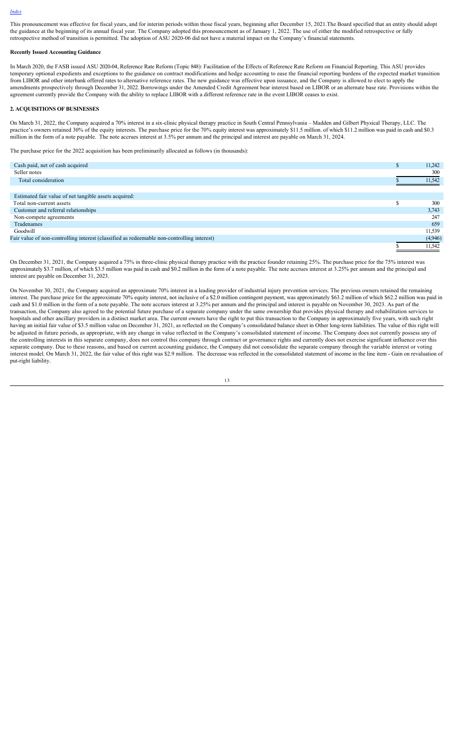This pronouncement was effective for fiscal years, and for interim periods within those fiscal years, beginning after December 15, 2021.The Board specified that an entity should adopt the guidance at the beginning of its annual fiscal year. The Company adopted this pronouncement as of January 1, 2022. The use of either the modified retrospective or fully retrospective method of transition is permitted. The adoption of ASU 2020-06 did not have a material impact on the Company's financial statements.

**Recently Issued Accounting Guidance**

In March 2020, the FASB issued ASU 2020-04, Reference Rate Reform (Topic 848): Facilitation of the Effects of Reference Rate Reform on Financial Reporting. This ASU provides temporary optional expedients and exceptions to the guidance on contract modifications and hedge accounting to ease the financial reporting burdens of the expected market transition from LIBOR and other interbank offered rates to alternative reference rates. The new guidance was effective upon issuance, and the Company is allowed to elect to apply the amendments prospectively through December 31, 2022. Borrowings under the Amended Credit Agreement bear interest based on LIBOR or an alternate base rate. Provisions within the agreement currently provide the Company with the ability to replace LIBOR with a different reference rate in the event LIBOR ceases to exist.

**2. ACQUISITIONS OF BUSINESSES**

On March 31, 2022, the Company acquired a 70% interest in a six-clinic physical therapy practice in South Central Pennsylvania – Madden and Gilbert Physical Therapy, LLC. The practice's owners retained 30% of the equity interests. The purchase price for the 70% equity interest was approximately $11.5 million. of which $11.2 million was paid in cash and $0.3 million in the form of a note payable. The note accrues interest at 3.5% per annum and the principal and interest are payable on March 31, 2024.

The purchase price for the 2022 acquisition has been preliminarily allocated as follows (in thousands):

| | |
|---|---|
| Cash paid, net of cash acquired | $ 11,242 |
| Seller notes | 300 |
| Total consideration | $ 11,542 |
| | |
| Estimated fair value of net tangible assets acquired: | |
| Total non-current assets | $ 300 |
| Customer and referral relationships | 3,743 |
| Non-compete agreements | 247 |
| Tradenames | 659 |
| Goodwill | 11,539 |
| Fair value of non-controlling interest (classified as redeemable non-controlling interest) | (4,946) |
| | $ 11,542 |

On December 31, 2021, the Company acquired a 75% in three-clinic physical therapy practice with the practice founder retaining 25%. The purchase price for the 75% interest was approximately $3.7 million, of which $3.5 million was paid in cash and $0.2 million in the form of a note payable. The note accrues interest at 3.25% per annum and the principal and interest are payable on December 31, 2023.

On November 30, 2021, the Company acquired an approximate 70% interest in a leading provider of industrial injury prevention services. The previous owners retained the remaining interest. The purchase price for the approximate 70% equity interest, not inclusive of a $2.0 million contingent payment, was approximately $63.2 million of which $62.2 million was paid in cash and $1.0 million in the form of a note payable. The note accrues interest at 3.25% per annum and the principal and interest is payable on November 30, 2023. As part of the transaction, the Company also agreed to the potential future purchase of a separate company under the same ownership that provides physical therapy and rehabilitation services to hospitals and other ancillary providers in a distinct market area. The current owners have the right to put this transaction to the Company in approximately five years, with such right having an initial fair value of $3.5 million value on December 31, 2021, as reflected on the Company's consolidated balance sheet in Other long-term liabilities. The value of this right will be adjusted in future periods, as appropriate, with any change in value reflected in the Company's consolidated statement of income. The Company does not currently possess any of the controlling interests in this separate company, does not control this company through contract or governance rights and currently does not exercise significant influence over this separate company. Due to these reasons, and based on current accounting guidance, the Company did not consolidate the separate company through the variable interest or voting interest model. On March 31, 2022, the fair value of this right was $2.9 million. The decrease was reflected in the consolidated statement of income in the line item - Gain on revaluation of put-right liability.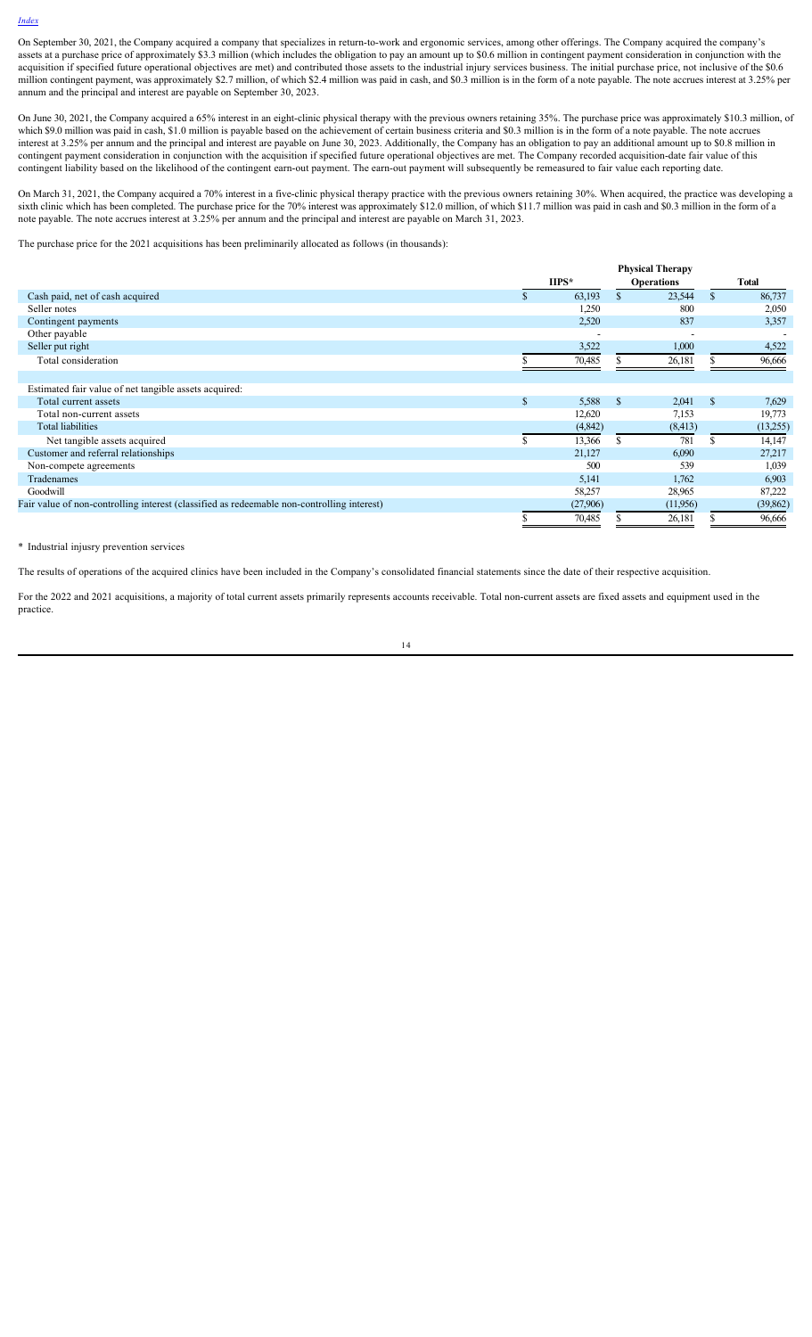[Index](#)

On September 30, 2021, the Company acquired a company that specializes in return-to-work and ergonomic services, among other offerings. The Company acquired the company's assets at a purchase price of approximately $3.3 million (which includes the obligation to pay an amount up to $0.6 million in contingent payment consideration in conjunction with the acquisition if specified future operational objectives are met) and contributed those assets to the industrial injury services business. The initial purchase price, not inclusive of the $0.6 million contingent payment, was approximately $2.7 million, of which $2.4 million was paid in cash, and $0.3 million is in the form of a note payable. The note accrues interest at 3.25% per annum and the principal and interest are payable on September 30, 2023.

On June 30, 2021, the Company acquired a 65% interest in an eight-clinic physical therapy with the previous owners retaining 35%. The purchase price was approximately $10.3 million, of which $9.0 million was paid in cash, $1.0 million is payable based on the achievement of certain business criteria and $0.3 million is in the form of a note payable. The note accrues interest at 3.25% per annum and the principal and interest are payable on June 30, 2023. Additionally, the Company has an obligation to pay an additional amount up to $0.8 million in contingent payment consideration in conjunction with the acquisition if specified future operational objectives are met. The Company recorded acquisition-date fair value of this contingent liability based on the likelihood of the contingent earn-out payment. The earn-out payment will subsequently be remeasured to fair value each reporting date.

On March 31, 2021, the Company acquired a 70% interest in a five-clinic physical therapy practice with the previous owners retaining 30%. When acquired, the practice was developing a sixth clinic which has been completed. The purchase price for the 70% interest was approximately $12.0 million, of which $11.7 million was paid in cash and $0.3 million in the form of a note payable. The note accrues interest at 3.25% per annum and the principal and interest are payable on March 31, 2023.

The purchase price for the 2021 acquisitions has been preliminarily allocated as follows (in thousands):

| | IIPS* | Physical Therapy Operations | Total |
|---|---|---|---|
| Cash paid, net of cash acquired | $ 63,193 | $ 23,544 | $ 86,737 |
| Seller notes | 1,250 | 800 | 2,050 |
| Contingent payments | 2,520 | 837 | 3,357 |
| Other payable | - | - | - |
| Seller put right | 3,522 | 1,000 | 4,522 |
| Total consideration | $ 70,485 | $ 26,181 | $ 96,666 |
| | | | |
| Estimated fair value of net tangible assets acquired: | | | |
| Total current assets | $ 5,588 | $ 2,041 | $ 7,629 |
| Total non-current assets | 12,620 | 7,153 | 19,773 |
| Total liabilities | (4,842) | (8,413) | (13,255) |
| Net tangible assets acquired | $ 13,366 | $ 781 | $ 14,147 |
| Customer and referral relationships | 21,127 | 6,090 | 27,217 |
| Non-compete agreements | 500 | 539 | 1,039 |
| Tradenames | 5,141 | 1,762 | 6,903 |
| Goodwill | 58,257 | 28,965 | 87,222 |
| Fair value of non-controlling interest (classified as redeemable non-controlling interest) | (27,906) | (11,956) | (39,862) |
| | $ 70,485 | $ 26,181 | $ 96,666 |

\* Industrial injury prevention services

The results of operations of the acquired clinics have been included in the Company's consolidated financial statements since the date of their respective acquisition.

For the 2022 and 2021 acquisitions, a majority of total current assets primarily represents accounts receivable. Total non-current assets are fixed assets and equipment used in the practice.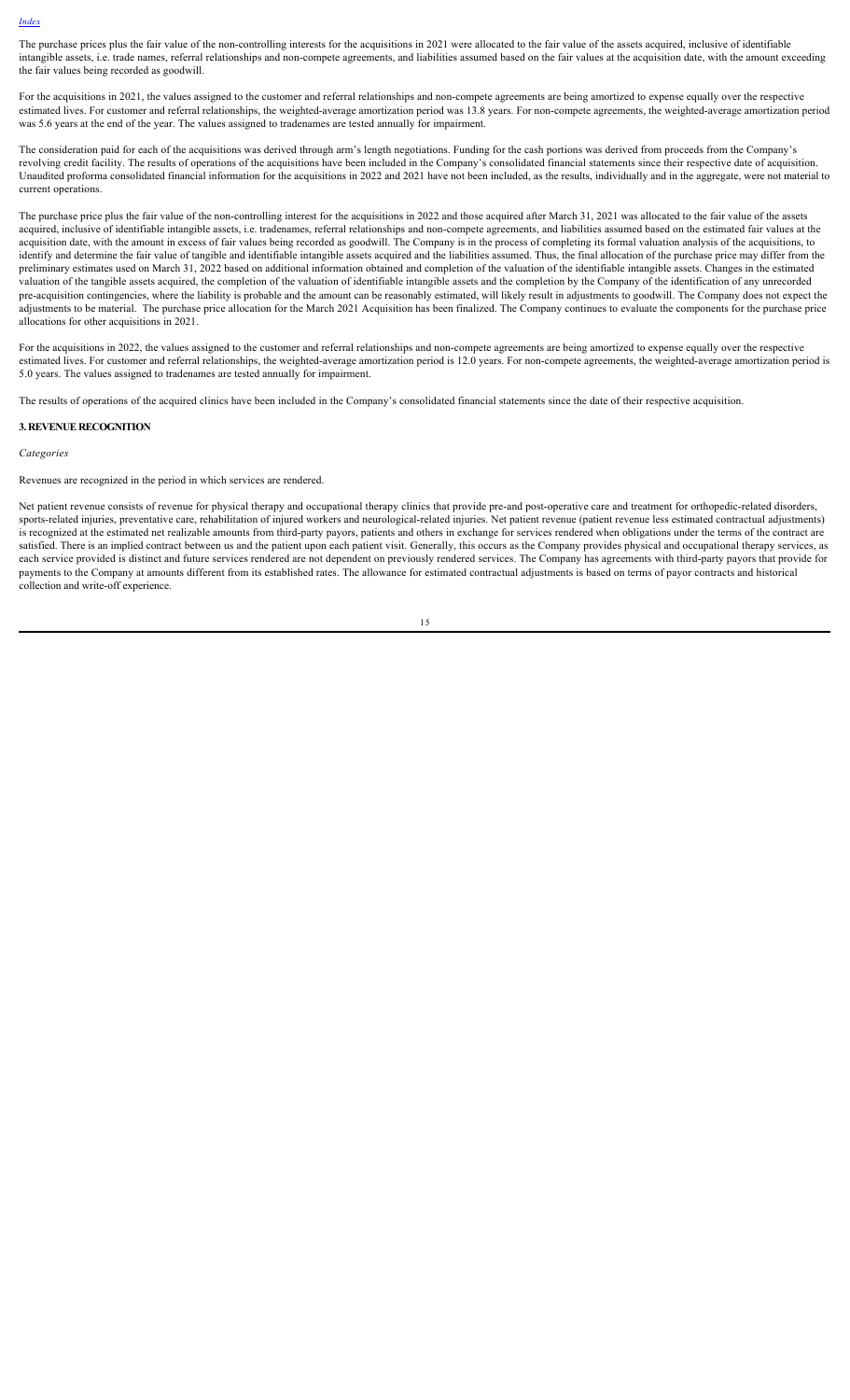The purchase prices plus the fair value of the non-controlling interests for the acquisitions in 2021 were allocated to the fair value of the assets acquired, inclusive of identifiable intangible assets, i.e. trade names, referral relationships and non-compete agreements, and liabilities assumed based on the fair values at the acquisition date, with the amount exceeding the fair values being recorded as goodwill.

For the acquisitions in 2021, the values assigned to the customer and referral relationships and non-compete agreements are being amortized to expense equally over the respective estimated lives. For customer and referral relationships, the weighted-average amortization period was 13.8 years. For non-compete agreements, the weighted-average amortization period was 5.6 years at the end of the year. The values assigned to tradenames are tested annually for impairment.

The consideration paid for each of the acquisitions was derived through arm's length negotiations. Funding for the cash portions was derived from proceeds from the Company's revolving credit facility. The results of operations of the acquisitions have been included in the Company's consolidated financial statements since their respective date of acquisition. Unaudited proforma consolidated financial information for the acquisitions in 2022 and 2021 have not been included, as the results, individually and in the aggregate, were not material to current operations.

The purchase price plus the fair value of the non-controlling interest for the acquisitions in 2022 and those acquired after March 31, 2021 was allocated to the fair value of the assets acquired, inclusive of identifiable intangible assets, i.e. tradenames, referral relationships and non-compete agreements, and liabilities assumed based on the estimated fair values at the acquisition date, with the amount in excess of fair values being recorded as goodwill. The Company is in the process of completing its formal valuation analysis of the acquisitions, to identify and determine the fair value of tangible and identifiable intangible assets acquired and the liabilities assumed. Thus, the final allocation of the purchase price may differ from the preliminary estimates used on March 31, 2022 based on additional information obtained and completion of the valuation of the identifiable intangible assets. Changes in the estimated valuation of the tangible assets acquired, the completion of the valuation of identifiable intangible assets and the completion by the Company of the identification of any unrecorded pre-acquisition contingencies, where the liability is probable and the amount can be reasonably estimated, will likely result in adjustments to goodwill. The Company does not expect the adjustments to be material. The purchase price allocation for the March 2021 Acquisition has been finalized. The Company continues to evaluate the components for the purchase price allocations for other acquisitions in 2021.

For the acquisitions in 2022, the values assigned to the customer and referral relationships and non-compete agreements are being amortized to expense equally over the respective estimated lives. For customer and referral relationships, the weighted-average amortization period is 12.0 years. For non-compete agreements, the weighted-average amortization period is 5.0 years. The values assigned to tradenames are tested annually for impairment.

The results of operations of the acquired clinics have been included in the Company's consolidated financial statements since the date of their respective acquisition.

## 3. REVENUE RECOGNITION

*Categories*

Revenues are recognized in the period in which services are rendered.

Net patient revenue consists of revenue for physical therapy and occupational therapy clinics that provide pre-and post-operative care and treatment for orthopedic-related disorders, sports-related injuries, preventative care, rehabilitation of injured workers and neurological-related injuries. Net patient revenue (patient revenue less estimated contractual adjustments) is recognized at the estimated net realizable amounts from third-party payors, patients and others in exchange for services rendered when obligations under the terms of the contract are satisfied. There is an implied contract between us and the patient upon each patient visit. Generally, this occurs as the Company provides physical and occupational therapy services, as each service provided is distinct and future services rendered are not dependent on previously rendered services. The Company has agreements with third-party payors that provide for payments to the Company at amounts different from its established rates. The allowance for estimated contractual adjustments is based on terms of payor contracts and historical collection and write-off experience.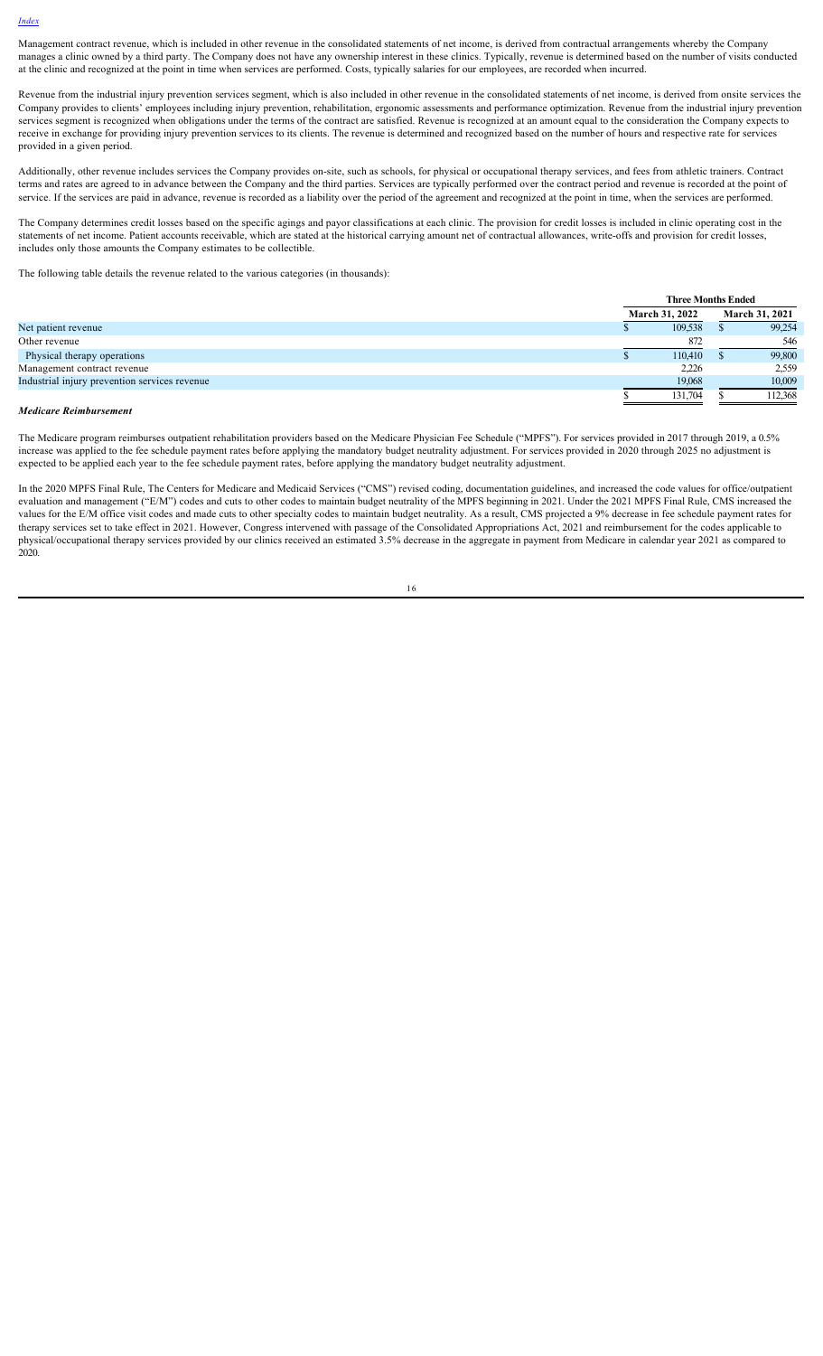[Index](#)

Management contract revenue, which is included in other revenue in the consolidated statements of net income, is derived from contractual arrangements whereby the Company manages a clinic owned by a third party. The Company does not have any ownership interest in these clinics. Typically, revenue is determined based on the number of visits conducted at the clinic and recognized at the point in time when services are performed. Costs, typically salaries for our employees, are recorded when incurred.

Revenue from the industrial injury prevention services segment, which is also included in other revenue in the consolidated statements of net income, is derived from onsite services the Company provides to clients' employees including injury prevention, rehabilitation, ergonomic assessments and performance optimization. Revenue from the industrial injury prevention services segment is recognized when obligations under the terms of the contract are satisfied. Revenue is recognized at an amount equal to the consideration the Company expects to receive in exchange for providing injury prevention services to its clients. The revenue is determined and recognized based on the number of hours and respective rate for services provided in a given period.

Additionally, other revenue includes services the Company provides on-site, such as schools, for physical or occupational therapy services, and fees from athletic trainers. Contract terms and rates are agreed to in advance between the Company and the third parties. Services are typically performed over the contract period and revenue is recorded at the point of service. If the services are paid in advance, revenue is recorded as a liability over the period of the agreement and recognized at the point in time, when the services are performed.

The Company determines credit losses based on the specific agings and payor classifications at each clinic. The provision for credit losses is included in clinic operating cost in the statements of net income. Patient accounts receivable, which are stated at the historical carrying amount net of contractual allowances, write-offs and provision for credit losses, includes only those amounts the Company estimates to be collectible.

The following table details the revenue related to the various categories (in thousands):

| | Three Months Ended | |
|---|---|---|
| | March 31, 2022 | March 31, 2021 |
| Net patient revenue | $ 109,538 | $ 99,254 |
| Other revenue | 872 | 546 |
| Physical therapy operations | $ 110,410 | $ 99,800 |
| Management contract revenue | 2,226 | 2,559 |
| Industrial injury prevention services revenue | 19,068 | 10,009 |
| | $ 131,704 | $ 112,368 |

***Medicare Reimbursement***

The Medicare program reimburses outpatient rehabilitation providers based on the Medicare Physician Fee Schedule ("MPFS"). For services provided in 2017 through 2019, a 0.5% increase was applied to the fee schedule payment rates before applying the mandatory budget neutrality adjustment. For services provided in 2020 through 2025 no adjustment is expected to be applied each year to the fee schedule payment rates, before applying the mandatory budget neutrality adjustment.

In the 2020 MPFS Final Rule, The Centers for Medicare and Medicaid Services ("CMS") revised coding, documentation guidelines, and increased the code values for office/outpatient evaluation and management ("E/M") codes and cuts to other codes to maintain budget neutrality of the MPFS beginning in 2021. Under the 2021 MPFS Final Rule, CMS increased the values for the E/M office visit codes and made cuts to other specialty codes to maintain budget neutrality. As a result, CMS projected a 9% decrease in fee schedule payment rates for therapy services set to take effect in 2021. However, Congress intervened with passage of the Consolidated Appropriations Act, 2021 and reimbursement for the codes applicable to physical/occupational therapy services provided by our clinics received an estimated 3.5% decrease in the aggregate in payment from Medicare in calendar year 2021 as compared to 2020.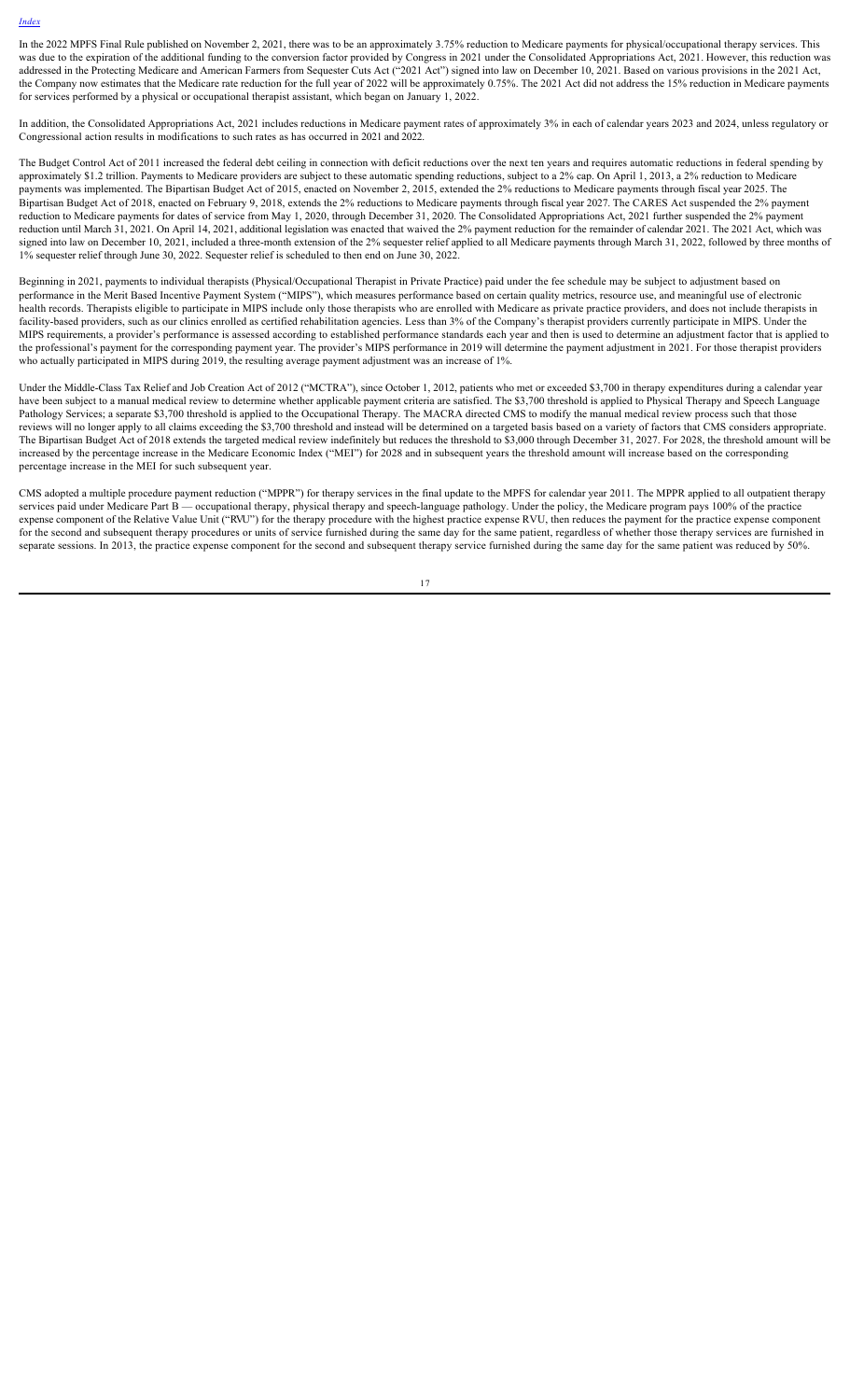In the 2022 MPFS Final Rule published on November 2, 2021, there was to be an approximately 3.75% reduction to Medicare payments for physical/occupational therapy services. This was due to the expiration of the additional funding to the conversion factor provided by Congress in 2021 under the Consolidated Appropriations Act, 2021. However, this reduction was addressed in the Protecting Medicare and American Farmers from Sequester Cuts Act ("2021 Act") signed into law on December 10, 2021. Based on various provisions in the 2021 Act, the Company now estimates that the Medicare rate reduction for the full year of 2022 will be approximately 0.75%. The 2021 Act did not address the 15% reduction in Medicare payments for services performed by a physical or occupational therapist assistant, which began on January 1, 2022.

In addition, the Consolidated Appropriations Act, 2021 includes reductions in Medicare payment rates of approximately 3% in each of calendar years 2023 and 2024, unless regulatory or Congressional action results in modifications to such rates as has occurred in 2021 and 2022.

The Budget Control Act of 2011 increased the federal debt ceiling in connection with deficit reductions over the next ten years and requires automatic reductions in federal spending by approximately $1.2 trillion. Payments to Medicare providers are subject to these automatic spending reductions, subject to a 2% cap. On April 1, 2013, a 2% reduction to Medicare payments was implemented. The Bipartisan Budget Act of 2015, enacted on November 2, 2015, extended the 2% reductions to Medicare payments through fiscal year 2025. The Bipartisan Budget Act of 2018, enacted on February 9, 2018, extends the 2% reductions to Medicare payments through fiscal year 2027. The CARES Act suspended the 2% payment reduction to Medicare payments for dates of service from May 1, 2020, through December 31, 2020. The Consolidated Appropriations Act, 2021 further suspended the 2% payment reduction until March 31, 2021. On April 14, 2021, additional legislation was enacted that waived the 2% payment reduction for the remainder of calendar 2021. The 2021 Act, which was signed into law on December 10, 2021, included a three-month extension of the 2% sequester relief applied to all Medicare payments through March 31, 2022, followed by three months of 1% sequester relief through June 30, 2022. Sequester relief is scheduled to then end on June 30, 2022.

Beginning in 2021, payments to individual therapists (Physical/Occupational Therapist in Private Practice) paid under the fee schedule may be subject to adjustment based on performance in the Merit Based Incentive Payment System ("MIPS"), which measures performance based on certain quality metrics, resource use, and meaningful use of electronic health records. Therapists eligible to participate in MIPS include only those therapists who are enrolled with Medicare as private practice providers, and does not include therapists in facility-based providers, such as our clinics enrolled as certified rehabilitation agencies. Less than 3% of the Company's therapist providers currently participate in MIPS. Under the MIPS requirements, a provider's performance is assessed according to established performance standards each year and then is used to determine an adjustment factor that is applied to the professional's payment for the corresponding payment year. The provider's MIPS performance in 2019 will determine the payment adjustment in 2021. For those therapist providers who actually participated in MIPS during 2019, the resulting average payment adjustment was an increase of 1%.

Under the Middle-Class Tax Relief and Job Creation Act of 2012 ("MCTRA"), since October 1, 2012, patients who met or exceeded $3,700 in therapy expenditures during a calendar year have been subject to a manual medical review to determine whether applicable payment criteria are satisfied. The $3,700 threshold is applied to Physical Therapy and Speech Language Pathology Services; a separate $3,700 threshold is applied to the Occupational Therapy. The MACRA directed CMS to modify the manual medical review process such that those reviews will no longer apply to all claims exceeding the $3,700 threshold and instead will be determined on a targeted basis based on a variety of factors that CMS considers appropriate. The Bipartisan Budget Act of 2018 extends the targeted medical review indefinitely but reduces the threshold to $3,000 through December 31, 2027. For 2028, the threshold amount will be increased by the percentage increase in the Medicare Economic Index ("MEI") for 2028 and in subsequent years the threshold amount will increase based on the corresponding percentage increase in the MEI for such subsequent year.

CMS adopted a multiple procedure payment reduction ("MPPR") for therapy services in the final update to the MPFS for calendar year 2011. The MPPR applied to all outpatient therapy services paid under Medicare Part B — occupational therapy, physical therapy and speech-language pathology. Under the policy, the Medicare program pays 100% of the practice expense component of the Relative Value Unit ("RVU") for the therapy procedure with the highest practice expense RVU, then reduces the payment for the practice expense component for the second and subsequent therapy procedures or units of service furnished during the same day for the same patient, regardless of whether those therapy services are furnished in separate sessions. In 2013, the practice expense component for the second and subsequent therapy service furnished during the same day for the same patient was reduced by 50%.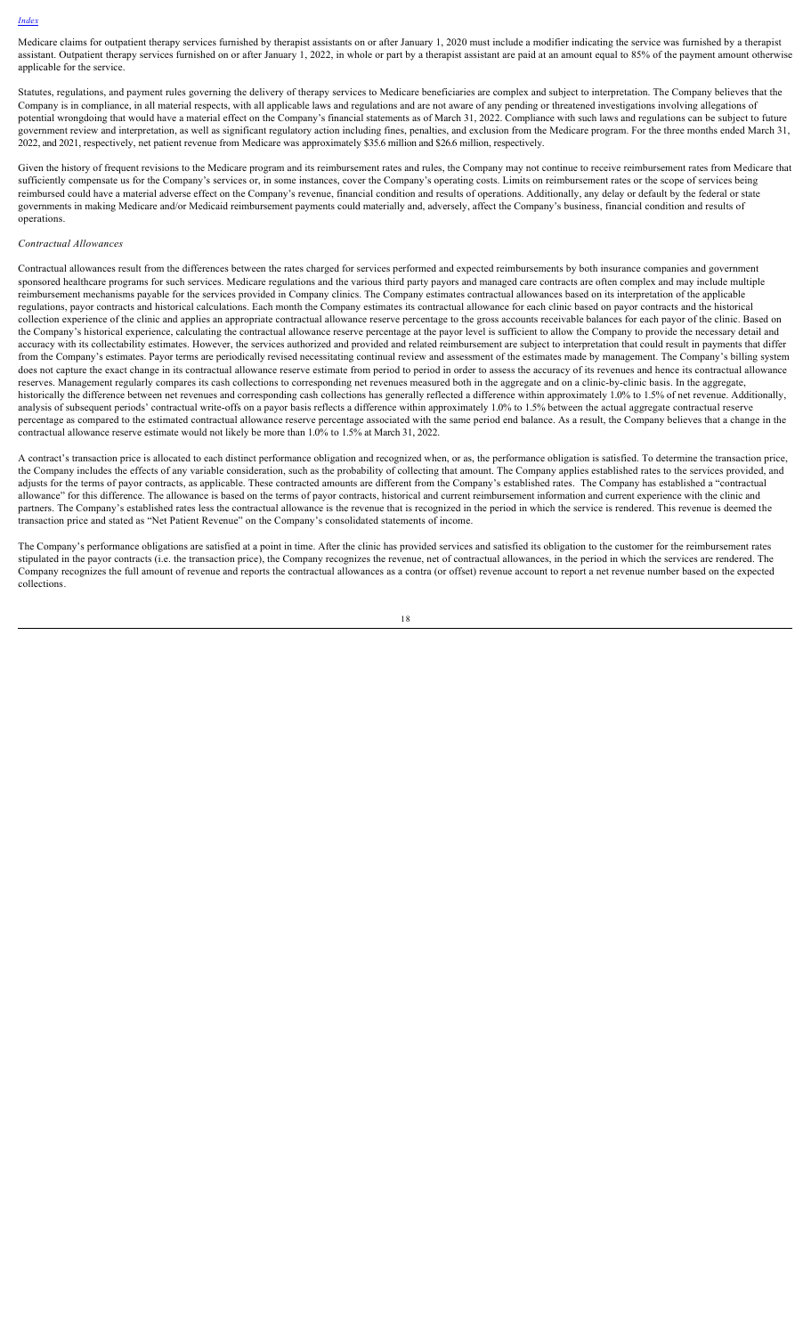Medicare claims for outpatient therapy services furnished by therapist assistants on or after January 1, 2020 must include a modifier indicating the service was furnished by a therapist assistant. Outpatient therapy services furnished on or after January 1, 2022, in whole or part by a therapist assistant are paid at an amount equal to 85% of the payment amount otherwise applicable for the service.

Statutes, regulations, and payment rules governing the delivery of therapy services to Medicare beneficiaries are complex and subject to interpretation. The Company believes that the Company is in compliance, in all material respects, with all applicable laws and regulations and are not aware of any pending or threatened investigations involving allegations of potential wrongdoing that would have a material effect on the Company's financial statements as of March 31, 2022. Compliance with such laws and regulations can be subject to future government review and interpretation, as well as significant regulatory action including fines, penalties, and exclusion from the Medicare program. For the three months ended March 31, 2022, and 2021, respectively, net patient revenue from Medicare was approximately $35.6 million and $26.6 million, respectively.

Given the history of frequent revisions to the Medicare program and its reimbursement rates and rules, the Company may not continue to receive reimbursement rates from Medicare that sufficiently compensate us for the Company's services or, in some instances, cover the Company's operating costs. Limits on reimbursement rates or the scope of services being reimbursed could have a material adverse effect on the Company's revenue, financial condition and results of operations. Additionally, any delay or default by the federal or state governments in making Medicare and/or Medicaid reimbursement payments could materially and, adversely, affect the Company's business, financial condition and results of operations.

*Contractual Allowances*

Contractual allowances result from the differences between the rates charged for services performed and expected reimbursements by both insurance companies and government sponsored healthcare programs for such services. Medicare regulations and the various third party payors and managed care contracts are often complex and may include multiple reimbursement mechanisms payable for the services provided in Company clinics. The Company estimates contractual allowances based on its interpretation of the applicable regulations, payor contracts and historical calculations. Each month the Company estimates its contractual allowance for each clinic based on payor contracts and the historical collection experience of the clinic and applies an appropriate contractual allowance reserve percentage to the gross accounts receivable balances for each payor of the clinic. Based on the Company's historical experience, calculating the contractual allowance reserve percentage at the payor level is sufficient to allow the Company to provide the necessary detail and accuracy with its collectability estimates. However, the services authorized and provided and related reimbursement are subject to interpretation that could result in payments that differ from the Company's estimates. Payor terms are periodically revised necessitating continual review and assessment of the estimates made by management. The Company's billing system does not capture the exact change in its contractual allowance reserve estimate from period to period in order to assess the accuracy of its revenues and hence its contractual allowance reserves. Management regularly compares its cash collections to corresponding net revenues measured both in the aggregate and on a clinic-by-clinic basis. In the aggregate, historically the difference between net revenues and corresponding cash collections has generally reflected a difference within approximately 1.0% to 1.5% of net revenue. Additionally, analysis of subsequent periods' contractual write-offs on a payor basis reflects a difference within approximately 1.0% to 1.5% between the actual aggregate contractual reserve percentage as compared to the estimated contractual allowance reserve percentage associated with the same period end balance. As a result, the Company believes that a change in the contractual allowance reserve estimate would not likely be more than 1.0% to 1.5% at March 31, 2022.

A contract's transaction price is allocated to each distinct performance obligation and recognized when, or as, the performance obligation is satisfied. To determine the transaction price, the Company includes the effects of any variable consideration, such as the probability of collecting that amount. The Company applies established rates to the services provided, and adjusts for the terms of payor contracts, as applicable. These contracted amounts are different from the Company's established rates. The Company has established a "contractual allowance" for this difference. The allowance is based on the terms of payor contracts, historical and current reimbursement information and current experience with the clinic and partners. The Company's established rates less the contractual allowance is the revenue that is recognized in the period in which the service is rendered. This revenue is deemed the transaction price and stated as "Net Patient Revenue" on the Company's consolidated statements of income.

The Company's performance obligations are satisfied at a point in time. After the clinic has provided services and satisfied its obligation to the customer for the reimbursement rates stipulated in the payor contracts (i.e. the transaction price), the Company recognizes the revenue, net of contractual allowances, in the period in which the services are rendered. The Company recognizes the full amount of revenue and reports the contractual allowances as a contra (or offset) revenue account to report a net revenue number based on the expected collections.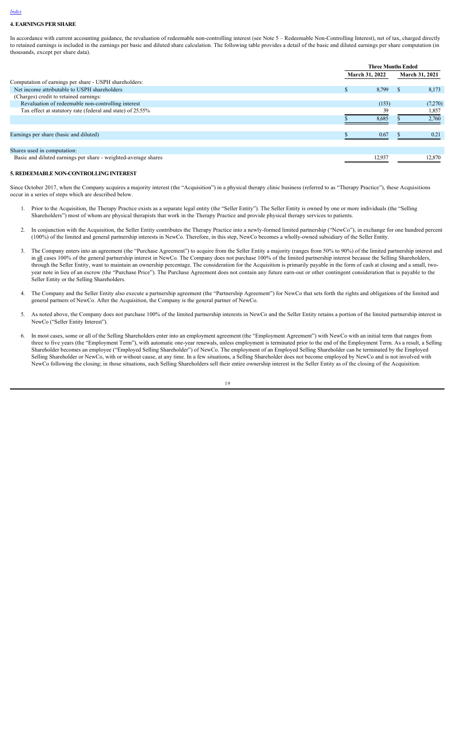## 4. EARNINGS PER SHARE

In accordance with current accounting guidance, the revaluation of redeemable non-controlling interest (see Note 5 – Redeemable Non-Controlling Interest), net of tax, charged directly to retained earnings is included in the earnings per basic and diluted share calculation. The following table provides a detail of the basic and diluted earnings per share computation (in thousands, except per share data).

| | Three Months Ended | |
|---|---|---|
| | March 31, 2022 | March 31, 2021 |
| Computation of earnings per share - USPH shareholders: | | |
| Net income attributable to USPH shareholders | $ 8,799 | $ 8,173 |
| (Charges) credit to retained earnings: | | |
| Revaluation of redeemable non-controlling interest | (153) | (7,270) |
| Tax effect at statutory rate (federal and state) of 25.55% | 39 | 1,857 |
| | $ 8,685 | $ 2,760 |
| Earnings per share (basic and diluted) | $ 0.67 | $ 0.21 |
| Shares used in computation: | | |
| Basic and diluted earnings per share - weighted-average shares | 12,937 | 12,870 |

## 5. REDEEMABLE NON-CONTROLLING INTEREST

Since October 2017, when the Company acquires a majority interest (the "Acquisition") in a physical therapy clinic business (referred to as "Therapy Practice"), these Acquisitions occur in a series of steps which are described below.

1. Prior to the Acquisition, the Therapy Practice exists as a separate legal entity (the "Seller Entity"). The Seller Entity is owned by one or more individuals (the "Selling Shareholders") most of whom are physical therapists that work in the Therapy Practice and provide physical therapy services to patients.

2. In conjunction with the Acquisition, the Seller Entity contributes the Therapy Practice into a newly-formed limited partnership ("NewCo"), in exchange for one hundred percent (100%) of the limited and general partnership interests in NewCo. Therefore, in this step, NewCo becomes a wholly-owned subsidiary of the Seller Entity.

3. The Company enters into an agreement (the "Purchase Agreement") to acquire from the Seller Entity a majority (ranges from 50% to 90%) of the limited partnership interest and in all cases 100% of the general partnership interest in NewCo. The Company does not purchase 100% of the limited partnership interest because the Selling Shareholders, through the Seller Entity, want to maintain an ownership percentage. The consideration for the Acquisition is primarily payable in the form of cash at closing and a small, two-year note in lieu of an escrow (the "Purchase Price"). The Purchase Agreement does not contain any future earn-out or other contingent consideration that is payable to the Seller Entity or the Selling Shareholders.

4. The Company and the Seller Entity also execute a partnership agreement (the "Partnership Agreement") for NewCo that sets forth the rights and obligations of the limited and general partners of NewCo. After the Acquisition, the Company is the general partner of NewCo.

5. As noted above, the Company does not purchase 100% of the limited partnership interests in NewCo and the Seller Entity retains a portion of the limited partnership interest in NewCo ("Seller Entity Interest").

6. In most cases, some or all of the Selling Shareholders enter into an employment agreement (the "Employment Agreement") with NewCo with an initial term that ranges from three to five years (the "Employment Term"), with automatic one-year renewals, unless employment is terminated prior to the end of the Employment Term. As a result, a Selling Shareholder becomes an employee ("Employed Selling Shareholder") of NewCo. The employment of an Employed Selling Shareholder can be terminated by the Employed Selling Shareholder or NewCo, with or without cause, at any time. In a few situations, a Selling Shareholder does not become employed by NewCo and is not involved with NewCo following the closing; in those situations, such Selling Shareholders sell their entire ownership interest in the Seller Entity as of the closing of the Acquisition.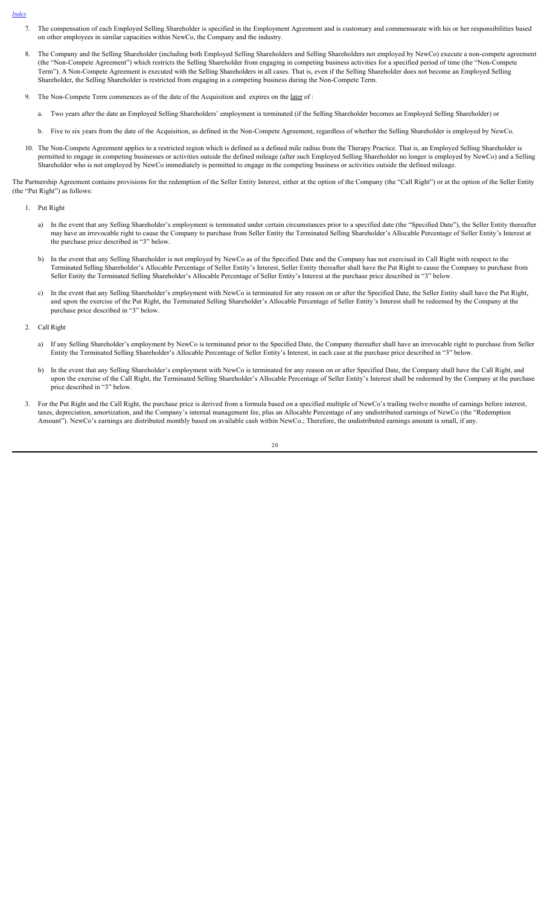7. The compensation of each Employed Selling Shareholder is specified in the Employment Agreement and is customary and commensurate with his or her responsibilities based on other employees in similar capacities within NewCo, the Company and the industry.

8. The Company and the Selling Shareholder (including both Employed Selling Shareholders and Selling Shareholders not employed by NewCo) execute a non-compete agreement (the "Non-Compete Agreement") which restricts the Selling Shareholder from engaging in competing business activities for a specified period of time (the "Non-Compete Term"). A Non-Compete Agreement is executed with the Selling Shareholders in all cases. That is, even if the Selling Shareholder does not become an Employed Selling Shareholder, the Selling Shareholder is restricted from engaging in a competing business during the Non-Compete Term.

9. The Non-Compete Term commences as of the date of the Acquisition and expires on the later of :

   a. Two years after the date an Employed Selling Shareholders' employment is terminated (if the Selling Shareholder becomes an Employed Selling Shareholder) or

   b. Five to six years from the date of the Acquisition, as defined in the Non-Compete Agreement, regardless of whether the Selling Shareholder is employed by NewCo.

10. The Non-Compete Agreement applies to a restricted region which is defined as a defined mile radius from the Therapy Practice. That is, an Employed Selling Shareholder is permitted to engage in competing businesses or activities outside the defined mileage (after such Employed Selling Shareholder no longer is employed by NewCo) and a Selling Shareholder who is not employed by NewCo immediately is permitted to engage in the competing business or activities outside the defined mileage.

The Partnership Agreement contains provisions for the redemption of the Seller Entity Interest, either at the option of the Company (the "Call Right") or at the option of the Seller Entity (the "Put Right") as follows:

1. Put Right

   a) In the event that any Selling Shareholder's employment is terminated under certain circumstances prior to a specified date (the "Specified Date"), the Seller Entity thereafter may have an irrevocable right to cause the Company to purchase from Seller Entity the Terminated Selling Shareholder's Allocable Percentage of Seller Entity's Interest at the purchase price described in "3" below.

   b) In the event that any Selling Shareholder is not employed by NewCo as of the Specified Date and the Company has not exercised its Call Right with respect to the Terminated Selling Shareholder's Allocable Percentage of Seller Entity's Interest, Seller Entity thereafter shall have the Put Right to cause the Company to purchase from Seller Entity the Terminated Selling Shareholder's Allocable Percentage of Seller Entity's Interest at the purchase price described in "3" below.

   c) In the event that any Selling Shareholder's employment with NewCo is terminated for any reason on or after the Specified Date, the Seller Entity shall have the Put Right, and upon the exercise of the Put Right, the Terminated Selling Shareholder's Allocable Percentage of Seller Entity's Interest shall be redeemed by the Company at the purchase price described in "3" below.

2. Call Right

   a) If any Selling Shareholder's employment by NewCo is terminated prior to the Specified Date, the Company thereafter shall have an irrevocable right to purchase from Seller Entity the Terminated Selling Shareholder's Allocable Percentage of Seller Entity's Interest, in each case at the purchase price described in "3" below.

   b) In the event that any Selling Shareholder's employment with NewCo is terminated for any reason on or after Specified Date, the Company shall have the Call Right, and upon the exercise of the Call Right, the Terminated Selling Shareholder's Allocable Percentage of Seller Entity's Interest shall be redeemed by the Company at the purchase price described in "3" below.

3. For the Put Right and the Call Right, the purchase price is derived from a formula based on a specified multiple of NewCo's trailing twelve months of earnings before interest, taxes, depreciation, amortization, and the Company's internal management fee, plus an Allocable Percentage of any undistributed earnings of NewCo (the "Redemption Amount"). NewCo's earnings are distributed monthly based on available cash within NewCo.; Therefore, the undistributed earnings amount is small, if any.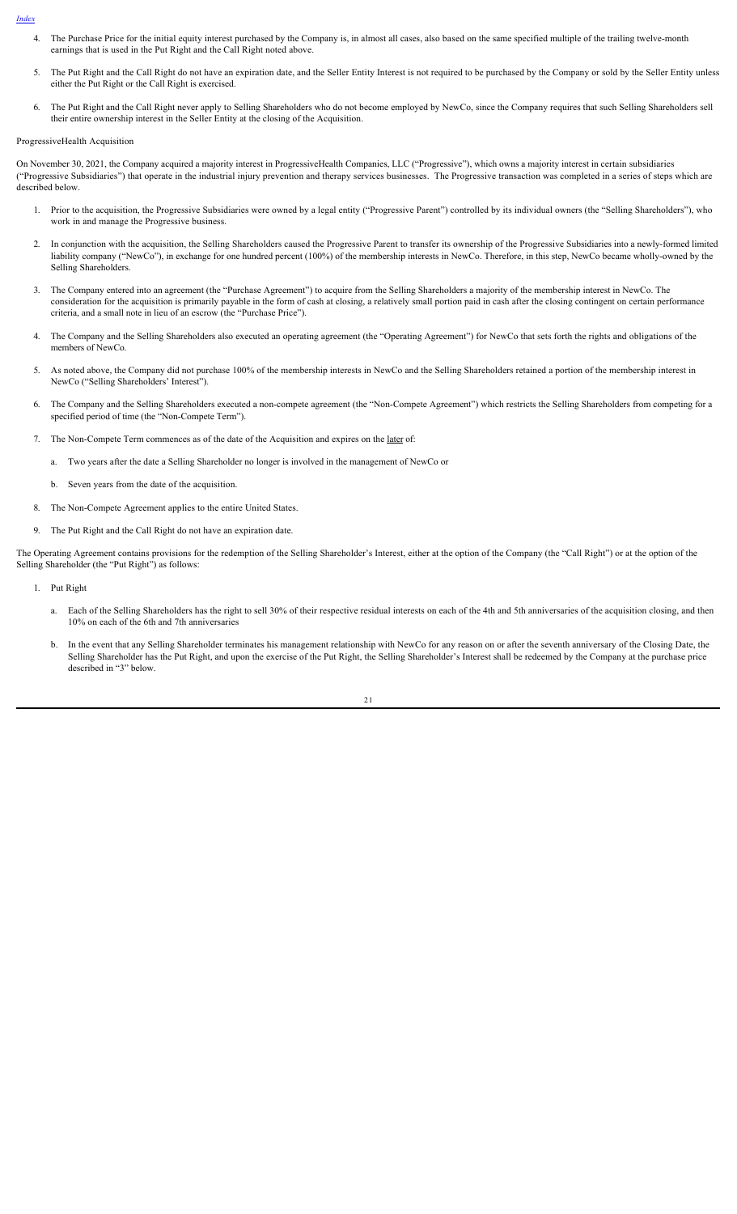4. The Purchase Price for the initial equity interest purchased by the Company is, in almost all cases, also based on the same specified multiple of the trailing twelve-month earnings that is used in the Put Right and the Call Right noted above.

5. The Put Right and the Call Right do not have an expiration date, and the Seller Entity Interest is not required to be purchased by the Company or sold by the Seller Entity unless either the Put Right or the Call Right is exercised.

6. The Put Right and the Call Right never apply to Selling Shareholders who do not become employed by NewCo, since the Company requires that such Selling Shareholders sell their entire ownership interest in the Seller Entity at the closing of the Acquisition.

ProgressiveHealth Acquisition

On November 30, 2021, the Company acquired a majority interest in ProgressiveHealth Companies, LLC ("Progressive"), which owns a majority interest in certain subsidiaries ("Progressive Subsidiaries") that operate in the industrial injury prevention and therapy services businesses. The Progressive transaction was completed in a series of steps which are described below.

1. Prior to the acquisition, the Progressive Subsidiaries were owned by a legal entity ("Progressive Parent") controlled by its individual owners (the "Selling Shareholders"), who work in and manage the Progressive business.

2. In conjunction with the acquisition, the Selling Shareholders caused the Progressive Parent to transfer its ownership of the Progressive Subsidiaries into a newly-formed limited liability company ("NewCo"), in exchange for one hundred percent (100%) of the membership interests in NewCo. Therefore, in this step, NewCo became wholly-owned by the Selling Shareholders.

3. The Company entered into an agreement (the "Purchase Agreement") to acquire from the Selling Shareholders a majority of the membership interest in NewCo. The consideration for the acquisition is primarily payable in the form of cash at closing, a relatively small portion paid in cash after the closing contingent on certain performance criteria, and a small note in lieu of an escrow (the "Purchase Price").

4. The Company and the Selling Shareholders also executed an operating agreement (the "Operating Agreement") for NewCo that sets forth the rights and obligations of the members of NewCo.

5. As noted above, the Company did not purchase 100% of the membership interests in NewCo and the Selling Shareholders retained a portion of the membership interest in NewCo ("Selling Shareholders' Interest").

6. The Company and the Selling Shareholders executed a non-compete agreement (the "Non-Compete Agreement") which restricts the Selling Shareholders from competing for a specified period of time (the "Non-Compete Term").

7. The Non-Compete Term commences as of the date of the Acquisition and expires on the later of:

   a. Two years after the date a Selling Shareholder no longer is involved in the management of NewCo or

   b. Seven years from the date of the acquisition.

8. The Non-Compete Agreement applies to the entire United States.

9. The Put Right and the Call Right do not have an expiration date.

The Operating Agreement contains provisions for the redemption of the Selling Shareholder's Interest, either at the option of the Company (the "Call Right") or at the option of the Selling Shareholder (the "Put Right") as follows:

1. Put Right

   a. Each of the Selling Shareholders has the right to sell 30% of their respective residual interests on each of the 4th and 5th anniversaries of the acquisition closing, and then 10% on each of the 6th and 7th anniversaries

   b. In the event that any Selling Shareholder terminates his management relationship with NewCo for any reason on or after the seventh anniversary of the Closing Date, the Selling Shareholder has the Put Right, and upon the exercise of the Put Right, the Selling Shareholder's Interest shall be redeemed by the Company at the purchase price described in "3" below.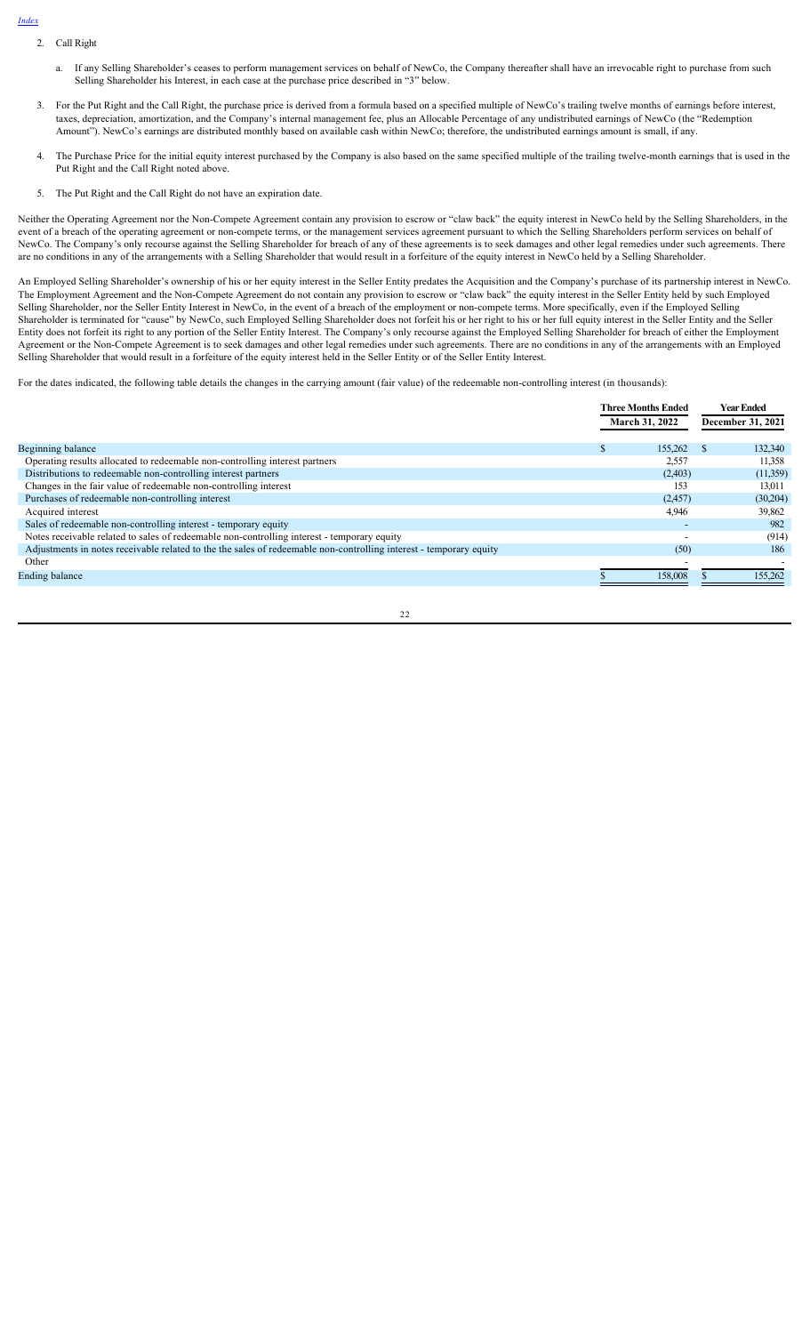2. Call Right

   a. If any Selling Shareholder's ceases to perform management services on behalf of NewCo, the Company thereafter shall have an irrevocable right to purchase from such Selling Shareholder his Interest, in each case at the purchase price described in "3" below.

3. For the Put Right and the Call Right, the purchase price is derived from a formula based on a specified multiple of NewCo's trailing twelve months of earnings before interest, taxes, depreciation, amortization, and the Company's internal management fee, plus an Allocable Percentage of any undistributed earnings of NewCo (the "Redemption Amount"). NewCo's earnings are distributed monthly based on available cash within NewCo; therefore, the undistributed earnings amount is small, if any.

4. The Purchase Price for the initial equity interest purchased by the Company is also based on the same specified multiple of the trailing twelve-month earnings that is used in the Put Right and the Call Right noted above.

5. The Put Right and the Call Right do not have an expiration date.

Neither the Operating Agreement nor the Non-Compete Agreement contain any provision to escrow or "claw back" the equity interest in NewCo held by the Selling Shareholders, in the event of a breach of the operating agreement or non-compete terms, or the management services agreement pursuant to which the Selling Shareholders perform services on behalf of NewCo. The Company's only recourse against the Selling Shareholder for breach of any of these agreements is to seek damages and other legal remedies under such agreements. There are no conditions in any of the arrangements with a Selling Shareholder that would result in a forfeiture of the equity interest in NewCo held by a Selling Shareholder.

An Employed Selling Shareholder's ownership of his or her equity interest in the Seller Entity predates the Acquisition and the Company's purchase of its partnership interest in NewCo. The Employment Agreement and the Non-Compete Agreement do not contain any provision to escrow or "claw back" the equity interest in the Seller Entity held by such Employed Selling Shareholder, nor the Seller Entity Interest in NewCo, in the event of a breach of the employment or non-compete terms. More specifically, even if the Employed Selling Shareholder is terminated for "cause" by NewCo, such Employed Selling Shareholder does not forfeit his or her right to his or her full equity interest in the Seller Entity and the Seller Entity does not forfeit its right to any portion of the Seller Entity Interest. The Company's only recourse against the Employed Selling Shareholder for breach of either the Employment Agreement or the Non-Compete Agreement is to seek damages and other legal remedies under such agreements. There are no conditions in any of the arrangements with an Employed Selling Shareholder that would result in a forfeiture of the equity interest held in the Seller Entity or of the Seller Entity Interest.

For the dates indicated, the following table details the changes in the carrying amount (fair value) of the redeemable non-controlling interest (in thousands):

| | Three Months Ended March 31, 2022 | Year Ended December 31, 2021 |
|---|---|---|
| Beginning balance | $ 155,262 | $ 132,340 |
| Operating results allocated to redeemable non-controlling interest partners | 2,557 | 11,358 |
| Distributions to redeemable non-controlling interest partners | (2,403) | (11,359) |
| Changes in the fair value of redeemable non-controlling interest | 153 | 13,011 |
| Purchases of redeemable non-controlling interest | (2,457) | (30,204) |
| Acquired interest | 4,946 | 39,862 |
| Sales of redeemable non-controlling interest - temporary equity | - | 982 |
| Notes receivable related to sales of redeemable non-controlling interest - temporary equity | - | (914) |
| Adjustments in notes receivable related to the the sales of redeemable non-controlling interest - temporary equity | (50) | 186 |
| Other | - | - |
| Ending balance | $ 158,008 | $ 155,262 |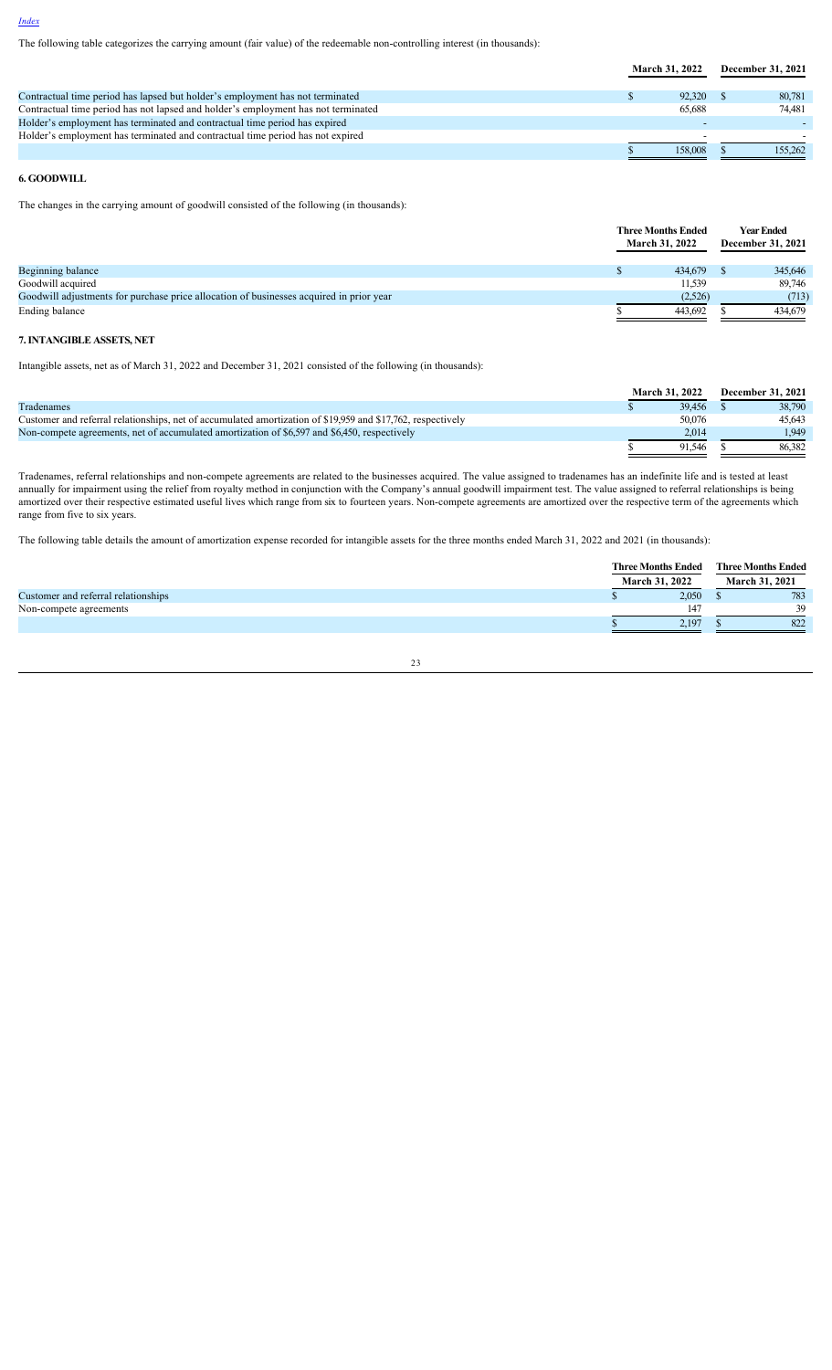*Index*

The following table categorizes the carrying amount (fair value) of the redeemable non-controlling interest (in thousands):

| | March 31, 2022 | December 31, 2021 |
|---|---|---|
| Contractual time period has lapsed but holder's employment has not terminated | $ 92,320 | $ 80,781 |
| Contractual time period has not lapsed and holder's employment has not terminated | 65,688 | 74,481 |
| Holder's employment has terminated and contractual time period has expired | - | - |
| Holder's employment has terminated and contractual time period has not expired | - | - |
| | $ 158,008 | $ 155,262 |

## 6. GOODWILL

The changes in the carrying amount of goodwill consisted of the following (in thousands):

| | Three Months Ended March 31, 2022 | Year Ended December 31, 2021 |
|---|---|---|
| Beginning balance | $ 434,679 | $ 345,646 |
| Goodwill acquired | 11,539 | 89,746 |
| Goodwill adjustments for purchase price allocation of businesses acquired in prior year | (2,526) | (713) |
| Ending balance | $ 443,692 | $ 434,679 |

## 7. INTANGIBLE ASSETS, NET

Intangible assets, net as of March 31, 2022 and December 31, 2021 consisted of the following (in thousands):

| | March 31, 2022 | December 31, 2021 |
|---|---|---|
| Tradenames | $ 39,456 | $ 38,790 |
| Customer and referral relationships, net of accumulated amortization of $19,959 and $17,762, respectively | 50,076 | 45,643 |
| Non-compete agreements, net of accumulated amortization of $6,597 and $6,450, respectively | 2,014 | 1,949 |
| | $ 91,546 | $ 86,382 |

Tradenames, referral relationships and non-compete agreements are related to the businesses acquired. The value assigned to tradenames has an indefinite life and is tested at least annually for impairment using the relief from royalty method in conjunction with the Company's annual goodwill impairment test. The value assigned to referral relationships is being amortized over their respective estimated useful lives which range from six to fourteen years. Non-compete agreements are amortized over the respective term of the agreements which range from five to six years.

The following table details the amount of amortization expense recorded for intangible assets for the three months ended March 31, 2022 and 2021 (in thousands):

| | Three Months Ended March 31, 2022 | Three Months Ended March 31, 2021 |
|---|---|---|
| Customer and referral relationships | $ 2,050 | $ 783 |
| Non-compete agreements | 147 | 39 |
| | $ 2,197 | $ 822 |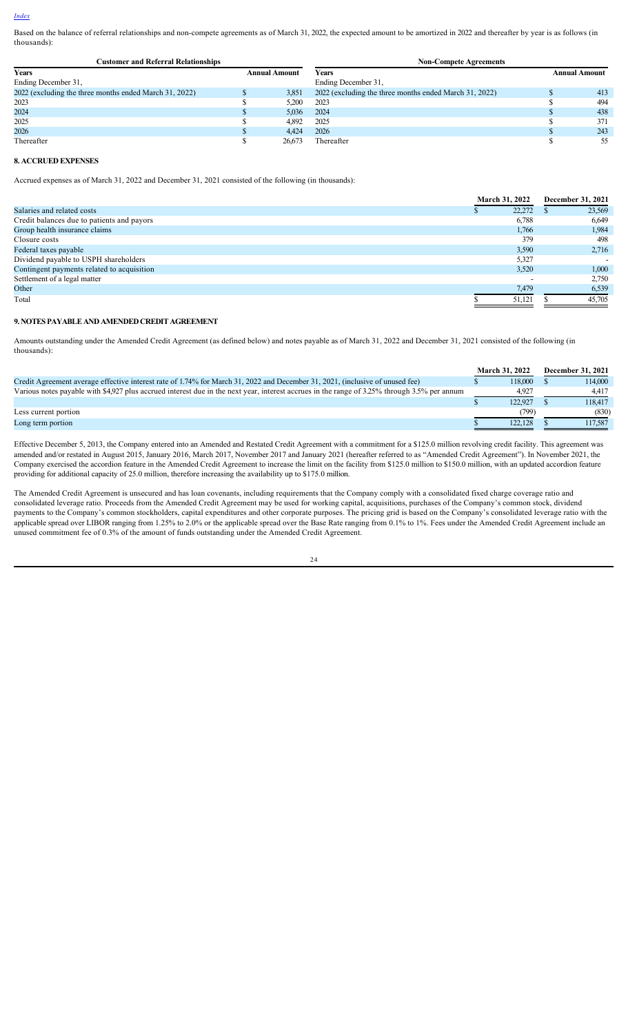[Index](#)

Based on the balance of referral relationships and non-compete agreements as of March 31, 2022, the expected amount to be amortized in 2022 and thereafter by year is as follows (in thousands):

| Customer and Referral Relationships | | | Non-Compete Agreements | | |
|---|---|---|---|---|---|
| Years | | Annual Amount | Years | | Annual Amount |
| Ending December 31, | | | Ending December 31, | | |
| 2022 (excluding the three months ended March 31, 2022) | $ | 3,851 | 2022 (excluding the three months ended March 31, 2022) | $ | 413 |
| 2023 | $ | 5,200 | 2023 | $ | 494 |
| 2024 | $ | 5,036 | 2024 | $ | 438 |
| 2025 | $ | 4,892 | 2025 | $ | 371 |
| 2026 | $ | 4,424 | 2026 | $ | 243 |
| Thereafter | $ | 26,673 | Thereafter | $ | 55 |

**8. ACCRUED EXPENSES**

Accrued expenses as of March 31, 2022 and December 31, 2021 consisted of the following (in thousands):

| | March 31, 2022 | December 31, 2021 |
|---|---|---|
| Salaries and related costs | $ 22,272 | $ 23,569 |
| Credit balances due to patients and payors | 6,788 | 6,649 |
| Group health insurance claims | 1,766 | 1,984 |
| Closure costs | 379 | 498 |
| Federal taxes payable | 3,590 | 2,716 |
| Dividend payable to USPH shareholders | 5,327 | - |
| Contingent payments related to acquisition | 3,520 | 1,000 |
| Settlement of a legal matter | - | 2,750 |
| Other | 7,479 | 6,539 |
| Total | $ 51,121 | $ 45,705 |

**9. NOTES PAYABLE AND AMENDED CREDIT AGREEMENT**

Amounts outstanding under the Amended Credit Agreement (as defined below) and notes payable as of March 31, 2022 and December 31, 2021 consisted of the following (in thousands):

| | March 31, 2022 | December 31, 2021 |
|---|---|---|
| Credit Agreement average effective interest rate of 1.74% for March 31, 2022 and December 31, 2021, (inclusive of unused fee) | $ 118,000 | $ 114,000 |
| Various notes payable with $4,927 plus accrued interest due in the next year, interest accrues in the range of 3.25% through 3.5% per annum | 4,927 | 4,417 |
| | $ 122,927 | $ 118,417 |
| Less current portion | (799) | (830) |
| Long term portion | $ 122,128 | $ 117,587 |

Effective December 5, 2013, the Company entered into an Amended and Restated Credit Agreement with a commitment for a $125.0 million revolving credit facility. This agreement was amended and/or restated in August 2015, January 2016, March 2017, November 2017 and January 2021 (hereafter referred to as "Amended Credit Agreement"). In November 2021, the Company exercised the accordion feature in the Amended Credit Agreement to increase the limit on the facility from $125.0 million to $150.0 million, with an updated accordion feature providing for additional capacity of 25.0 million, therefore increasing the availability up to $175.0 million.

The Amended Credit Agreement is unsecured and has loan covenants, including requirements that the Company comply with a consolidated fixed charge coverage ratio and consolidated leverage ratio. Proceeds from the Amended Credit Agreement may be used for working capital, acquisitions, purchases of the Company's common stock, dividend payments to the Company's common stockholders, capital expenditures and other corporate purposes. The pricing grid is based on the Company's consolidated leverage ratio with the applicable spread over LIBOR ranging from 1.25% to 2.0% or the applicable spread over the Base Rate ranging from 0.1% to 1%. Fees under the Amended Credit Agreement include an unused commitment fee of 0.3% of the amount of funds outstanding under the Amended Credit Agreement.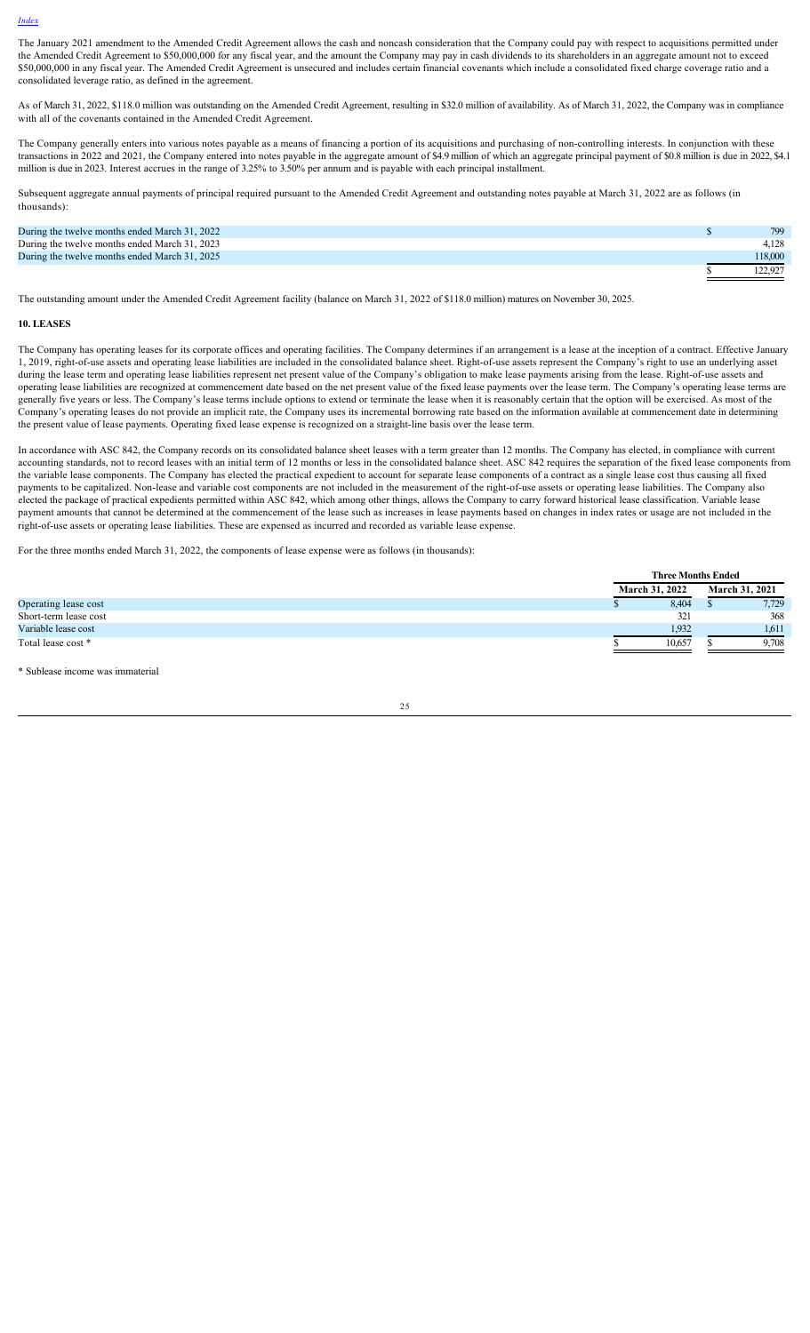[Index](#)

The January 2021 amendment to the Amended Credit Agreement allows the cash and noncash consideration that the Company could pay with respect to acquisitions permitted under the Amended Credit Agreement to $50,000,000 for any fiscal year, and the amount the Company may pay in cash dividends to its shareholders in an aggregate amount not to exceed $50,000,000 in any fiscal year. The Amended Credit Agreement is unsecured and includes certain financial covenants which include a consolidated fixed charge coverage ratio and a consolidated leverage ratio, as defined in the agreement.

As of March 31, 2022, $118.0 million was outstanding on the Amended Credit Agreement, resulting in $32.0 million of availability. As of March 31, 2022, the Company was in compliance with all of the covenants contained in the Amended Credit Agreement.

The Company generally enters into various notes payable as a means of financing a portion of its acquisitions and purchasing of non-controlling interests. In conjunction with these transactions in 2022 and 2021, the Company entered into notes payable in the aggregate amount of $4.9 million of which an aggregate principal payment of $0.8 million is due in 2022, $4.1 million is due in 2023. Interest accrues in the range of 3.25% to 3.50% per annum and is payable with each principal installment.

Subsequent aggregate annual payments of principal required pursuant to the Amended Credit Agreement and outstanding notes payable at March 31, 2022 are as follows (in thousands):

| | |
|---|---|
| During the twelve months ended March 31, 2022 | $ 799 |
| During the twelve months ended March 31, 2023 | 4,128 |
| During the twelve months ended March 31, 2025 | 118,000 |
| | $ 122,927 |

The outstanding amount under the Amended Credit Agreement facility (balance on March 31, 2022 of $118.0 million) matures on November 30, 2025.

## 10. LEASES

The Company has operating leases for its corporate offices and operating facilities. The Company determines if an arrangement is a lease at the inception of a contract. Effective January 1, 2019, right-of-use assets and operating lease liabilities are included in the consolidated balance sheet. Right-of-use assets represent the Company's right to use an underlying asset during the lease term and operating lease liabilities represent net present value of the Company's obligation to make lease payments arising from the lease. Right-of-use assets and operating lease liabilities are recognized at commencement date based on the net present value of the fixed lease payments over the lease term. The Company's operating lease terms are generally five years or less. The Company's lease terms include options to extend or terminate the lease when it is reasonably certain that the option will be exercised. As most of the Company's operating leases do not provide an implicit rate, the Company uses its incremental borrowing rate based on the information available at commencement date in determining the present value of lease payments. Operating fixed lease expense is recognized on a straight-line basis over the lease term.

In accordance with ASC 842, the Company records on its consolidated balance sheet leases with a term greater than 12 months. The Company has elected, in compliance with current accounting standards, not to record leases with an initial term of 12 months or less in the consolidated balance sheet. ASC 842 requires the separation of the fixed lease components from the variable lease components. The Company has elected the practical expedient to account for separate lease components of a contract as a single lease cost thus causing all fixed payments to be capitalized. Non-lease and variable cost components are not included in the measurement of the right-of-use assets or operating lease liabilities. The Company also elected the package of practical expedients permitted within ASC 842, which among other things, allows the Company to carry forward historical lease classification. Variable lease payment amounts that cannot be determined at the commencement of the lease such as increases in lease payments based on changes in index rates or usage are not included in the right-of-use assets or operating lease liabilities. These are expensed as incurred and recorded as variable lease expense.

For the three months ended March 31, 2022, the components of lease expense were as follows (in thousands):

| | Three Months Ended | |
|---|---|---|
| | March 31, 2022 | March 31, 2021 |
| Operating lease cost | $ 8,404 | $ 7,729 |
| Short-term lease cost | 321 | 368 |
| Variable lease cost | 1,932 | 1,611 |
| Total lease cost * | $ 10,657 | $ 9,708 |

* Sublease income was immaterial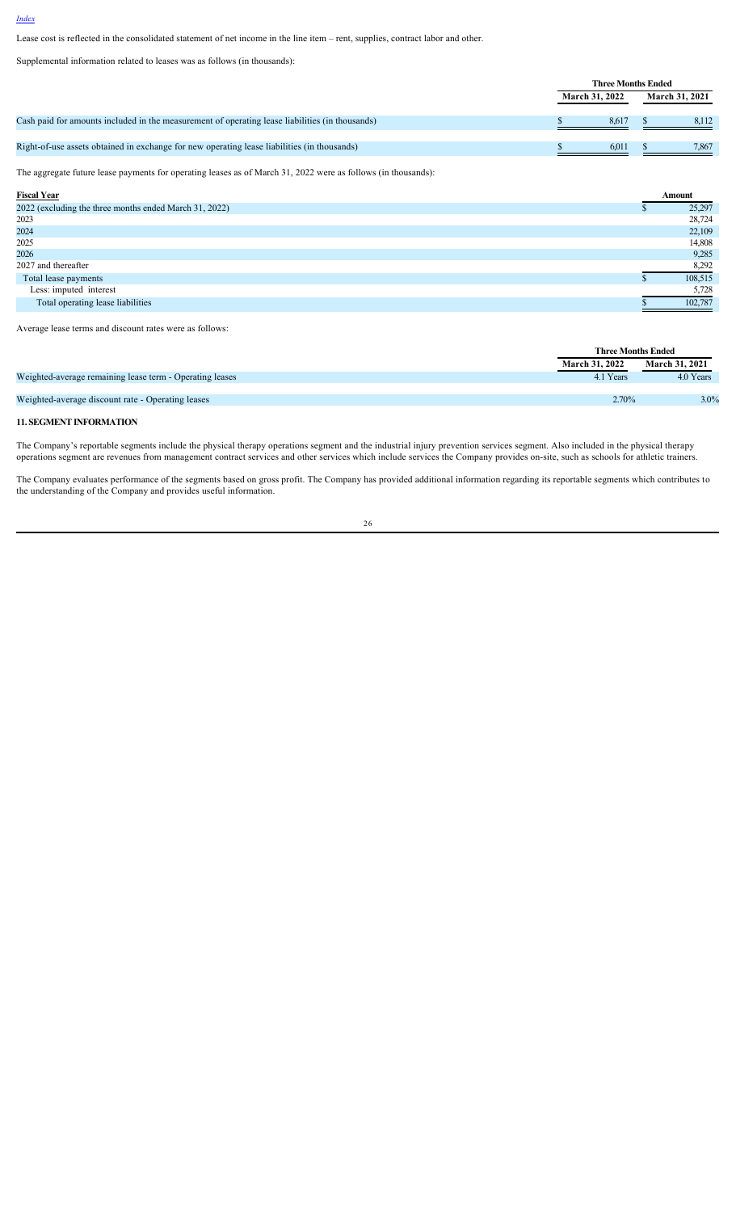*Index*

Lease cost is reflected in the consolidated statement of net income in the line item – rent, supplies, contract labor and other.

Supplemental information related to leases was as follows (in thousands):

| | Three Months Ended | |
|---|---|---|
| | March 31, 2022 | March 31, 2021 |
| Cash paid for amounts included in the measurement of operating lease liabilities (in thousands) | $ 8,617 | $ 8,112 |
| Right-of-use assets obtained in exchange for new operating lease liabilities (in thousands) | $ 6,011 | $ 7,867 |

The aggregate future lease payments for operating leases as of March 31, 2022 were as follows (in thousands):

| Fiscal Year | Amount |
|---|---|
| 2022 (excluding the three months ended March 31, 2022) | $ 25,297 |
| 2023 | 28,724 |
| 2024 | 22,109 |
| 2025 | 14,808 |
| 2026 | 9,285 |
| 2027 and thereafter | 8,292 |
| Total lease payments | $ 108,515 |
| Less: imputed interest | 5,728 |
| Total operating lease liabilities | $ 102,787 |

Average lease terms and discount rates were as follows:

| | Three Months Ended | |
|---|---|---|
| | March 31, 2022 | March 31, 2021 |
| Weighted-average remaining lease term - Operating leases | 4.1 Years | 4.0 Years |
| Weighted-average discount rate - Operating leases | 2.70% | 3.0% |

**11. SEGMENT INFORMATION**

The Company's reportable segments include the physical therapy operations segment and the industrial injury prevention services segment. Also included in the physical therapy operations segment are revenues from management contract services and other services which include services the Company provides on-site, such as schools for athletic trainers.

The Company evaluates performance of the segments based on gross profit. The Company has provided additional information regarding its reportable segments which contributes to the understanding of the Company and provides useful information.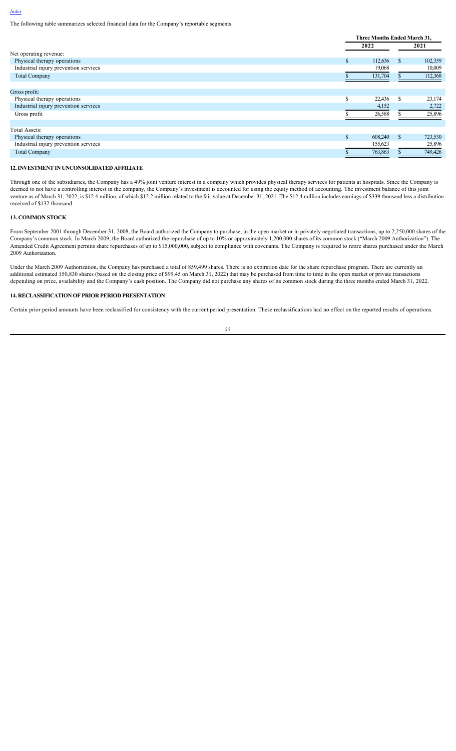*Index*

The following table summarizes selected financial data for the Company's reportable segments.

| | Three Months Ended March 31, | | | |
|---|---|---|---|---|
| | 2022 | | 2021 | |
| Net operating revenue: | | | | |
| Physical therapy operations | $ | 112,636 | $ | 102,359 |
| Industrial injury prevention services | | 19,068 | | 10,009 |
| Total Company | $ | 131,704 | $ | 112,368 |
| | | | | |
| Gross profit: | | | | |
| Physical therapy operations | $ | 22,436 | $ | 23,174 |
| Industrial injury prevention services | | 4,152 | | 2,722 |
| Gross profit | $ | 26,588 | $ | 25,896 |
| | | | | |
| Total Assets: | | | | |
| Physical therapy operations | $ | 608,240 | $ | 723,530 |
| Industrial injury prevention services | | 155,623 | | 25,896 |
| Total Company | $ | 763,863 | $ | 749,426 |

**12. INVESTMENT IN UNCONSOLIDATED AFFILIATE**

Through one of the subsidiaries, the Company has a 49% joint venture interest in a company which provides physical therapy services for patients at hospitals. Since the Company is deemed to not have a controlling interest in the company, the Company's investment is accounted for using the equity method of accounting. The investment balance of this joint venture as of March 31, 2022, is $12.4 million, of which $12.2 million related to the fair value at December 31, 2021. The $12.4 million includes earnings of $339 thousand less a distribution received of $132 thousand.

**13. COMMON STOCK**

From September 2001 through December 31, 2008, the Board authorized the Company to purchase, in the open market or in privately negotiated transactions, up to 2,250,000 shares of the Company's common stock. In March 2009, the Board authorized the repurchase of up to 10% or approximately 1,200,000 shares of its common stock ("March 2009 Authorization"). The Amended Credit Agreement permits share repurchases of up to $15,000,000, subject to compliance with covenants. The Company is required to retire shares purchased under the March 2009 Authorization.

Under the March 2009 Authorization, the Company has purchased a total of 859,499 shares. There is no expiration date for the share repurchase program. There are currently an additional estimated 150,830 shares (based on the closing price of $99.45 on March 31, 2022) that may be purchased from time to time in the open market or private transactions depending on price, availability and the Company's cash position. The Company did not purchase any shares of its common stock during the three months ended March 31, 2022.

**14. RECLASSIFICATION OF PRIOR PERIOD PRESENTATION**

Certain prior period amounts have been reclassified for consistency with the current period presentation. These reclassifications had no effect on the reported results of operations.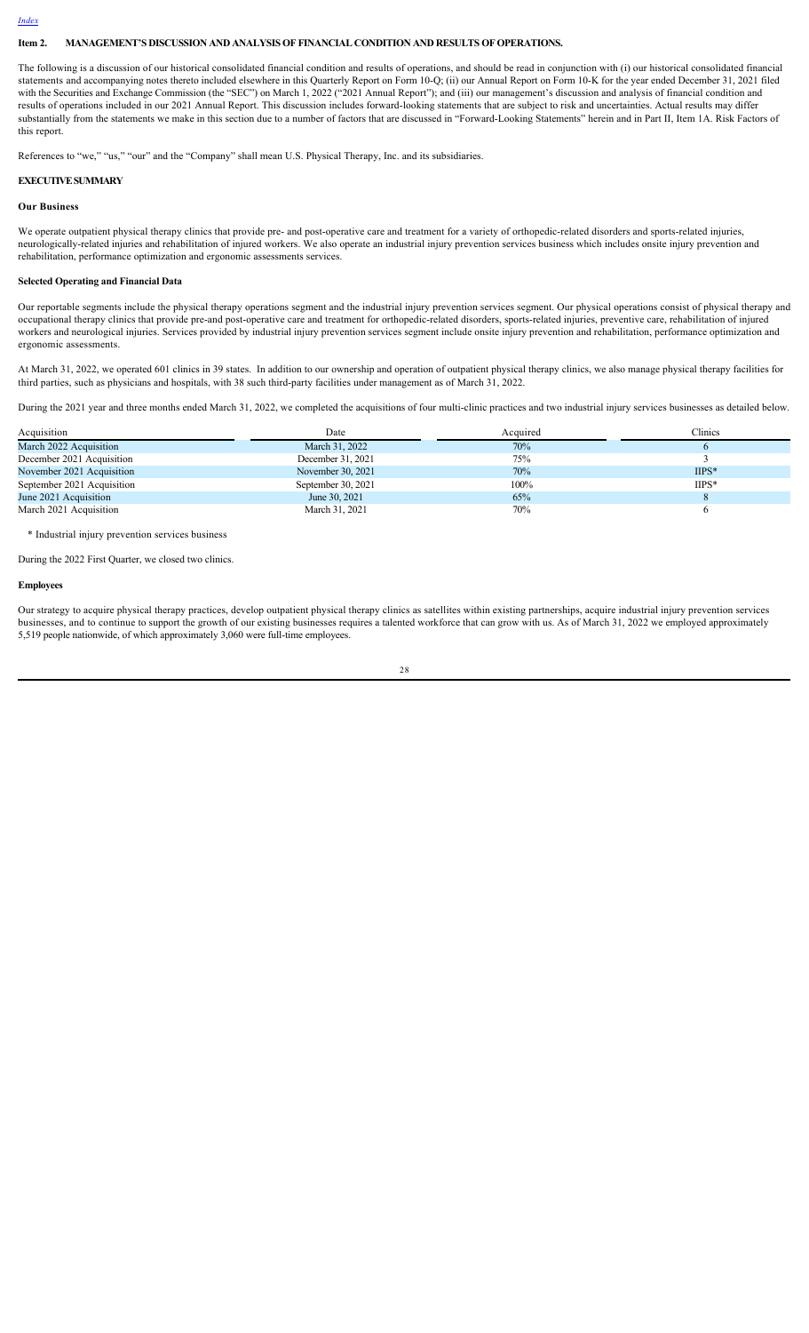[Index](#)

## Item 2. MANAGEMENT'S DISCUSSION AND ANALYSIS OF FINANCIAL CONDITION AND RESULTS OF OPERATIONS.

The following is a discussion of our historical consolidated financial condition and results of operations, and should be read in conjunction with (i) our historical consolidated financial statements and accompanying notes thereto included elsewhere in this Quarterly Report on Form 10-Q; (ii) our Annual Report on Form 10-K for the year ended December 31, 2021 filed with the Securities and Exchange Commission (the "SEC") on March 1, 2022 ("2021 Annual Report"); and (iii) our management's discussion and analysis of financial condition and results of operations included in our 2021 Annual Report. This discussion includes forward-looking statements that are subject to risk and uncertainties. Actual results may differ substantially from the statements we make in this section due to a number of factors that are discussed in "Forward-Looking Statements" herein and in Part II, Item 1A. Risk Factors of this report.

References to "we," "us," "our" and the "Company" shall mean U.S. Physical Therapy, Inc. and its subsidiaries.

### EXECUTIVE SUMMARY

#### Our Business

We operate outpatient physical therapy clinics that provide pre- and post-operative care and treatment for a variety of orthopedic-related disorders and sports-related injuries, neurologically-related injuries and rehabilitation of injured workers. We also operate an industrial injury prevention services business which includes onsite injury prevention and rehabilitation, performance optimization and ergonomic assessments services.

#### Selected Operating and Financial Data

Our reportable segments include the physical therapy operations segment and the industrial injury prevention services segment. Our physical operations consist of physical therapy and occupational therapy clinics that provide pre-and post-operative care and treatment for orthopedic-related disorders, sports-related injuries, preventive care, rehabilitation of injured workers and neurological injuries. Services provided by industrial injury prevention services segment include onsite injury prevention and rehabilitation, performance optimization and ergonomic assessments.

At March 31, 2022, we operated 601 clinics in 39 states. In addition to our ownership and operation of outpatient physical therapy clinics, we also manage physical therapy facilities for third parties, such as physicians and hospitals, with 38 such third-party facilities under management as of March 31, 2022.

During the 2021 year and three months ended March 31, 2022, we completed the acquisitions of four multi-clinic practices and two industrial injury services businesses as detailed below.

| Acquisition | Date | Acquired | Clinics |
|---|---|---|---|
| March 2022 Acquisition | March 31, 2022 | 70% | 6 |
| December 2021 Acquisition | December 31, 2021 | 75% | 3 |
| November 2021 Acquisition | November 30, 2021 | 70% | IIPS* |
| September 2021 Acquisition | September 30, 2021 | 100% | IIPS* |
| June 2021 Acquisition | June 30, 2021 | 65% | 8 |
| March 2021 Acquisition | March 31, 2021 | 70% | 6 |

\* Industrial injury prevention services business

During the 2022 First Quarter, we closed two clinics.

#### Employees

Our strategy to acquire physical therapy practices, develop outpatient physical therapy clinics as satellites within existing partnerships, acquire industrial injury prevention services businesses, and to continue to support the growth of our existing businesses requires a talented workforce that can grow with us. As of March 31, 2022 we employed approximately 5,519 people nationwide, of which approximately 3,060 were full-time employees.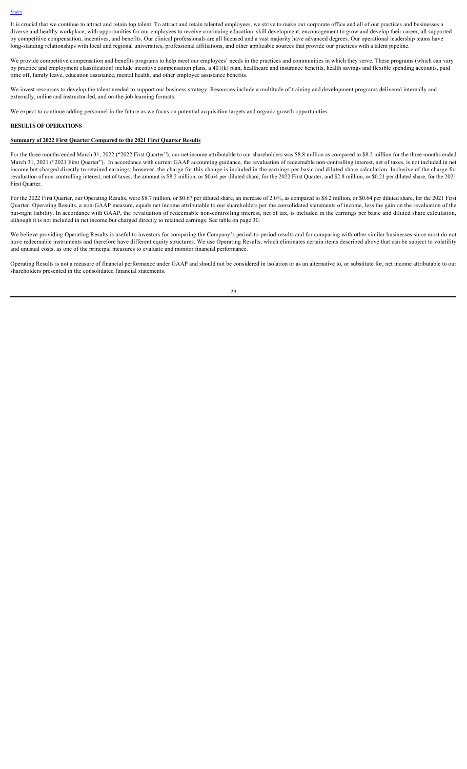It is crucial that we continue to attract and retain top talent. To attract and retain talented employees, we strive to make our corporate office and all of our practices and businesses a diverse and healthy workplace, with opportunities for our employees to receive continuing education, skill development, encouragement to grow and develop their career, all supported by competitive compensation, incentives, and benefits. Our clinical professionals are all licensed and a vast majority have advanced degrees. Our operational leadership teams have long-standing relationships with local and regional universities, professional affiliations, and other applicable sources that provide our practices with a talent pipeline.

We provide competitive compensation and benefits programs to help meet our employees' needs in the practices and communities in which they serve. These programs (which can vary by practice and employment classification) include incentive compensation plans, a 401(k) plan, healthcare and insurance benefits, health savings and flexible spending accounts, paid time off, family leave, education assistance, mental health, and other employee assistance benefits.

We invest resources to develop the talent needed to support our business strategy. Resources include a multitude of training and development programs delivered internally and externally, online and instructor-led, and on-the-job learning formats.

We expect to continue adding personnel in the future as we focus on potential acquisition targets and organic growth opportunities.

## RESULTS OF OPERATIONS

### Summary of 2022 First Quarter Compared to the 2021 First Quarter Results

For the three months ended March 31, 2022 ("2022 First Quarter"), our net income attributable to our shareholders was $8.8 million as compared to $8.2 million for the three months ended March 31, 2021 ("2021 First Quarter"). In accordance with current GAAP accounting guidance, the revaluation of redeemable non-controlling interest, net of taxes, is not included in net income but charged directly to retained earnings; however, the charge for this change is included in the earnings per basic and diluted share calculation. Inclusive of the charge for revaluation of non-controlling interest, net of taxes, the amount is $8.2 million, or $0.64 per diluted share, for the 2022 First Quarter, and $2.8 million, or $0.21 per diluted share, for the 2021 First Quarter.

For the 2022 First Quarter, our Operating Results, were $8.7 million, or $0.67 per diluted share, an increase of 2.0%, as compared to $8.2 million, or $0.64 per diluted share, for the 2021 First Quarter. Operating Results, a non-GAAP measure, equals net income attributable to our shareholders per the consolidated statements of income, less the gain on the revaluation of the put-right liability. In accordance with GAAP, the revaluation of redeemable non-controlling interest, net of tax, is included in the earnings per basic and diluted share calculation, although it is not included in net income but charged directly to retained earnings. See table on page 30.

We believe providing Operating Results is useful to investors for comparing the Company's period-to-period results and for comparing with other similar businesses since most do not have redeemable instruments and therefore have different equity structures. We use Operating Results, which eliminates certain items described above that can be subject to volatility and unusual costs, as one of the principal measures to evaluate and monitor financial performance.

Operating Results is not a measure of financial performance under GAAP and should not be considered in isolation or as an alternative to, or substitute for, net income attributable to our shareholders presented in the consolidated financial statements.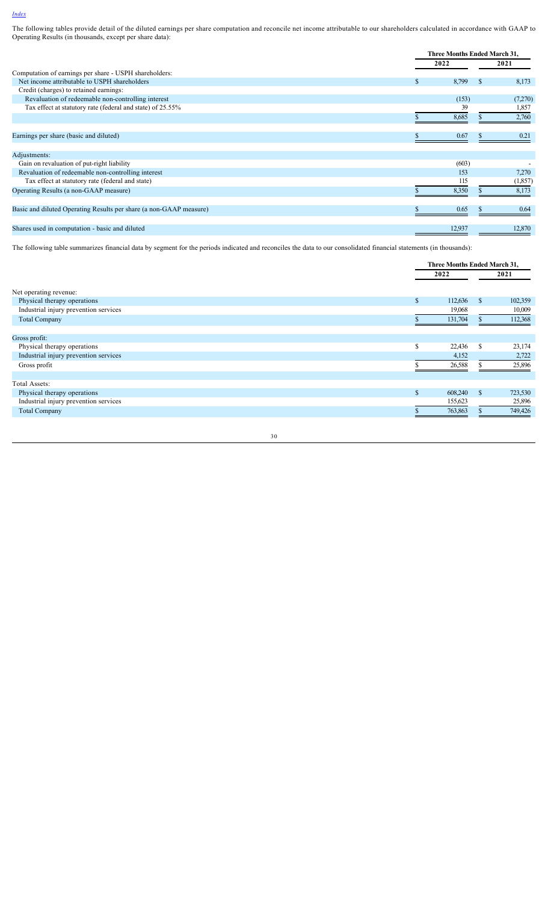[Index](#)

The following tables provide detail of the diluted earnings per share computation and reconcile net income attributable to our shareholders calculated in accordance with GAAP to Operating Results (in thousands, except per share data):

| | Three Months Ended March 31, | |
|---|---|---|
| | 2022 | 2021 |
| Computation of earnings per share - USPH shareholders: | | |
| Net income attributable to USPH shareholders | $ 8,799 | $ 8,173 |
| Credit (charges) to retained earnings: | | |
| Revaluation of redeemable non-controlling interest | (153) | (7,270) |
| Tax effect at statutory rate (federal and state) of 25.55% | 39 | 1,857 |
| | $ 8,685 | $ 2,760 |
| | | |
| Earnings per share (basic and diluted) | $ 0.67 | $ 0.21 |
| | | |
| Adjustments: | | |
| Gain on revaluation of put-right liability | (603) | - |
| Revaluation of redeemable non-controlling interest | 153 | 7,270 |
| Tax effect at statutory rate (federal and state) | 115 | (1,857) |
| Operating Results (a non-GAAP measure) | $ 8,350 | $ 8,173 |
| | | |
| Basic and diluted Operating Results per share (a non-GAAP measure) | $ 0.65 | $ 0.64 |
| | | |
| Shares used in computation - basic and diluted | 12,937 | 12,870 |

The following table summarizes financial data by segment for the periods indicated and reconciles the data to our consolidated financial statements (in thousands):

| | Three Months Ended March 31, | |
|---|---|---|
| | 2022 | 2021 |
| Net operating revenue: | | |
| Physical therapy operations | $ 112,636 | $ 102,359 |
| Industrial injury prevention services | 19,068 | 10,009 |
| Total Company | $ 131,704 | $ 112,368 |
| | | |
| Gross profit: | | |
| Physical therapy operations | $ 22,436 | $ 23,174 |
| Industrial injury prevention services | 4,152 | 2,722 |
| Gross profit | $ 26,588 | $ 25,896 |
| | | |
| Total Assets: | | |
| Physical therapy operations | $ 608,240 | $ 723,530 |
| Industrial injury prevention services | 155,623 | 25,896 |
| Total Company | $ 763,863 | $ 749,426 |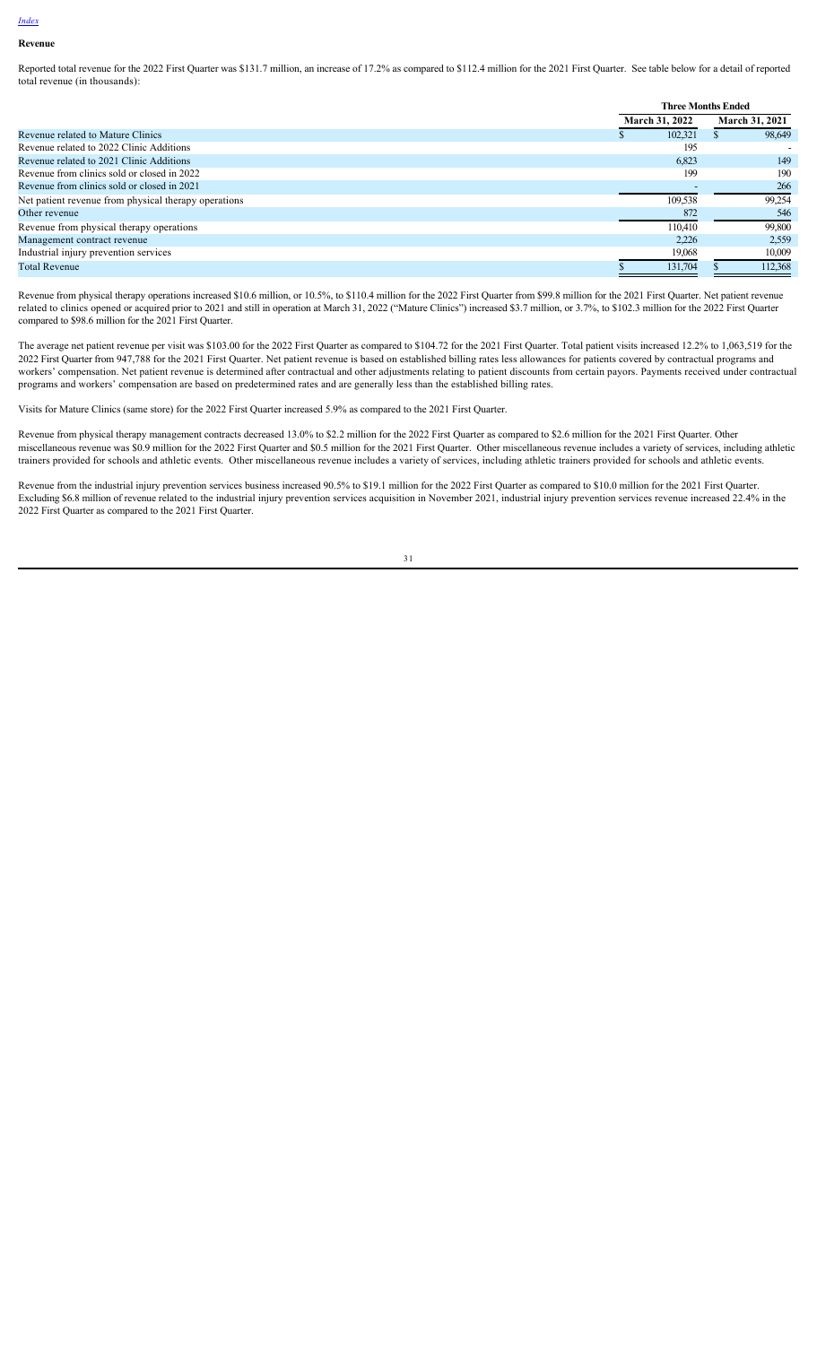[Index](#)

**Revenue**

Reported total revenue for the 2022 First Quarter was $131.7 million, an increase of 17.2% as compared to $112.4 million for the 2021 First Quarter. See table below for a detail of reported total revenue (in thousands):

| | Three Months Ended | |
|---|---|---|
| | March 31, 2022 | March 31, 2021 |
| Revenue related to Mature Clinics | $ 102,321 | $ 98,649 |
| Revenue related to 2022 Clinic Additions | 195 | - |
| Revenue related to 2021 Clinic Additions | 6,823 | 149 |
| Revenue from clinics sold or closed in 2022 | 199 | 190 |
| Revenue from clinics sold or closed in 2021 | - | 266 |
| Net patient revenue from physical therapy operations | 109,538 | 99,254 |
| Other revenue | 872 | 546 |
| Revenue from physical therapy operations | 110,410 | 99,800 |
| Management contract revenue | 2,226 | 2,559 |
| Industrial injury prevention services | 19,068 | 10,009 |
| Total Revenue | $ 131,704 | $ 112,368 |

Revenue from physical therapy operations increased $10.6 million, or 10.5%, to $110.4 million for the 2022 First Quarter from $99.8 million for the 2021 First Quarter. Net patient revenue related to clinics opened or acquired prior to 2021 and still in operation at March 31, 2022 ("Mature Clinics") increased $3.7 million, or 3.7%, to $102.3 million for the 2022 First Quarter compared to $98.6 million for the 2021 First Quarter.

The average net patient revenue per visit was $103.00 for the 2022 First Quarter as compared to $104.72 for the 2021 First Quarter. Total patient visits increased 12.2% to 1,063,519 for the 2022 First Quarter from 947,788 for the 2021 First Quarter. Net patient revenue is based on established billing rates less allowances for patients covered by contractual programs and workers' compensation. Net patient revenue is determined after contractual and other adjustments relating to patient discounts from certain payors. Payments received under contractual programs and workers' compensation are based on predetermined rates and are generally less than the established billing rates.

Visits for Mature Clinics (same store) for the 2022 First Quarter increased 5.9% as compared to the 2021 First Quarter.

Revenue from physical therapy management contracts decreased 13.0% to $2.2 million for the 2022 First Quarter as compared to $2.6 million for the 2021 First Quarter. Other miscellaneous revenue was $0.9 million for the 2022 First Quarter and $0.5 million for the 2021 First Quarter. Other miscellaneous revenue includes a variety of services, including athletic trainers provided for schools and athletic events. Other miscellaneous revenue includes a variety of services, including athletic trainers provided for schools and athletic events.

Revenue from the industrial injury prevention services business increased 90.5% to $19.1 million for the 2022 First Quarter as compared to $10.0 million for the 2021 First Quarter. Excluding $6.8 million of revenue related to the industrial injury prevention services acquisition in November 2021, industrial injury prevention services revenue increased 22.4% in the 2022 First Quarter as compared to the 2021 First Quarter.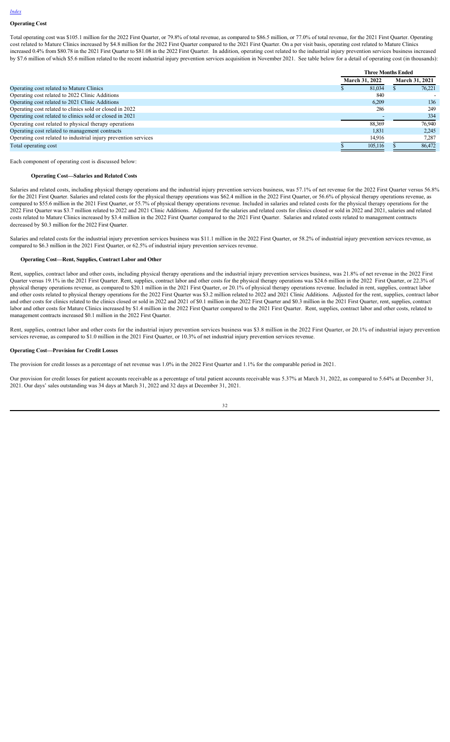## Operating Cost

Total operating cost was $105.1 million for the 2022 First Quarter, or 79.8% of total revenue, as compared to $86.5 million, or 77.0% of total revenue, for the 2021 First Quarter. Operating cost related to Mature Clinics increased by $4.8 million for the 2022 First Quarter compared to the 2021 First Quarter. On a per visit basis, operating cost related to Mature Clinics increased 0.4% from $80.78 in the 2021 First Quarter to $81.08 in the 2022 First Quarter. In addition, operating cost related to the industrial injury prevention services business increased by $7.6 million of which $5.6 million related to the recent industrial injury prevention services acquisition in November 2021. See table below for a detail of operating cost (in thousands):

| | Three Months Ended | |
|---|---|---|
| | March 31, 2022 | March 31, 2021 |
| Operating cost related to Mature Clinics | $ 81,034 | $ 76,221 |
| Operating cost related to 2022 Clinic Additions | 840 | - |
| Operating cost related to 2021 Clinic Additions | 6,209 | 136 |
| Operating cost related to clinics sold or closed in 2022 | 286 | 249 |
| Operating cost related to clinics sold or closed in 2021 | - | 334 |
| Operating cost related to physical therapy operations | 88,369 | 76,940 |
| Operating cost related to management contracts | 1,831 | 2,245 |
| Operating cost related to industrial injury prevention services | 14,916 | 7,287 |
| Total operating cost | $ 105,116 | $ 86,472 |

Each component of operating cost is discussed below:

### Operating Cost—Salaries and Related Costs

Salaries and related costs, including physical therapy operations and the industrial injury prevention services business, was 57.1% of net revenue for the 2022 First Quarter versus 56.8% for the 2021 First Quarter. Salaries and related costs for the physical therapy operations was $62.4 million in the 2022 First Quarter, or 56.6% of physical therapy operations revenue, as compared to $55.6 million in the 2021 First Quarter, or 55.7% of physical therapy operations revenue. Included in salaries and related costs for the physical therapy operations for the 2022 First Quarter was $3.7 million related to 2022 and 2021 Clinic Additions. Adjusted for the salaries and related costs for clinics closed or sold in 2022 and 2021, salaries and related costs related to Mature Clinics increased by $3.4 million in the 2022 First Quarter compared to the 2021 First Quarter. Salaries and related costs related to management contracts decreased by $0.3 million for the 2022 First Quarter.

Salaries and related costs for the industrial injury prevention services business was $11.1 million in the 2022 First Quarter, or 58.2% of industrial injury prevention services revenue, as compared to $6.3 million in the 2021 First Quarter, or 62.5% of industrial injury prevention services revenue.

### Operating Cost—Rent, Supplies, Contract Labor and Other

Rent, supplies, contract labor and other costs, including physical therapy operations and the industrial injury prevention services business, was 21.8% of net revenue in the 2022 First Quarter versus 19.1% in the 2021 First Quarter. Rent, supplies, contract labor and other costs for the physical therapy operations was $24.6 million in the 2022 First Quarter, or 22.3% of physical therapy operations revenue, as compared to $20.1 million in the 2021 First Quarter, or 20.1% of physical therapy operations revenue. Included in rent, supplies, contract labor and other costs related to physical therapy operations for the 2022 First Quarter was $3.2 million related to 2022 and 2021 Clinic Additions. Adjusted for the rent, supplies, contract labor and other costs for clinics related to the clinics closed or sold in 2022 and 2021 of $0.1 million in the 2022 First Quarter and $0.3 million in the 2021 First Quarter, rent, supplies, contract labor and other costs for Mature Clinics increased by $1.4 million in the 2022 First Quarter compared to the 2021 First Quarter. Rent, supplies, contract labor and other costs, related to management contracts increased $0.1 million in the 2022 First Quarter.

Rent, supplies, contract labor and other costs for the industrial injury prevention services business was $3.8 million in the 2022 First Quarter, or 20.1% of industrial injury prevention services revenue, as compared to $1.0 million in the 2021 First Quarter, or 10.3% of net industrial injury prevention services revenue.

### Operating Cost—Provision for Credit Losses

The provision for credit losses as a percentage of net revenue was 1.0% in the 2022 First Quarter and 1.1% for the comparable period in 2021.

Our provision for credit losses for patient accounts receivable as a percentage of total patient accounts receivable was 5.37% at March 31, 2022, as compared to 5.64% at December 31, 2021. Our days' sales outstanding was 34 days at March 31, 2022 and 32 days at December 31, 2021.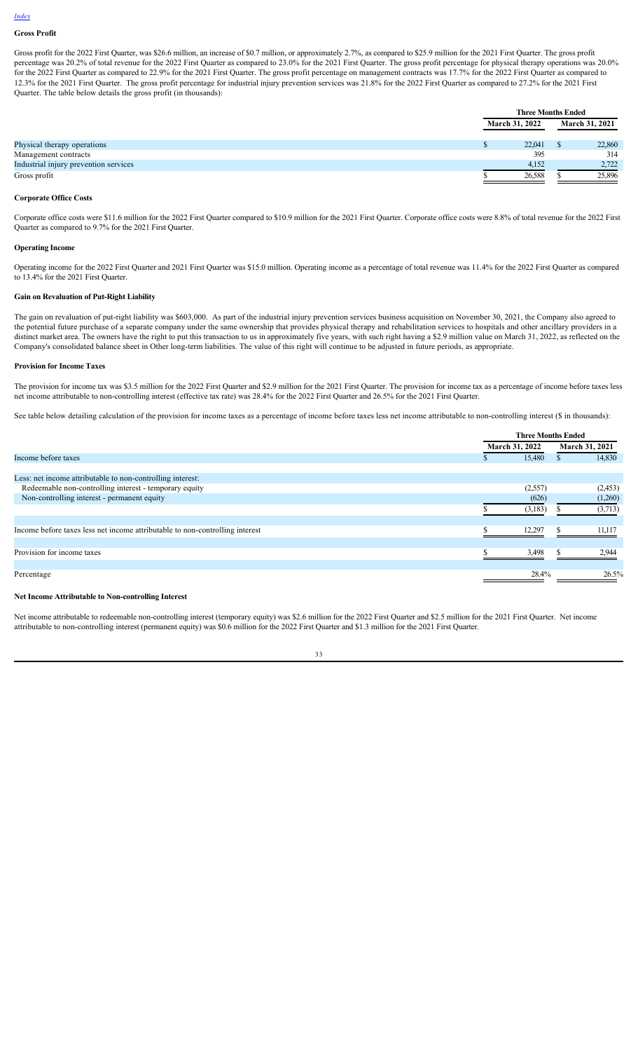[Index](#)

### Gross Profit

Gross profit for the 2022 First Quarter, was $26.6 million, an increase of $0.7 million, or approximately 2.7%, as compared to $25.9 million for the 2021 First Quarter. The gross profit percentage was 20.2% of total revenue for the 2022 First Quarter as compared to 23.0% for the 2021 First Quarter. The gross profit percentage for physical therapy operations was 20.0% for the 2022 First Quarter as compared to 22.9% for the 2021 First Quarter. The gross profit percentage on management contracts was 17.7% for the 2022 First Quarter as compared to 12.3% for the 2021 First Quarter. The gross profit percentage for industrial injury prevention services was 21.8% for the 2022 First Quarter as compared to 27.2% for the 2021 First Quarter. The table below details the gross profit (in thousands):

| | Three Months Ended | |
|---|---|---|
| | March 31, 2022 | March 31, 2021 |
| Physical therapy operations | $ 22,041 | $ 22,860 |
| Management contracts | 395 | 314 |
| Industrial injury prevention services | 4,152 | 2,722 |
| Gross profit | $ 26,588 | $ 25,896 |

### Corporate Office Costs

Corporate office costs were $11.6 million for the 2022 First Quarter compared to $10.9 million for the 2021 First Quarter. Corporate office costs were 8.8% of total revenue for the 2022 First Quarter as compared to 9.7% for the 2021 First Quarter.

### Operating Income

Operating income for the 2022 First Quarter and 2021 First Quarter was $15.0 million. Operating income as a percentage of total revenue was 11.4% for the 2022 First Quarter as compared to 13.4% for the 2021 First Quarter.

### Gain on Revaluation of Put-Right Liability

The gain on revaluation of put-right liability was $603,000. As part of the industrial injury prevention services business acquisition on November 30, 2021, the Company also agreed to the potential future purchase of a separate company under the same ownership that provides physical therapy and rehabilitation services to hospitals and other ancillary providers in a distinct market area. The owners have the right to put this transaction to us in approximately five years, with such right having a $2.9 million value on March 31, 2022, as reflected on the Company's consolidated balance sheet in Other long-term liabilities. The value of this right will continue to be adjusted in future periods, as appropriate.

### Provision for Income Taxes

The provision for income tax was $3.5 million for the 2022 First Quarter and $2.9 million for the 2021 First Quarter. The provision for income tax as a percentage of income before taxes less net income attributable to non-controlling interest (effective tax rate) was 28.4% for the 2022 First Quarter and 26.5% for the 2021 First Quarter.

See table below detailing calculation of the provision for income taxes as a percentage of income before taxes less net income attributable to non-controlling interest ($ in thousands):

| | Three Months Ended | |
|---|---|---|
| | March 31, 2022 | March 31, 2021 |
| Income before taxes | $ 15,480 | $ 14,830 |
| | | |
| Less: net income attributable to non-controlling interest: | | |
| Redeemable non-controlling interest - temporary equity | (2,557) | (2,453) |
| Non-controlling interest - permanent equity | (626) | (1,260) |
| | $ (3,183) | $ (3,713) |
| | | |
| Income before taxes less net income attributable to non-controlling interest | $ 12,297 | $ 11,117 |
| | | |
| Provision for income taxes | $ 3,498 | $ 2,944 |
| | | |
| Percentage | 28.4% | 26.5% |

### Net Income Attributable to Non-controlling Interest

Net income attributable to redeemable non-controlling interest (temporary equity) was $2.6 million for the 2022 First Quarter and $2.5 million for the 2021 First Quarter. Net income attributable to non-controlling interest (permanent equity) was $0.6 million for the 2022 First Quarter and $1.3 million for the 2021 First Quarter.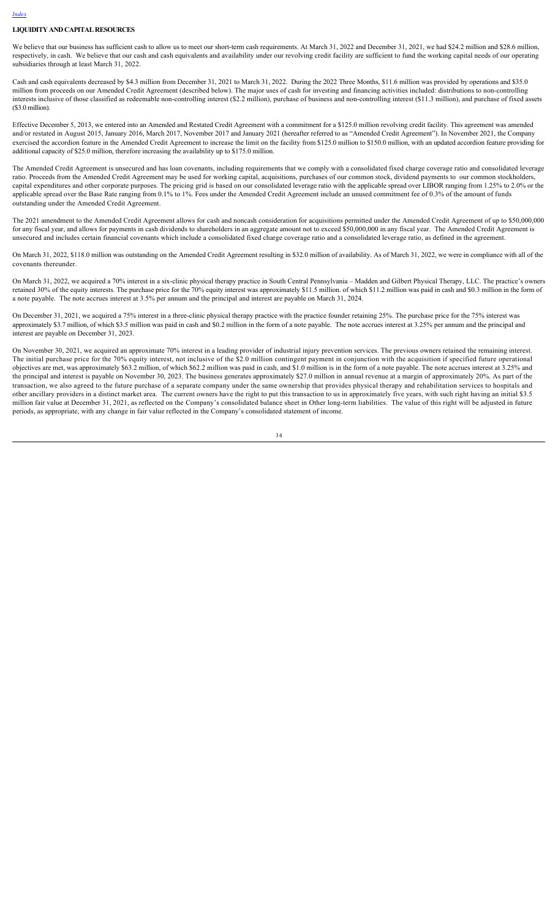## LIQUIDITY AND CAPITAL RESOURCES

We believe that our business has sufficient cash to allow us to meet our short-term cash requirements. At March 31, 2022 and December 31, 2021, we had $24.2 million and $28.6 million, respectively, in cash. We believe that our cash and cash equivalents and availability under our revolving credit facility are sufficient to fund the working capital needs of our operating subsidiaries through at least March 31, 2022.

Cash and cash equivalents decreased by $4.3 million from December 31, 2021 to March 31, 2022. During the 2022 Three Months, $11.6 million was provided by operations and $35.0 million from proceeds on our Amended Credit Agreement (described below). The major uses of cash for investing and financing activities included: distributions to non-controlling interests inclusive of those classified as redeemable non-controlling interest ($2.2 million), purchase of business and non-controlling interest ($11.3 million), and purchase of fixed assets ($3.0 million).

Effective December 5, 2013, we entered into an Amended and Restated Credit Agreement with a commitment for a $125.0 million revolving credit facility. This agreement was amended and/or restated in August 2015, January 2016, March 2017, November 2017 and January 2021 (hereafter referred to as "Amended Credit Agreement"). In November 2021, the Company exercised the accordion feature in the Amended Credit Agreement to increase the limit on the facility from $125.0 million to $150.0 million, with an updated accordion feature providing for additional capacity of $25.0 million, therefore increasing the availability up to $175.0 million.

The Amended Credit Agreement is unsecured and has loan covenants, including requirements that we comply with a consolidated fixed charge coverage ratio and consolidated leverage ratio. Proceeds from the Amended Credit Agreement may be used for working capital, acquisitions, purchases of our common stock, dividend payments to our common stockholders, capital expenditures and other corporate purposes. The pricing grid is based on our consolidated leverage ratio with the applicable spread over LIBOR ranging from 1.25% to 2.0% or the applicable spread over the Base Rate ranging from 0.1% to 1%. Fees under the Amended Credit Agreement include an unused commitment fee of 0.3% of the amount of funds outstanding under the Amended Credit Agreement.

The 2021 amendment to the Amended Credit Agreement allows for cash and noncash consideration for acquisitions permitted under the Amended Credit Agreement of up to $50,000,000 for any fiscal year, and allows for payments in cash dividends to shareholders in an aggregate amount not to exceed $50,000,000 in any fiscal year. The Amended Credit Agreement is unsecured and includes certain financial covenants which include a consolidated fixed charge coverage ratio and a consolidated leverage ratio, as defined in the agreement.

On March 31, 2022, $118.0 million was outstanding on the Amended Credit Agreement resulting in $32.0 million of availability. As of March 31, 2022, we were in compliance with all of the covenants thereunder.

On March 31, 2022, we acquired a 70% interest in a six-clinic physical therapy practice in South Central Pennsylvania – Madden and Gilbert Physical Therapy, LLC. The practice's owners retained 30% of the equity interests. The purchase price for the 70% equity interest was approximately $11.5 million. of which $11.2 million was paid in cash and $0.3 million in the form of a note payable. The note accrues interest at 3.5% per annum and the principal and interest are payable on March 31, 2024.

On December 31, 2021, we acquired a 75% interest in a three-clinic physical therapy practice with the practice founder retaining 25%. The purchase price for the 75% interest was approximately $3.7 million, of which $3.5 million was paid in cash and $0.2 million in the form of a note payable. The note accrues interest at 3.25% per annum and the principal and interest are payable on December 31, 2023.

On November 30, 2021, we acquired an approximate 70% interest in a leading provider of industrial injury prevention services. The previous owners retained the remaining interest. The initial purchase price for the 70% equity interest, not inclusive of the $2.0 million contingent payment in conjunction with the acquisition if specified future operational objectives are met, was approximately $63.2 million, of which $62.2 million was paid in cash, and $1.0 million is in the form of a note payable. The note accrues interest at 3.25% and the principal and interest is payable on November 30, 2023. The business generates approximately $27.0 million in annual revenue at a margin of approximately 20%. As part of the transaction, we also agreed to the future purchase of a separate company under the same ownership that provides physical therapy and rehabilitation services to hospitals and other ancillary providers in a distinct market area. The current owners have the right to put this transaction to us in approximately five years, with such right having an initial $3.5 million fair value at December 31, 2021, as reflected on the Company's consolidated balance sheet in Other long-term liabilities. The value of this right will be adjusted in future periods, as appropriate, with any change in fair value reflected in the Company's consolidated statement of income.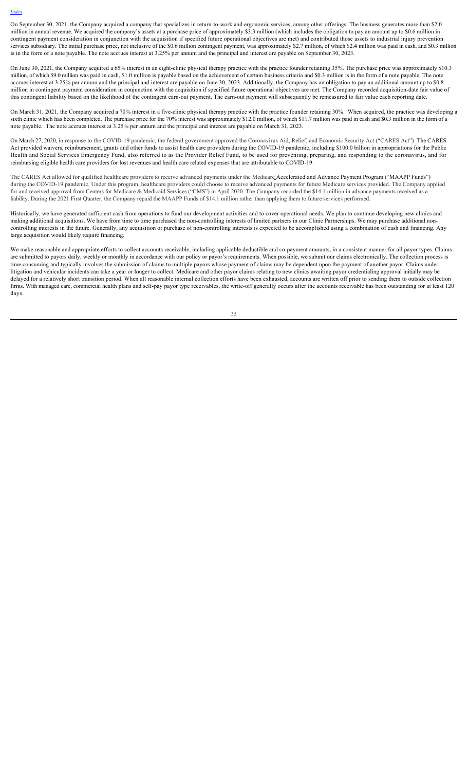On September 30, 2021, the Company acquired a company that specializes in return-to-work and ergonomic services, among other offerings. The business generates more than $2.0 million in annual revenue. We acquired the company's assets at a purchase price of approximately $3.3 million (which includes the obligation to pay an amount up to $0.6 million in contingent payment consideration in conjunction with the acquisition if specified future operational objectives are met) and contributed those assets to industrial injury prevention services subsidiary. The initial purchase price, not inclusive of the $0.6 million contingent payment, was approximately $2.7 million, of which $2.4 million was paid in cash, and $0.3 million is in the form of a note payable. The note accrues interest at 3.25% per annum and the principal and interest are payable on September 30, 2023.

On June 30, 2021, the Company acquired a 65% interest in an eight-clinic physical therapy practice with the practice founder retaining 35%. The purchase price was approximately $10.3 million, of which $9.0 million was paid in cash, $1.0 million is payable based on the achievement of certain business criteria and $0.3 million is in the form of a note payable. The note accrues interest at 3.25% per annum and the principal and interest are payable on June 30, 2023. Additionally, the Company has an obligation to pay an additional amount up to $0.8 million in contingent payment consideration in conjunction with the acquisition if specified future operational objectives are met. The Company recorded acquisition-date fair value of this contingent liability based on the likelihood of the contingent earn-out payment. The earn-out payment will subsequently be remeasured to fair value each reporting date.

On March 31, 2021, the Company acquired a 70% interest in a five-clinic physical therapy practice with the practice founder retaining 30%. When acquired, the practice was developing a sixth clinic which has been completed. The purchase price for the 70% interest was approximately $12.0 million, of which $11.7 million was paid in cash and $0.3 million in the form of a note payable. The note accrues interest at 3.25% per annum and the principal and interest are payable on March 31, 2023.

On March 27, 2020, in response to the COVID-19 pandemic, the federal government approved the Coronavirus Aid, Relief, and Economic Security Act ("CARES Act"). The CARES Act provided waivers, reimbursement, grants and other funds to assist health care providers during the COVID-19 pandemic, including $100.0 billion in appropriations for the Public Health and Social Services Emergency Fund, also referred to as the Provider Relief Fund, to be used for preventing, preparing, and responding to the coronavirus, and for reimbursing eligible health care providers for lost revenues and health care related expenses that are attributable to COVID-19.

The CARES Act allowed for qualified healthcare providers to receive advanced payments under the Medicare Accelerated and Advance Payment Program ("MAAPP Funds") during the COVID-19 pandemic. Under this program, healthcare providers could choose to receive advanced payments for future Medicare services provided. The Company applied for and received approval from Centers for Medicare & Medicaid Services ("CMS") in April 2020. The Company recorded the $14.1 million in advance payments received as a liability. During the 2021 First Quarter, the Company repaid the MAAPP Funds of $14.1 million rather than applying them to future services performed.

Historically, we have generated sufficient cash from operations to fund our development activities and to cover operational needs. We plan to continue developing new clinics and making additional acquisitions. We have from time to time purchased the non-controlling interests of limited partners in our Clinic Partnerships. We may purchase additional non-controlling interests in the future. Generally, any acquisition or purchase of non-controlling interests is expected to be accomplished using a combination of cash and financing. Any large acquisition would likely require financing.

We make reasonable and appropriate efforts to collect accounts receivable, including applicable deductible and co-payment amounts, in a consistent manner for all payor types. Claims are submitted to payors daily, weekly or monthly in accordance with our policy or payor's requirements. When possible, we submit our claims electronically. The collection process is time consuming and typically involves the submission of claims to multiple payors whose payment of claims may be dependent upon the payment of another payor. Claims under litigation and vehicular incidents can take a year or longer to collect. Medicare and other payor claims relating to new clinics awaiting payor credentialing approval initially may be delayed for a relatively short transition period. When all reasonable internal collection efforts have been exhausted, accounts are written off prior to sending them to outside collection firms. With managed care, commercial health plans and self-pay payor type receivables, the write-off generally occurs after the accounts receivable has been outstanding for at least 120 days.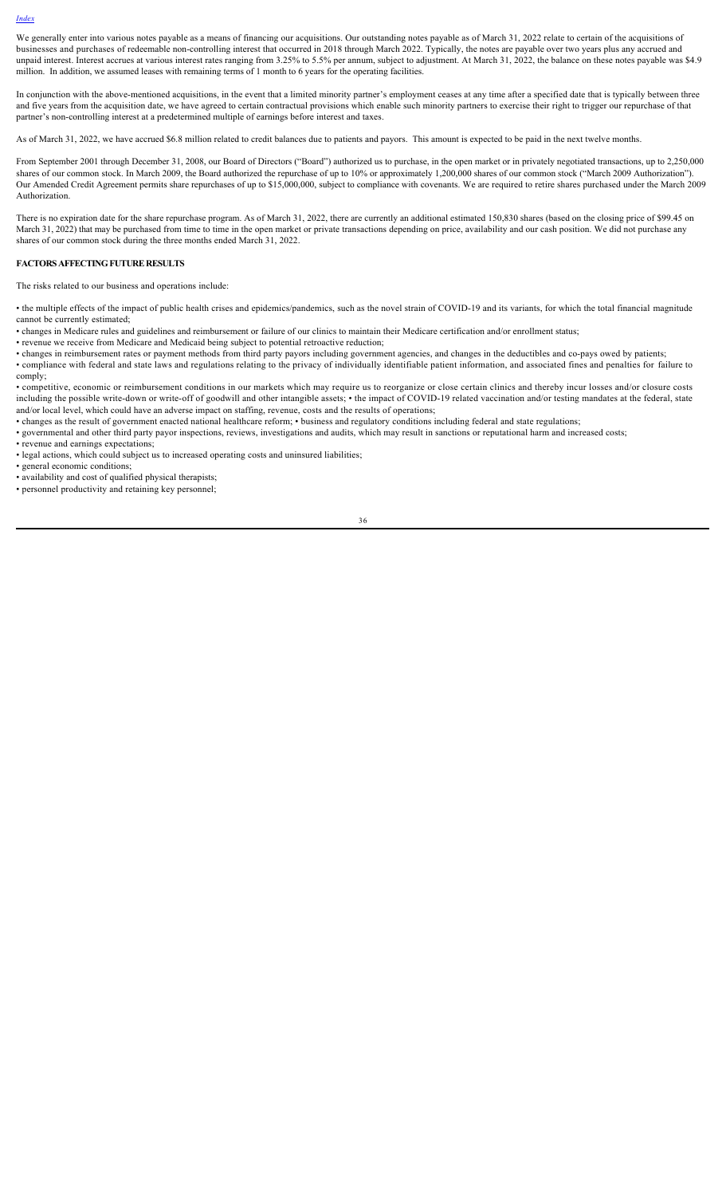We generally enter into various notes payable as a means of financing our acquisitions. Our outstanding notes payable as of March 31, 2022 relate to certain of the acquisitions of businesses and purchases of redeemable non-controlling interest that occurred in 2018 through March 2022. Typically, the notes are payable over two years plus any accrued and unpaid interest. Interest accrues at various interest rates ranging from 3.25% to 5.5% per annum, subject to adjustment. At March 31, 2022, the balance on these notes payable was $4.9 million. In addition, we assumed leases with remaining terms of 1 month to 6 years for the operating facilities.

In conjunction with the above-mentioned acquisitions, in the event that a limited minority partner's employment ceases at any time after a specified date that is typically between three and five years from the acquisition date, we have agreed to certain contractual provisions which enable such minority partners to exercise their right to trigger our repurchase of that partner's non-controlling interest at a predetermined multiple of earnings before interest and taxes.

As of March 31, 2022, we have accrued $6.8 million related to credit balances due to patients and payors. This amount is expected to be paid in the next twelve months.

From September 2001 through December 31, 2008, our Board of Directors ("Board") authorized us to purchase, in the open market or in privately negotiated transactions, up to 2,250,000 shares of our common stock. In March 2009, the Board authorized the repurchase of up to 10% or approximately 1,200,000 shares of our common stock ("March 2009 Authorization"). Our Amended Credit Agreement permits share repurchases of up to $15,000,000, subject to compliance with covenants. We are required to retire shares purchased under the March 2009 Authorization.

There is no expiration date for the share repurchase program. As of March 31, 2022, there are currently an additional estimated 150,830 shares (based on the closing price of $99.45 on March 31, 2022) that may be purchased from time to time in the open market or private transactions depending on price, availability and our cash position. We did not purchase any shares of our common stock during the three months ended March 31, 2022.

## FACTORS AFFECTING FUTURE RESULTS

The risks related to our business and operations include:

- the multiple effects of the impact of public health crises and epidemics/pandemics, such as the novel strain of COVID-19 and its variants, for which the total financial magnitude cannot be currently estimated;
- changes in Medicare rules and guidelines and reimbursement or failure of our clinics to maintain their Medicare certification and/or enrollment status;
- revenue we receive from Medicare and Medicaid being subject to potential retroactive reduction;
- changes in reimbursement rates or payment methods from third party payors including government agencies, and changes in the deductibles and co-pays owed by patients;
- compliance with federal and state laws and regulations relating to the privacy of individually identifiable patient information, and associated fines and penalties for failure to comply;
- competitive, economic or reimbursement conditions in our markets which may require us to reorganize or close certain clinics and thereby incur losses and/or closure costs including the possible write-down or write-off of goodwill and other intangible assets;
- the impact of COVID-19 related vaccination and/or testing mandates at the federal, state and/or local level, which could have an adverse impact on staffing, revenue, costs and the results of operations;
- changes as the result of government enacted national healthcare reform;
- business and regulatory conditions including federal and state regulations;
- governmental and other third party payor inspections, reviews, investigations and audits, which may result in sanctions or reputational harm and increased costs;
- revenue and earnings expectations;
- legal actions, which could subject us to increased operating costs and uninsured liabilities;
- general economic conditions;
- availability and cost of qualified physical therapists;
- personnel productivity and retaining key personnel;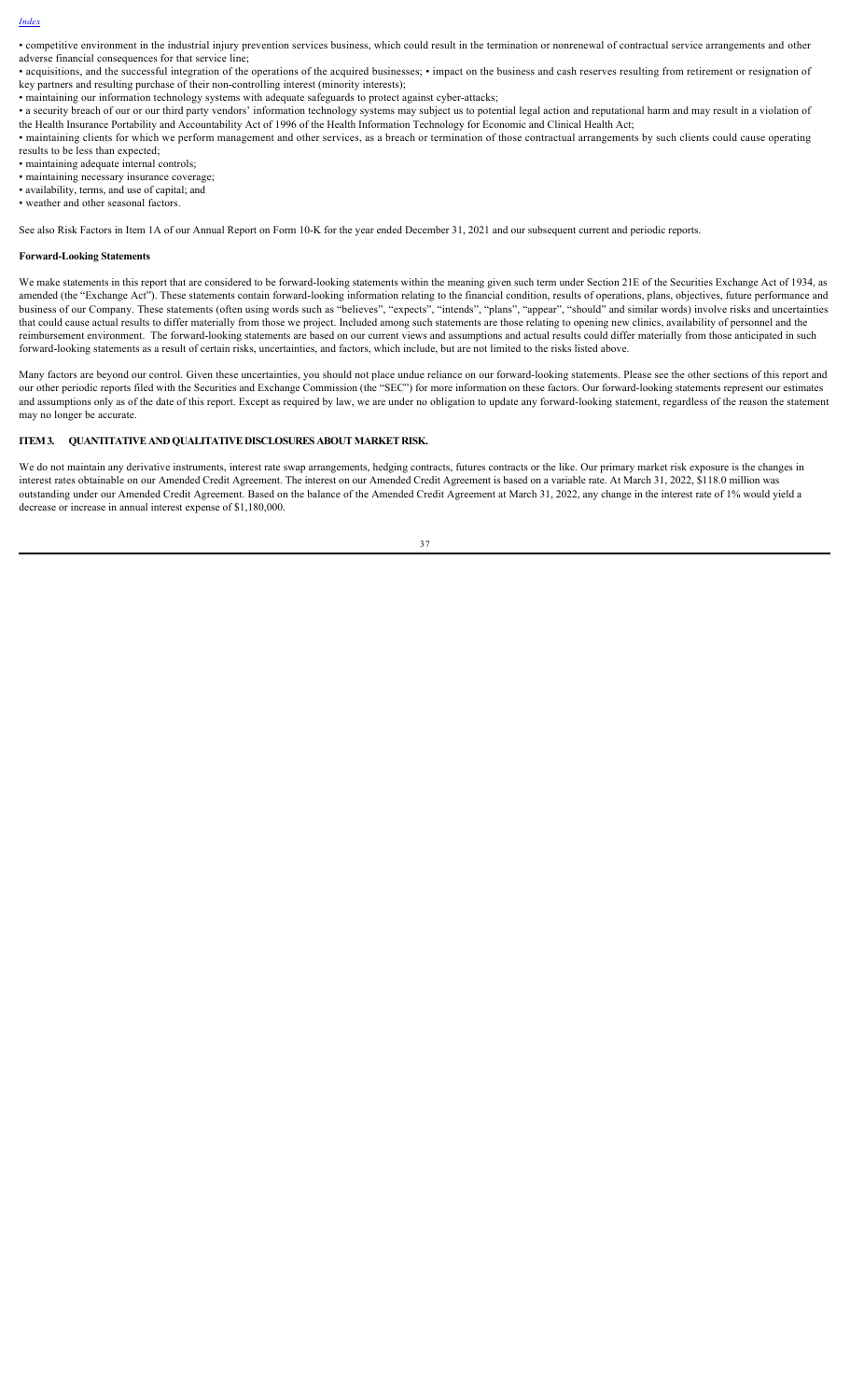- competitive environment in the industrial injury prevention services business, which could result in the termination or nonrenewal of contractual service arrangements and other adverse financial consequences for that service line;
- acquisitions, and the successful integration of the operations of the acquired businesses; • impact on the business and cash reserves resulting from retirement or resignation of key partners and resulting purchase of their non-controlling interest (minority interests);
- maintaining our information technology systems with adequate safeguards to protect against cyber-attacks;
- a security breach of our or our third party vendors' information technology systems may subject us to potential legal action and reputational harm and may result in a violation of the Health Insurance Portability and Accountability Act of 1996 of the Health Information Technology for Economic and Clinical Health Act;
- maintaining clients for which we perform management and other services, as a breach or termination of those contractual arrangements by such clients could cause operating results to be less than expected;
- maintaining adequate internal controls;
- maintaining necessary insurance coverage;
- availability, terms, and use of capital; and
- weather and other seasonal factors.

See also Risk Factors in Item 1A of our Annual Report on Form 10-K for the year ended December 31, 2021 and our subsequent current and periodic reports.

**Forward-Looking Statements**

We make statements in this report that are considered to be forward-looking statements within the meaning given such term under Section 21E of the Securities Exchange Act of 1934, as amended (the "Exchange Act"). These statements contain forward-looking information relating to the financial condition, results of operations, plans, objectives, future performance and business of our Company. These statements (often using words such as "believes", "expects", "intends", "plans", "appear", "should" and similar words) involve risks and uncertainties that could cause actual results to differ materially from those we project. Included among such statements are those relating to opening new clinics, availability of personnel and the reimbursement environment. The forward-looking statements are based on our current views and assumptions and actual results could differ materially from those anticipated in such forward-looking statements as a result of certain risks, uncertainties, and factors, which include, but are not limited to the risks listed above.

Many factors are beyond our control. Given these uncertainties, you should not place undue reliance on our forward-looking statements. Please see the other sections of this report and our other periodic reports filed with the Securities and Exchange Commission (the "SEC") for more information on these factors. Our forward-looking statements represent our estimates and assumptions only as of the date of this report. Except as required by law, we are under no obligation to update any forward-looking statement, regardless of the reason the statement may no longer be accurate.

## ITEM 3. QUANTITATIVE AND QUALITATIVE DISCLOSURES ABOUT MARKET RISK.

We do not maintain any derivative instruments, interest rate swap arrangements, hedging contracts, futures contracts or the like. Our primary market risk exposure is the changes in interest rates obtainable on our Amended Credit Agreement. The interest on our Amended Credit Agreement is based on a variable rate. At March 31, 2022, $118.0 million was outstanding under our Amended Credit Agreement. Based on the balance of the Amended Credit Agreement at March 31, 2022, any change in the interest rate of 1% would yield a decrease or increase in annual interest expense of $1,180,000.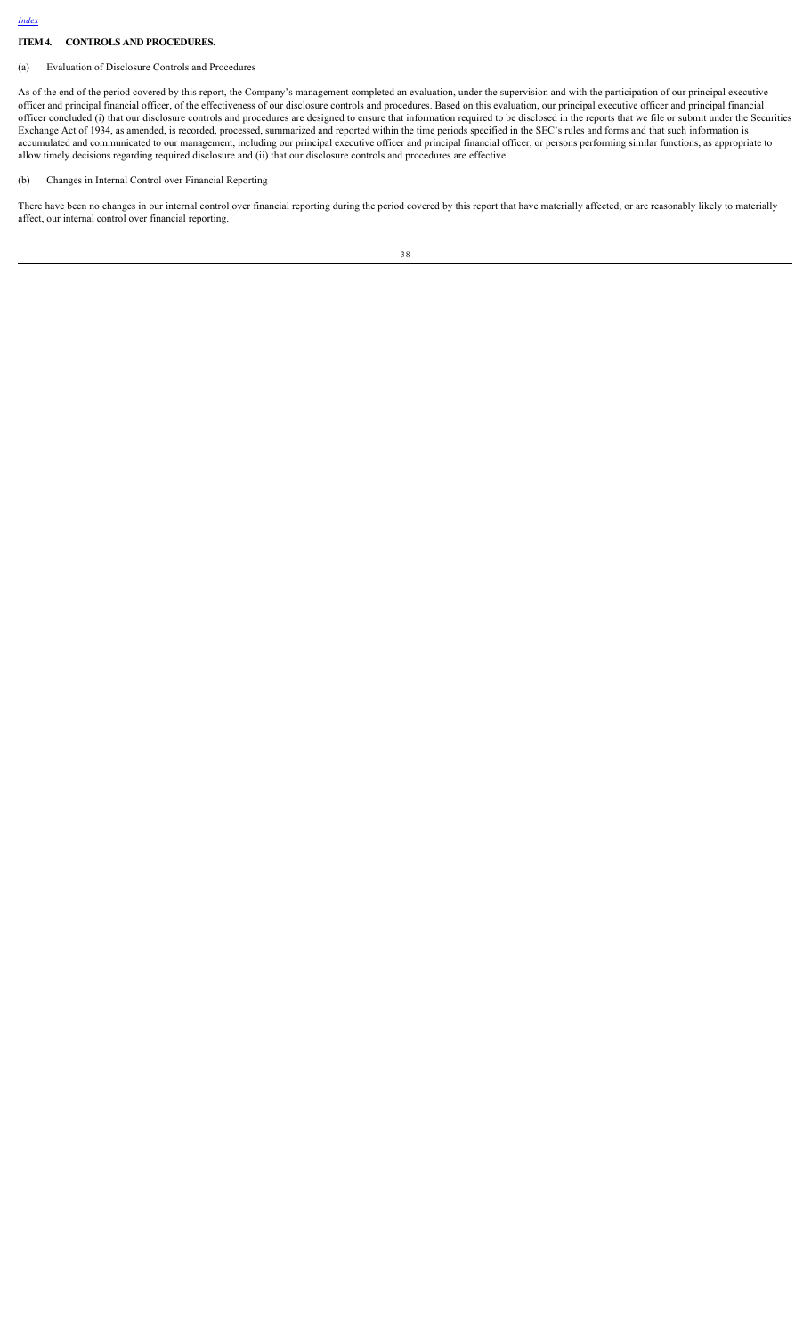## ITEM 4. CONTROLS AND PROCEDURES.

(a) Evaluation of Disclosure Controls and Procedures

As of the end of the period covered by this report, the Company's management completed an evaluation, under the supervision and with the participation of our principal executive officer and principal financial officer, of the effectiveness of our disclosure controls and procedures. Based on this evaluation, our principal executive officer and principal financial officer concluded (i) that our disclosure controls and procedures are designed to ensure that information required to be disclosed in the reports that we file or submit under the Securities Exchange Act of 1934, as amended, is recorded, processed, summarized and reported within the time periods specified in the SEC's rules and forms and that such information is accumulated and communicated to our management, including our principal executive officer and principal financial officer, or persons performing similar functions, as appropriate to allow timely decisions regarding required disclosure and (ii) that our disclosure controls and procedures are effective.

(b) Changes in Internal Control over Financial Reporting

There have been no changes in our internal control over financial reporting during the period covered by this report that have materially affected, or are reasonably likely to materially affect, our internal control over financial reporting.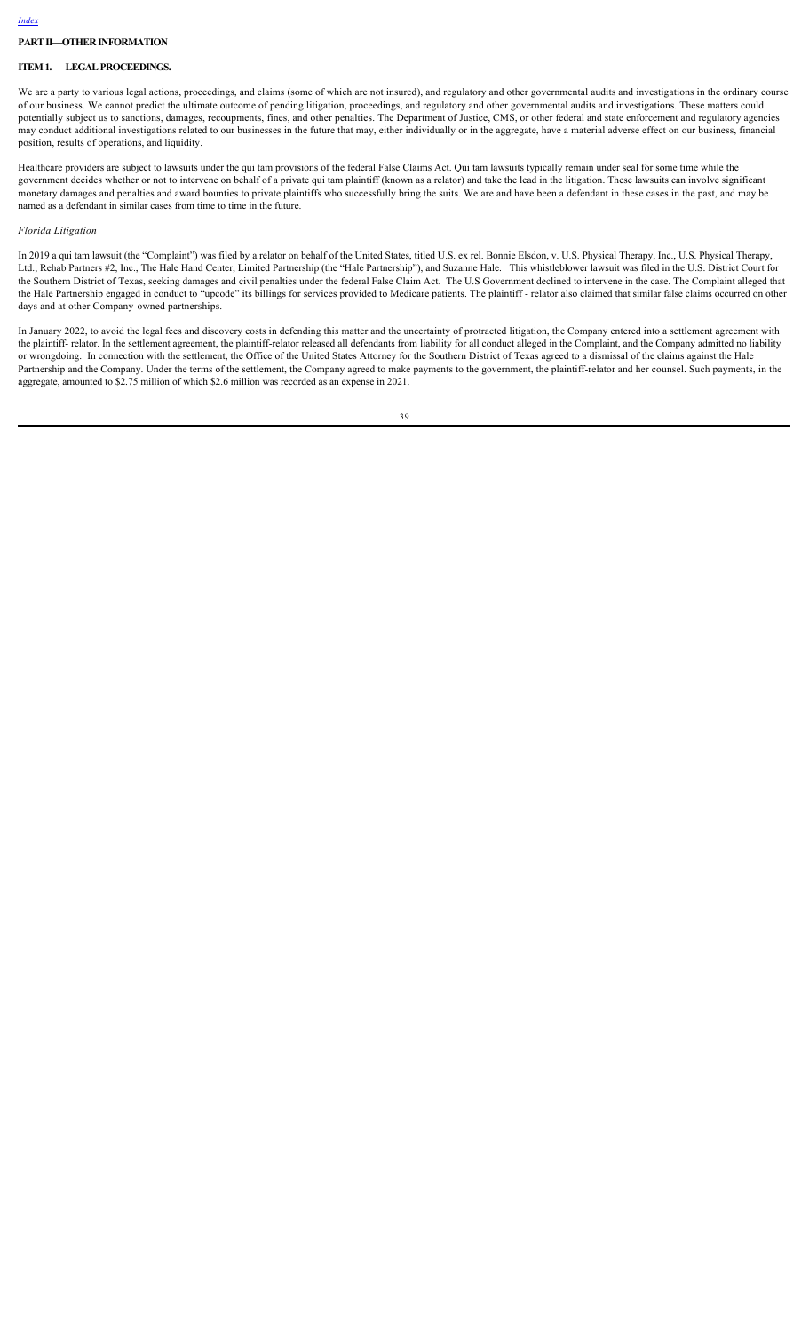## PART II—OTHER INFORMATION

### ITEM 1. LEGAL PROCEEDINGS.

We are a party to various legal actions, proceedings, and claims (some of which are not insured), and regulatory and other governmental audits and investigations in the ordinary course of our business. We cannot predict the ultimate outcome of pending litigation, proceedings, and regulatory and other governmental audits and investigations. These matters could potentially subject us to sanctions, damages, recoupments, fines, and other penalties. The Department of Justice, CMS, or other federal and state enforcement and regulatory agencies may conduct additional investigations related to our businesses in the future that may, either individually or in the aggregate, have a material adverse effect on our business, financial position, results of operations, and liquidity.

Healthcare providers are subject to lawsuits under the qui tam provisions of the federal False Claims Act. Qui tam lawsuits typically remain under seal for some time while the government decides whether or not to intervene on behalf of a private qui tam plaintiff (known as a relator) and take the lead in the litigation. These lawsuits can involve significant monetary damages and penalties and award bounties to private plaintiffs who successfully bring the suits. We are and have been a defendant in these cases in the past, and may be named as a defendant in similar cases from time to time in the future.

*Florida Litigation*

In 2019 a qui tam lawsuit (the "Complaint") was filed by a relator on behalf of the United States, titled U.S. ex rel. Bonnie Elsdon, v. U.S. Physical Therapy, Inc., U.S. Physical Therapy, Ltd., Rehab Partners #2, Inc., The Hale Hand Center, Limited Partnership (the "Hale Partnership"), and Suzanne Hale. This whistleblower lawsuit was filed in the U.S. District Court for the Southern District of Texas, seeking damages and civil penalties under the federal False Claim Act. The U.S Government declined to intervene in the case. The Complaint alleged that the Hale Partnership engaged in conduct to "upcode" its billings for services provided to Medicare patients. The plaintiff - relator also claimed that similar false claims occurred on other days and at other Company-owned partnerships.

In January 2022, to avoid the legal fees and discovery costs in defending this matter and the uncertainty of protracted litigation, the Company entered into a settlement agreement with the plaintiff- relator. In the settlement agreement, the plaintiff-relator released all defendants from liability for all conduct alleged in the Complaint, and the Company admitted no liability or wrongdoing. In connection with the settlement, the Office of the United States Attorney for the Southern District of Texas agreed to a dismissal of the claims against the Hale Partnership and the Company. Under the terms of the settlement, the Company agreed to make payments to the government, the plaintiff-relator and her counsel. Such payments, in the aggregate, amounted to $2.75 million of which $2.6 million was recorded as an expense in 2021.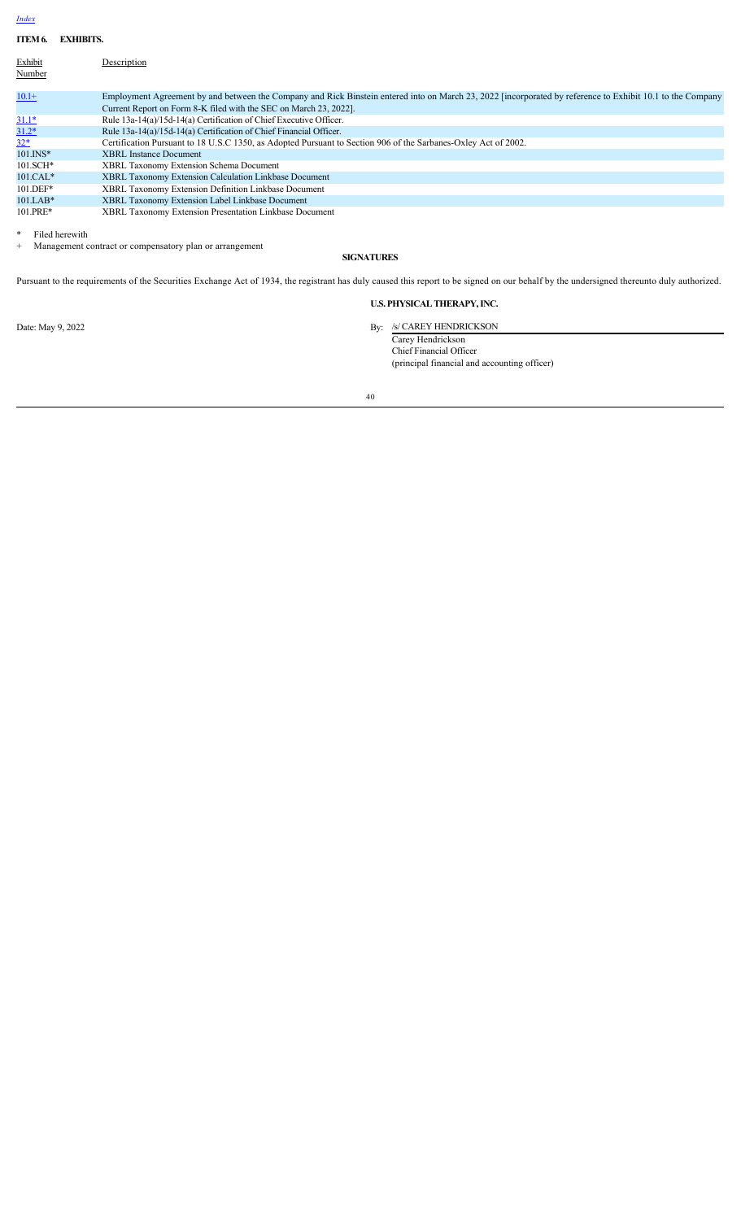## ITEM 6. EXHIBITS.

| Exhibit Number | Description |
|---|---|
| 10.1+ | Employment Agreement by and between the Company and Rick Binstein entered into on March 23, 2022 [incorporated by reference to Exhibit 10.1 to the Company Current Report on Form 8-K filed with the SEC on March 23, 2022]. |
| 31.1* | Rule 13a-14(a)/15d-14(a) Certification of Chief Executive Officer. |
| 31.2* | Rule 13a-14(a)/15d-14(a) Certification of Chief Financial Officer. |
| 32* | Certification Pursuant to 18 U.S.C 1350, as Adopted Pursuant to Section 906 of the Sarbanes-Oxley Act of 2002. |
| 101.INS* | XBRL Instance Document |
| 101.SCH* | XBRL Taxonomy Extension Schema Document |
| 101.CAL* | XBRL Taxonomy Extension Calculation Linkbase Document |
| 101.DEF* | XBRL Taxonomy Extension Definition Linkbase Document |
| 101.LAB* | XBRL Taxonomy Extension Label Linkbase Document |
| 101.PRE* | XBRL Taxonomy Extension Presentation Linkbase Document |

\* Filed herewith

\+ Management contract or compensatory plan or arrangement

**SIGNATURES**

Pursuant to the requirements of the Securities Exchange Act of 1934, the registrant has duly caused this report to be signed on our behalf by the undersigned thereunto duly authorized.

**U.S. PHYSICAL THERAPY, INC.**

Date: May 9, 2022

By: /s/ CAREY HENDRICKSON
Carey Hendrickson
Chief Financial Officer
(principal financial and accounting officer)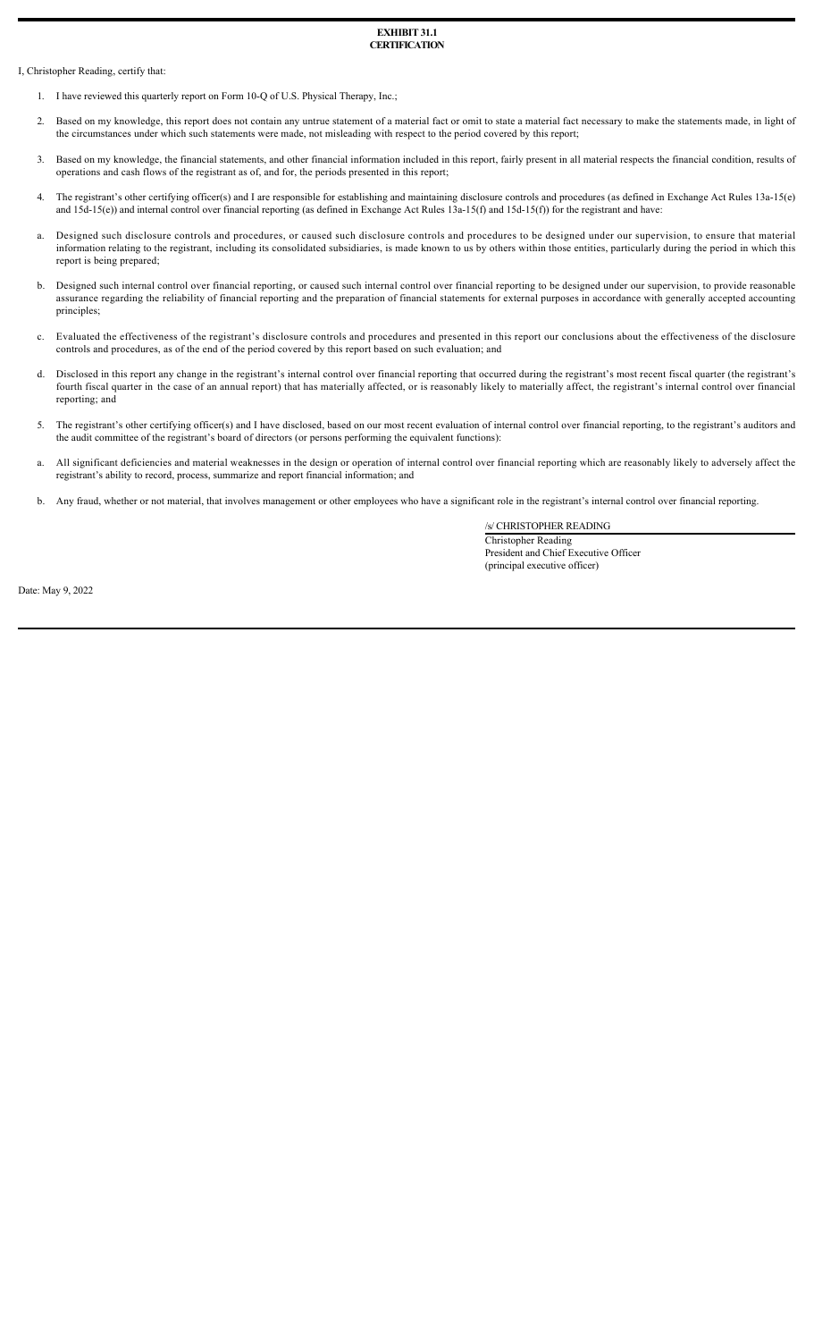**EXHIBIT 31.1**
**CERTIFICATION**

I, Christopher Reading, certify that:

1. I have reviewed this quarterly report on Form 10-Q of U.S. Physical Therapy, Inc.;

2. Based on my knowledge, this report does not contain any untrue statement of a material fact or omit to state a material fact necessary to make the statements made, in light of the circumstances under which such statements were made, not misleading with respect to the period covered by this report;

3. Based on my knowledge, the financial statements, and other financial information included in this report, fairly present in all material respects the financial condition, results of operations and cash flows of the registrant as of, and for, the periods presented in this report;

4. The registrant's other certifying officer(s) and I are responsible for establishing and maintaining disclosure controls and procedures (as defined in Exchange Act Rules 13a-15(e) and 15d-15(e)) and internal control over financial reporting (as defined in Exchange Act Rules 13a-15(f) and 15d-15(f)) for the registrant and have:

a. Designed such disclosure controls and procedures, or caused such disclosure controls and procedures to be designed under our supervision, to ensure that material information relating to the registrant, including its consolidated subsidiaries, is made known to us by others within those entities, particularly during the period in which this report is being prepared;

b. Designed such internal control over financial reporting, or caused such internal control over financial reporting to be designed under our supervision, to provide reasonable assurance regarding the reliability of financial reporting and the preparation of financial statements for external purposes in accordance with generally accepted accounting principles;

c. Evaluated the effectiveness of the registrant's disclosure controls and procedures and presented in this report our conclusions about the effectiveness of the disclosure controls and procedures, as of the end of the period covered by this report based on such evaluation; and

d. Disclosed in this report any change in the registrant's internal control over financial reporting that occurred during the registrant's most recent fiscal quarter (the registrant's fourth fiscal quarter in the case of an annual report) that has materially affected, or is reasonably likely to materially affect, the registrant's internal control over financial reporting; and

5. The registrant's other certifying officer(s) and I have disclosed, based on our most recent evaluation of internal control over financial reporting, to the registrant's auditors and the audit committee of the registrant's board of directors (or persons performing the equivalent functions):

a. All significant deficiencies and material weaknesses in the design or operation of internal control over financial reporting which are reasonably likely to adversely affect the registrant's ability to record, process, summarize and report financial information; and

b. Any fraud, whether or not material, that involves management or other employees who have a significant role in the registrant's internal control over financial reporting.

/s/ CHRISTOPHER READING

Christopher Reading
President and Chief Executive Officer
(principal executive officer)

Date: May 9, 2022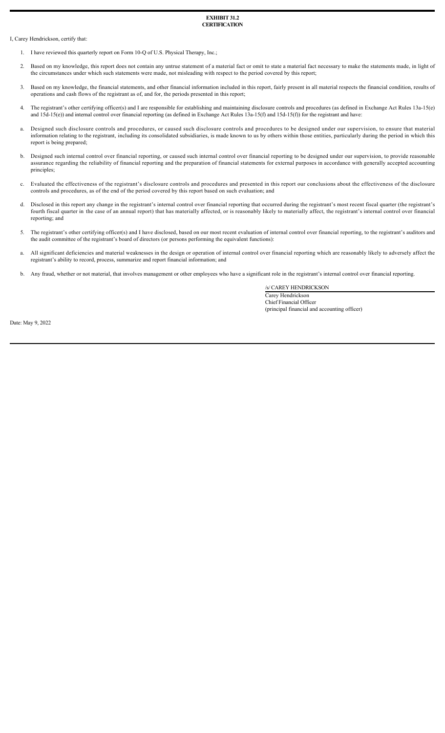**EXHIBIT 31.2**
**CERTIFICATION**

I, Carey Hendrickson, certify that:

1. I have reviewed this quarterly report on Form 10-Q of U.S. Physical Therapy, Inc.;

2. Based on my knowledge, this report does not contain any untrue statement of a material fact or omit to state a material fact necessary to make the statements made, in light of the circumstances under which such statements were made, not misleading with respect to the period covered by this report;

3. Based on my knowledge, the financial statements, and other financial information included in this report, fairly present in all material respects the financial condition, results of operations and cash flows of the registrant as of, and for, the periods presented in this report;

4. The registrant's other certifying officer(s) and I are responsible for establishing and maintaining disclosure controls and procedures (as defined in Exchange Act Rules 13a-15(e) and 15d-15(e)) and internal control over financial reporting (as defined in Exchange Act Rules 13a-15(f) and 15d-15(f)) for the registrant and have:

a. Designed such disclosure controls and procedures, or caused such disclosure controls and procedures to be designed under our supervision, to ensure that material information relating to the registrant, including its consolidated subsidiaries, is made known to us by others within those entities, particularly during the period in which this report is being prepared;

b. Designed such internal control over financial reporting, or caused such internal control over financial reporting to be designed under our supervision, to provide reasonable assurance regarding the reliability of financial reporting and the preparation of financial statements for external purposes in accordance with generally accepted accounting principles;

c. Evaluated the effectiveness of the registrant's disclosure controls and procedures and presented in this report our conclusions about the effectiveness of the disclosure controls and procedures, as of the end of the period covered by this report based on such evaluation; and

d. Disclosed in this report any change in the registrant's internal control over financial reporting that occurred during the registrant's most recent fiscal quarter (the registrant's fourth fiscal quarter in the case of an annual report) that has materially affected, or is reasonably likely to materially affect, the registrant's internal control over financial reporting; and

5. The registrant's other certifying officer(s) and I have disclosed, based on our most recent evaluation of internal control over financial reporting, to the registrant's auditors and the audit committee of the registrant's board of directors (or persons performing the equivalent functions):

a. All significant deficiencies and material weaknesses in the design or operation of internal control over financial reporting which are reasonably likely to adversely affect the registrant's ability to record, process, summarize and report financial information; and

b. Any fraud, whether or not material, that involves management or other employees who have a significant role in the registrant's internal control over financial reporting.

/s/ CAREY HENDRICKSON

Carey Hendrickson
Chief Financial Officer
(principal financial and accounting officer)

Date: May 9, 2022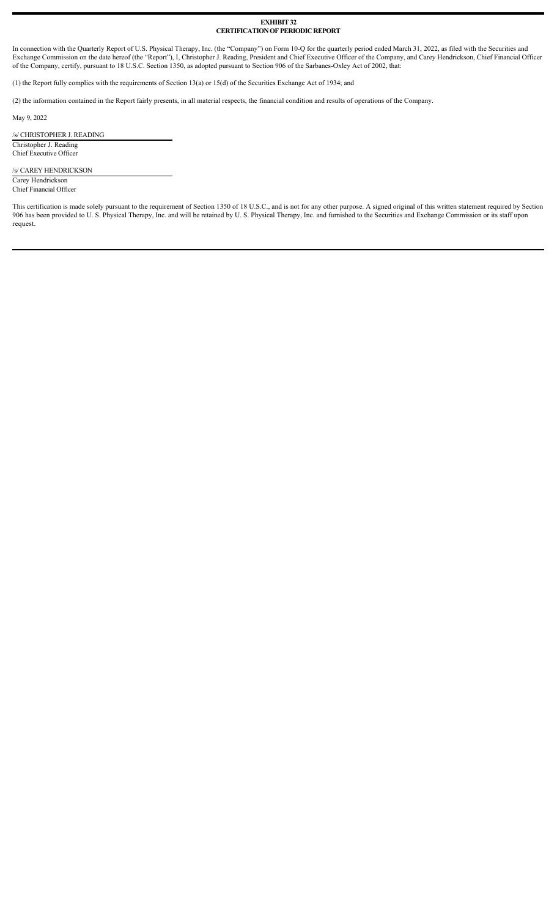**EXHIBIT 32**
**CERTIFICATION OF PERIODIC REPORT**

In connection with the Quarterly Report of U.S. Physical Therapy, Inc. (the "Company") on Form 10-Q for the quarterly period ended March 31, 2022, as filed with the Securities and Exchange Commission on the date hereof (the "Report"), I, Christopher J. Reading, President and Chief Executive Officer of the Company, and Carey Hendrickson, Chief Financial Officer of the Company, certify, pursuant to 18 U.S.C. Section 1350, as adopted pursuant to Section 906 of the Sarbanes-Oxley Act of 2002, that:

(1) the Report fully complies with the requirements of Section 13(a) or 15(d) of the Securities Exchange Act of 1934; and

(2) the information contained in the Report fairly presents, in all material respects, the financial condition and results of operations of the Company.

May 9, 2022

/s/ CHRISTOPHER J. READING
Christopher J. Reading
Chief Executive Officer

/s/ CAREY HENDRICKSON
Carey Hendrickson
Chief Financial Officer

This certification is made solely pursuant to the requirement of Section 1350 of 18 U.S.C., and is not for any other purpose. A signed original of this written statement required by Section 906 has been provided to U. S. Physical Therapy, Inc. and will be retained by U. S. Physical Therapy, Inc. and furnished to the Securities and Exchange Commission or its staff upon request.